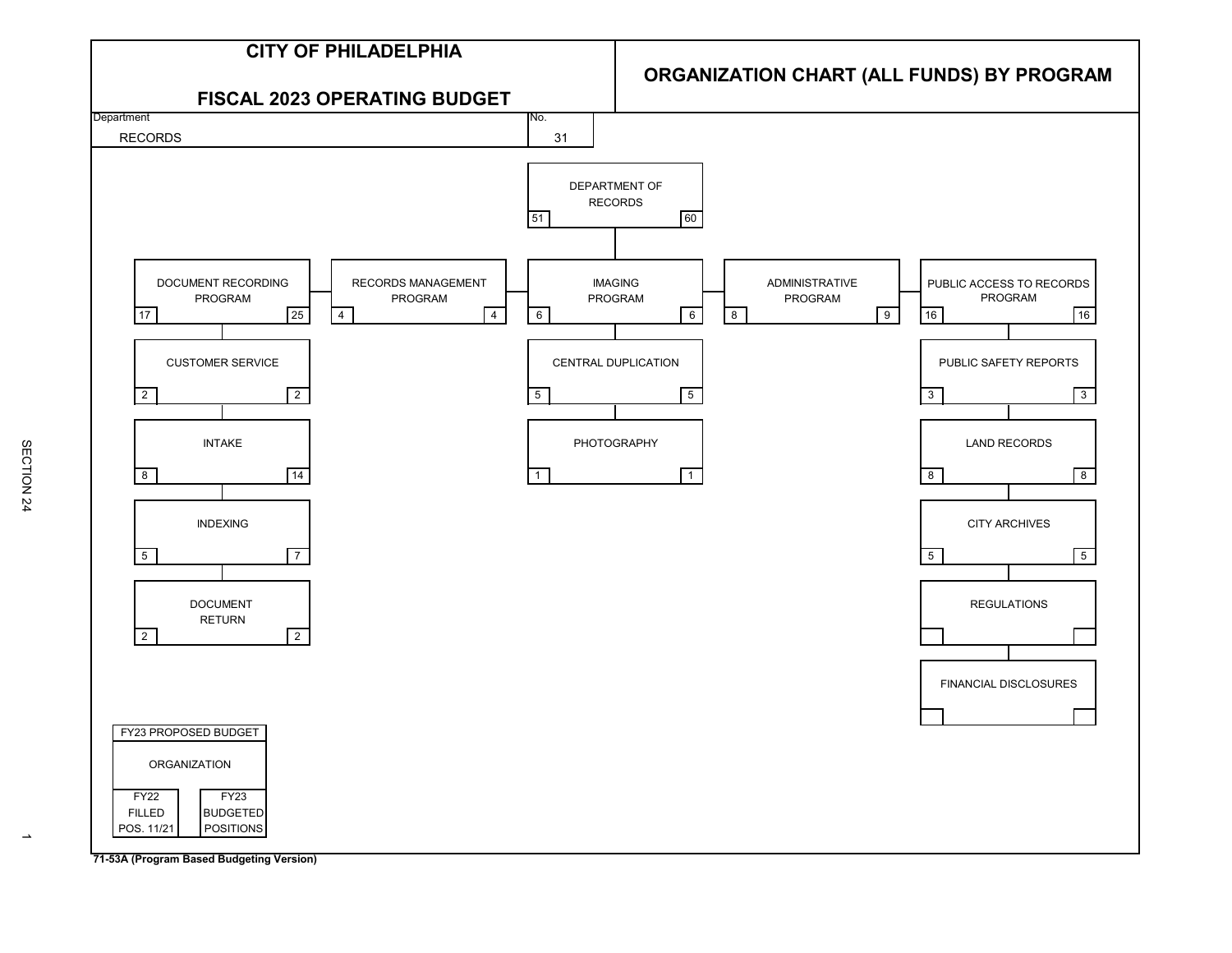# CITY OF PHILADELPHIA

## FISCAL 2023 OPERATING BUDGET

## ORGANIZATION CHART (ALL FUNDS) BY PROGRAM

| Department | No. |
|---|---|
| RECORDS | 31 |

**DEPARTMENT OF RECORDS** — FY22 Filled: 51 | FY23 Budgeted: 60

| Program / Unit | FY22 Filled Pos. 11/21 | FY23 Budgeted Positions |
|---|---|---|
| DOCUMENT RECORDING PROGRAM | 17 | 25 |
| CUSTOMER SERVICE | 2 | 2 |
| INTAKE | 8 | 14 |
| INDEXING | 5 | 7 |
| DOCUMENT RETURN | 2 | 2 |
| RECORDS MANAGEMENT PROGRAM | 4 | 4 |
| IMAGING PROGRAM | 6 | 6 |
| CENTRAL DUPLICATION | 5 | 5 |
| PHOTOGRAPHY | 1 | 1 |
| ADMINISTRATIVE PROGRAM | 8 | 9 |
| PUBLIC ACCESS TO RECORDS PROGRAM | 16 | 16 |
| PUBLIC SAFETY REPORTS | 3 | 3 |
| LAND RECORDS | 8 | 8 |
| CITY ARCHIVES | 5 | 5 |
| REGULATIONS | | |
| FINANCIAL DISCLOSURES | | |

| FY23 PROPOSED BUDGET | |
|---|---|
| ORGANIZATION | |
| FY22 FILLED POS. 11/21 | FY23 BUDGETED POSITIONS |

71-53A (Program Based Budgeting Version)

SECTION 24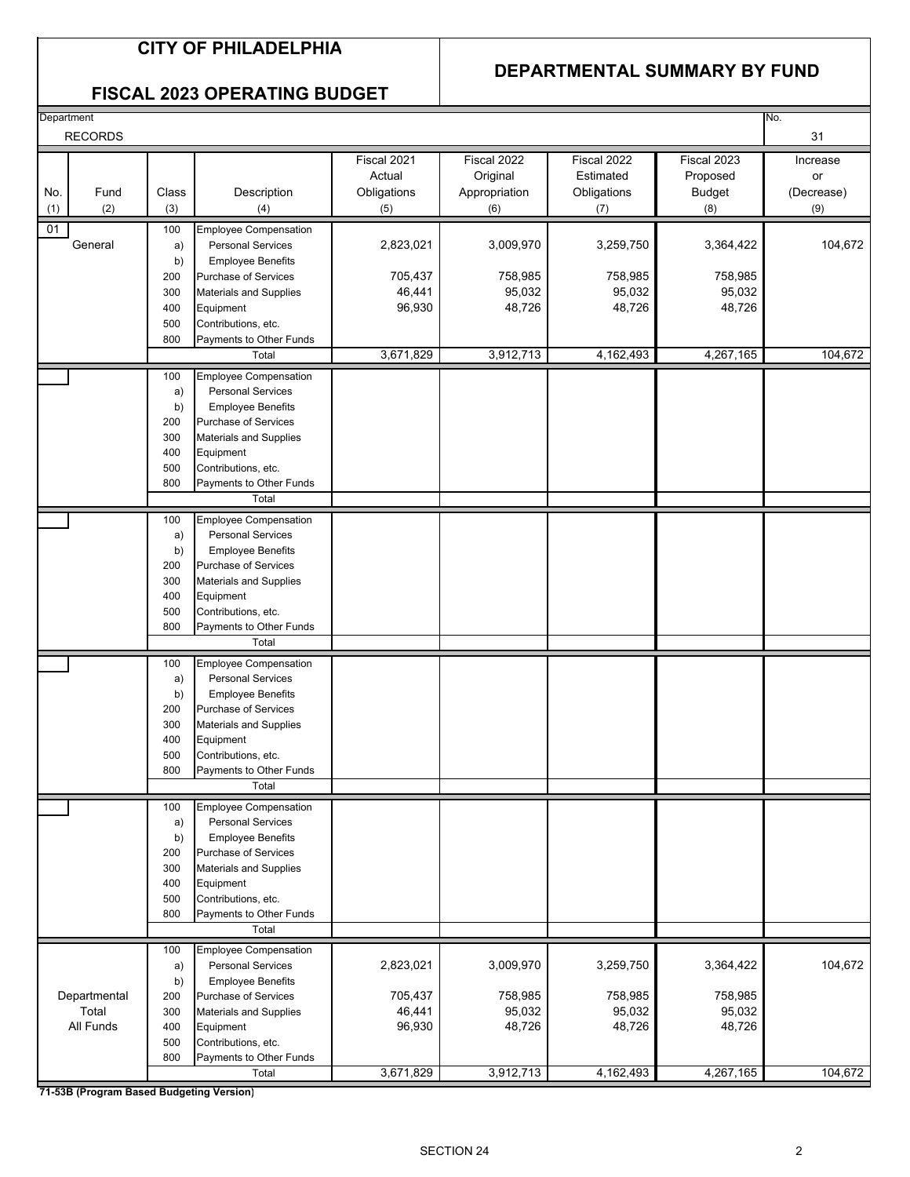# CITY OF PHILADELPHIA

## FISCAL 2023 OPERATING BUDGET

## DEPARTMENTAL SUMMARY BY FUND

Department: RECORDS

No. 31

| No. (1) | Fund (2) | Class (3) | Description (4) | Fiscal 2021 Actual Obligations (5) | Fiscal 2022 Original Appropriation (6) | Fiscal 2022 Estimated Obligations (7) | Fiscal 2023 Proposed Budget (8) | Increase or (Decrease) (9) |
|---|---|---|---|---|---|---|---|---|
| 01 | General | 100 | Employee Compensation | | | | | |
| | | a) | Personal Services | 2,823,021 | 3,009,970 | 3,259,750 | 3,364,422 | 104,672 |
| | | b) | Employee Benefits | | | | | |
| | | 200 | Purchase of Services | 705,437 | 758,985 | 758,985 | 758,985 | |
| | | 300 | Materials and Supplies | 46,441 | 95,032 | 95,032 | 95,032 | |
| | | 400 | Equipment | 96,930 | 48,726 | 48,726 | 48,726 | |
| | | 500 | Contributions, etc. | | | | | |
| | | 800 | Payments to Other Funds | | | | | |
| | | | Total | 3,671,829 | 3,912,713 | 4,162,493 | 4,267,165 | 104,672 |
| | | 100 | Employee Compensation | | | | | |
| | | a) | Personal Services | | | | | |
| | | b) | Employee Benefits | | | | | |
| | | 200 | Purchase of Services | | | | | |
| | | 300 | Materials and Supplies | | | | | |
| | | 400 | Equipment | | | | | |
| | | 500 | Contributions, etc. | | | | | |
| | | 800 | Payments to Other Funds | | | | | |
| | | | Total | | | | | |
| | | 100 | Employee Compensation | | | | | |
| | | a) | Personal Services | | | | | |
| | | b) | Employee Benefits | | | | | |
| | | 200 | Purchase of Services | | | | | |
| | | 300 | Materials and Supplies | | | | | |
| | | 400 | Equipment | | | | | |
| | | 500 | Contributions, etc. | | | | | |
| | | 800 | Payments to Other Funds | | | | | |
| | | | Total | | | | | |
| | | 100 | Employee Compensation | | | | | |
| | | a) | Personal Services | | | | | |
| | | b) | Employee Benefits | | | | | |
| | | 200 | Purchase of Services | | | | | |
| | | 300 | Materials and Supplies | | | | | |
| | | 400 | Equipment | | | | | |
| | | 500 | Contributions, etc. | | | | | |
| | | 800 | Payments to Other Funds | | | | | |
| | | | Total | | | | | |
| | | 100 | Employee Compensation | | | | | |
| | | a) | Personal Services | | | | | |
| | | b) | Employee Benefits | | | | | |
| | | 200 | Purchase of Services | | | | | |
| | | 300 | Materials and Supplies | | | | | |
| | | 400 | Equipment | | | | | |
| | | 500 | Contributions, etc. | | | | | |
| | | 800 | Payments to Other Funds | | | | | |
| | | | Total | | | | | |
| | Departmental Total All Funds | 100 | Employee Compensation | | | | | |
| | | a) | Personal Services | 2,823,021 | 3,009,970 | 3,259,750 | 3,364,422 | 104,672 |
| | | b) | Employee Benefits | | | | | |
| | | 200 | Purchase of Services | 705,437 | 758,985 | 758,985 | 758,985 | |
| | | 300 | Materials and Supplies | 46,441 | 95,032 | 95,032 | 95,032 | |
| | | 400 | Equipment | 96,930 | 48,726 | 48,726 | 48,726 | |
| | | 500 | Contributions, etc. | | | | | |
| | | 800 | Payments to Other Funds | | | | | |
| | | | Total | 3,671,829 | 3,912,713 | 4,162,493 | 4,267,165 | 104,672 |

**71-53B (Program Based Budgeting Version)**

SECTION 24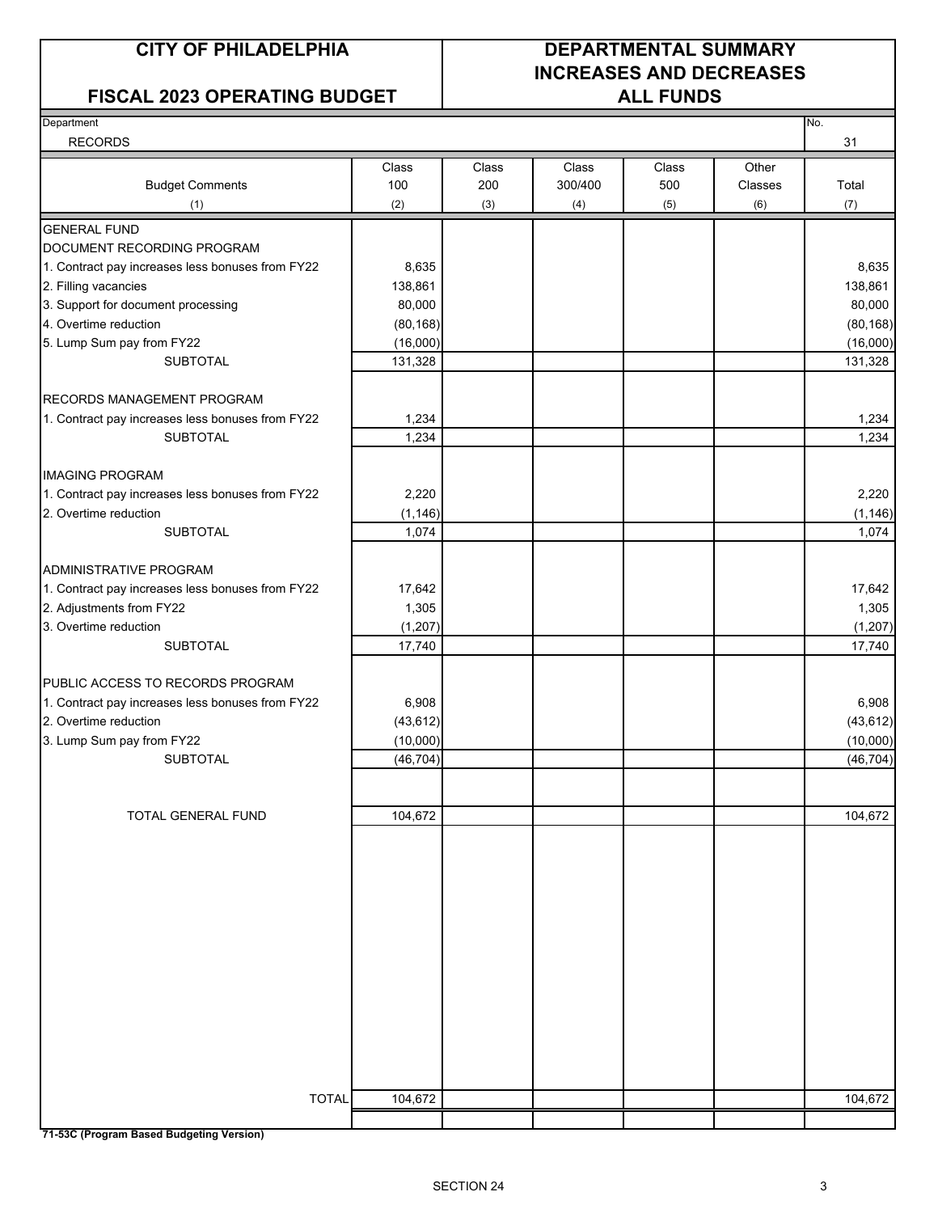# CITY OF PHILADELPHIA

## FISCAL 2023 OPERATING BUDGET

# DEPARTMENTAL SUMMARY INCREASES AND DECREASES ALL FUNDS

Department: RECORDS

No. 31

| Budget Comments (1) | Class 100 (2) | Class 200 (3) | Class 300/400 (4) | Class 500 (5) | Other Classes (6) | Total (7) |
|---|---|---|---|---|---|---|
| GENERAL FUND | | | | | | |
| DOCUMENT RECORDING PROGRAM | | | | | | |
| 1. Contract pay increases less bonuses from FY22 | 8,635 | | | | | 8,635 |
| 2. Filling vacancies | 138,861 | | | | | 138,861 |
| 3. Support for document processing | 80,000 | | | | | 80,000 |
| 4. Overtime reduction | (80,168) | | | | | (80,168) |
| 5. Lump Sum pay from FY22 | (16,000) | | | | | (16,000) |
| SUBTOTAL | 131,328 | | | | | 131,328 |
| | | | | | | |
| RECORDS MANAGEMENT PROGRAM | | | | | | |
| 1. Contract pay increases less bonuses from FY22 | 1,234 | | | | | 1,234 |
| SUBTOTAL | 1,234 | | | | | 1,234 |
| | | | | | | |
| IMAGING PROGRAM | | | | | | |
| 1. Contract pay increases less bonuses from FY22 | 2,220 | | | | | 2,220 |
| 2. Overtime reduction | (1,146) | | | | | (1,146) |
| SUBTOTAL | 1,074 | | | | | 1,074 |
| | | | | | | |
| ADMINISTRATIVE PROGRAM | | | | | | |
| 1. Contract pay increases less bonuses from FY22 | 17,642 | | | | | 17,642 |
| 2. Adjustments from FY22 | 1,305 | | | | | 1,305 |
| 3. Overtime reduction | (1,207) | | | | | (1,207) |
| SUBTOTAL | 17,740 | | | | | 17,740 |
| | | | | | | |
| PUBLIC ACCESS TO RECORDS PROGRAM | | | | | | |
| 1. Contract pay increases less bonuses from FY22 | 6,908 | | | | | 6,908 |
| 2. Overtime reduction | (43,612) | | | | | (43,612) |
| 3. Lump Sum pay from FY22 | (10,000) | | | | | (10,000) |
| SUBTOTAL | (46,704) | | | | | (46,704) |
| | | | | | | |
| TOTAL GENERAL FUND | 104,672 | | | | | 104,672 |
| | | | | | | |
| TOTAL | 104,672 | | | | | 104,672 |

71-53C (Program Based Budgeting Version)

SECTION 24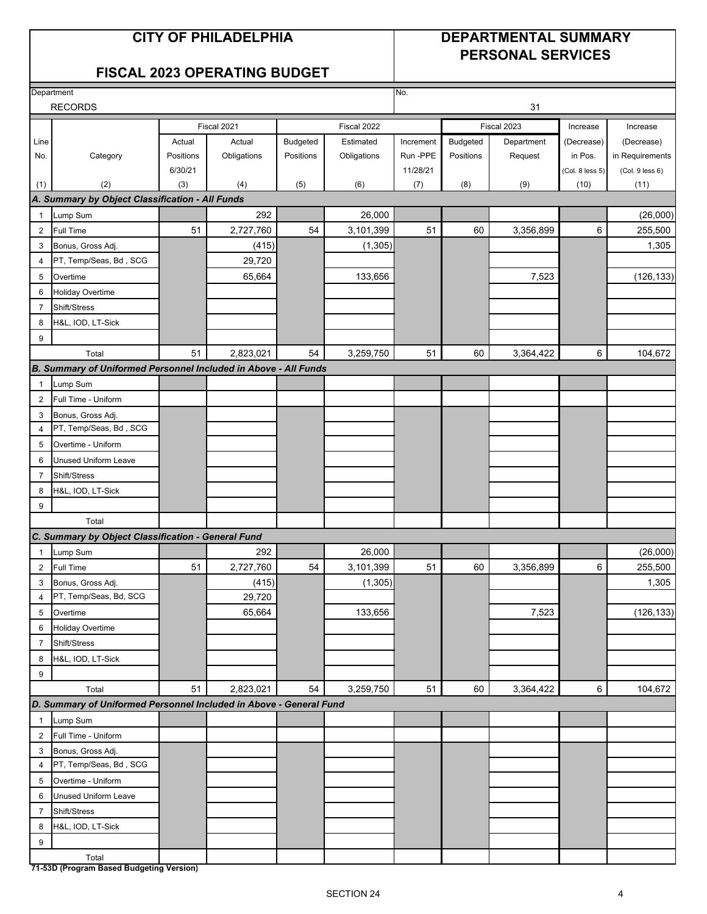# CITY OF PHILADELPHIA

## FISCAL 2023 OPERATING BUDGET

## DEPARTMENTAL SUMMARY PERSONAL SERVICES

Department: RECORDS

No.: 31

| Line No. | Category | Fiscal 2021 Actual Positions 6/30/21 | Fiscal 2021 Actual Obligations | Fiscal 2022 Budgeted Positions | Fiscal 2022 Estimated Obligations | Increment Run -PPE 11/28/21 | Fiscal 2023 Budgeted Positions | Fiscal 2023 Department Request | Increase (Decrease) in Pos. (Col. 8 less 5) | Increase (Decrease) in Requirements (Col. 9 less 6) |
|---|---|---|---|---|---|---|---|---|---|---|
| (1) | (2) | (3) | (4) | (5) | (6) | (7) | (8) | (9) | (10) | (11) |
| **A. Summary by Object Classification - All Funds** | | | | | | | | | | |
| 1 | Lump Sum | | 292 | | 26,000 | | | | | (26,000) |
| 2 | Full Time | 51 | 2,727,760 | 54 | 3,101,399 | 51 | 60 | 3,356,899 | 6 | 255,500 |
| 3 | Bonus, Gross Adj. | | (415) | | (1,305) | | | | | 1,305 |
| 4 | PT, Temp/Seas, Bd , SCG | | 29,720 | | | | | | | |
| 5 | Overtime | | 65,664 | | 133,656 | | | 7,523 | | (126,133) |
| 6 | Holiday Overtime | | | | | | | | | |
| 7 | Shift/Stress | | | | | | | | | |
| 8 | H&L, IOD, LT-Sick | | | | | | | | | |
| 9 | | | | | | | | | | |
| | Total | 51 | 2,823,021 | 54 | 3,259,750 | 51 | 60 | 3,364,422 | 6 | 104,672 |
| **B. Summary of Uniformed Personnel Included in Above - All Funds** | | | | | | | | | | |
| 1 | Lump Sum | | | | | | | | | |
| 2 | Full Time - Uniform | | | | | | | | | |
| 3 | Bonus, Gross Adj. | | | | | | | | | |
| 4 | PT, Temp/Seas, Bd , SCG | | | | | | | | | |
| 5 | Overtime - Uniform | | | | | | | | | |
| 6 | Unused Uniform Leave | | | | | | | | | |
| 7 | Shift/Stress | | | | | | | | | |
| 8 | H&L, IOD, LT-Sick | | | | | | | | | |
| 9 | | | | | | | | | | |
| | Total | | | | | | | | | |
| **C. Summary by Object Classification - General Fund** | | | | | | | | | | |
| 1 | Lump Sum | | 292 | | 26,000 | | | | | (26,000) |
| 2 | Full Time | 51 | 2,727,760 | 54 | 3,101,399 | 51 | 60 | 3,356,899 | 6 | 255,500 |
| 3 | Bonus, Gross Adj. | | (415) | | (1,305) | | | | | 1,305 |
| 4 | PT, Temp/Seas, Bd, SCG | | 29,720 | | | | | | | |
| 5 | Overtime | | 65,664 | | 133,656 | | | 7,523 | | (126,133) |
| 6 | Holiday Overtime | | | | | | | | | |
| 7 | Shift/Stress | | | | | | | | | |
| 8 | H&L, IOD, LT-Sick | | | | | | | | | |
| 9 | | | | | | | | | | |
| | Total | 51 | 2,823,021 | 54 | 3,259,750 | 51 | 60 | 3,364,422 | 6 | 104,672 |
| **D. Summary of Uniformed Personnel Included in Above - General Fund** | | | | | | | | | | |
| 1 | Lump Sum | | | | | | | | | |
| 2 | Full Time - Uniform | | | | | | | | | |
| 3 | Bonus, Gross Adj. | | | | | | | | | |
| 4 | PT, Temp/Seas, Bd , SCG | | | | | | | | | |
| 5 | Overtime - Uniform | | | | | | | | | |
| 6 | Unused Uniform Leave | | | | | | | | | |
| 7 | Shift/Stress | | | | | | | | | |
| 8 | H&L, IOD, LT-Sick | | | | | | | | | |
| 9 | | | | | | | | | | |
| | Total | | | | | | | | | |

**71-53D (Program Based Budgeting Version)**

SECTION 24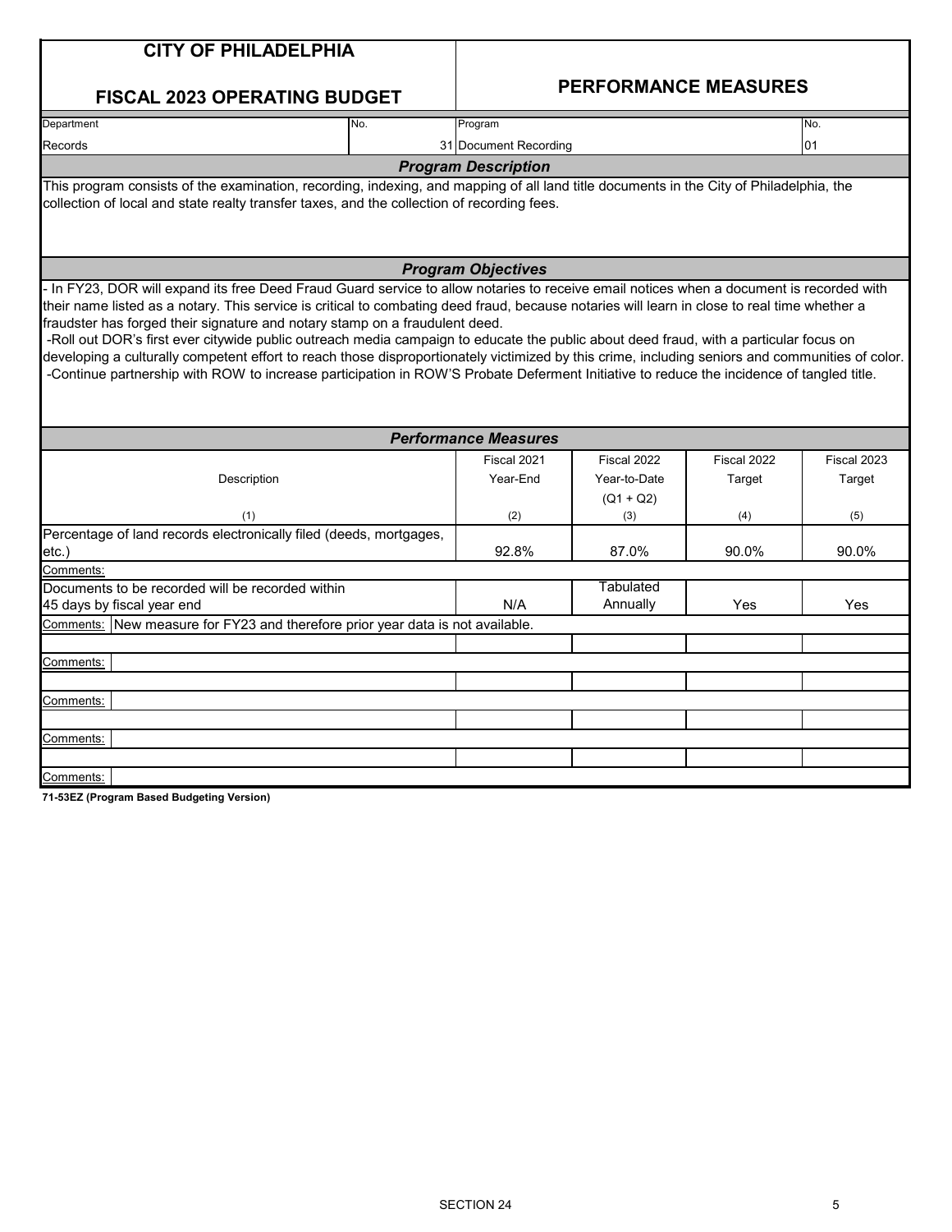# CITY OF PHILADELPHIA

## FISCAL 2023 OPERATING BUDGET

## PERFORMANCE MEASURES

| Department | No. | Program | No. |
|---|---|---|---|
| Records | 31 | Document Recording | 01 |

### *Program Description*

This program consists of the examination, recording, indexing, and mapping of all land title documents in the City of Philadelphia, the collection of local and state realty transfer taxes, and the collection of recording fees.

### *Program Objectives*

- In FY23, DOR will expand its free Deed Fraud Guard service to allow notaries to receive email notices when a document is recorded with their name listed as a notary. This service is critical to combating deed fraud, because notaries will learn in close to real time whether a fraudster has forged their signature and notary stamp on a fraudulent deed.
- Roll out DOR's first ever citywide public outreach media campaign to educate the public about deed fraud, with a particular focus on developing a culturally competent effort to reach those disproportionately victimized by this crime, including seniors and communities of color.
- Continue partnership with ROW to increase participation in ROW'S Probate Deferment Initiative to reduce the incidence of tangled title.

### *Performance Measures*

| Description (1) | Fiscal 2021 Year-End (2) | Fiscal 2022 Year-to-Date (Q1 + Q2) (3) | Fiscal 2022 Target (4) | Fiscal 2023 Target (5) |
|---|---|---|---|---|
| Percentage of land records electronically filed (deeds, mortgages, etc.) | 92.8% | 87.0% | 90.0% | 90.0% |
| Comments: | | | | |
| Documents to be recorded will be recorded within 45 days by fiscal year end | N/A | Tabulated Annually | Yes | Yes |
| Comments: New measure for FY23 and therefore prior year data is not available. | | | | |
| | | | | |
| Comments: | | | | |
| | | | | |
| Comments: | | | | |
| | | | | |
| Comments: | | | | |
| | | | | |
| Comments: | | | | |

**71-53EZ (Program Based Budgeting Version)**

SECTION 24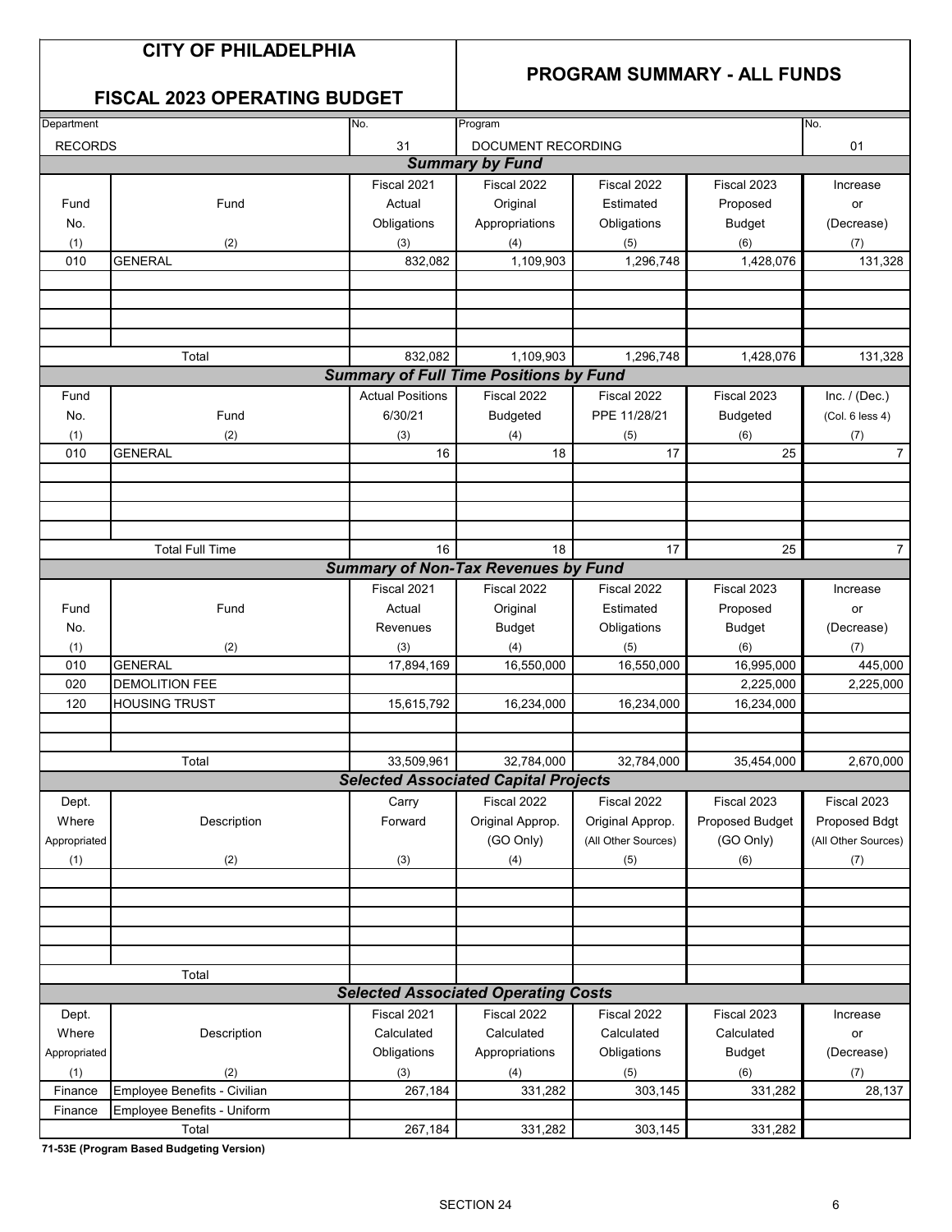# CITY OF PHILADELPHIA

## FISCAL 2023 OPERATING BUDGET

## PROGRAM SUMMARY - ALL FUNDS

| Department | No. | Program | No. |
|---|---|---|---|
| RECORDS | 31 | DOCUMENT RECORDING | 01 |

### Summary by Fund

| Fund No. (1) | Fund (2) | Fiscal 2021 Actual Obligations (3) | Fiscal 2022 Original Appropriations (4) | Fiscal 2022 Estimated Obligations (5) | Fiscal 2023 Proposed Budget (6) | Increase or (Decrease) (7) |
|---|---|---|---|---|---|---|
| 010 | GENERAL | 832,082 | 1,109,903 | 1,296,748 | 1,428,076 | 131,328 |
| | | | | | | |
| | | | | | | |
| | | | | | | |
| | | | | | | |
| | Total | 832,082 | 1,109,903 | 1,296,748 | 1,428,076 | 131,328 |

### Summary of Full Time Positions by Fund

| Fund No. (1) | Fund (2) | Actual Positions 6/30/21 (3) | Fiscal 2022 Budgeted (4) | Fiscal 2022 PPE 11/28/21 (5) | Fiscal 2023 Budgeted (6) | Inc. / (Dec.) (Col. 6 less 4) (7) |
|---|---|---|---|---|---|---|
| 010 | GENERAL | 16 | 18 | 17 | 25 | 7 |
| | | | | | | |
| | | | | | | |
| | | | | | | |
| | | | | | | |
| | Total Full Time | 16 | 18 | 17 | 25 | 7 |

### Summary of Non-Tax Revenues by Fund

| Fund No. (1) | Fund (2) | Fiscal 2021 Actual Revenues (3) | Fiscal 2022 Original Budget (4) | Fiscal 2022 Estimated Obligations (5) | Fiscal 2023 Proposed Budget (6) | Increase or (Decrease) (7) |
|---|---|---|---|---|---|---|
| 010 | GENERAL | 17,894,169 | 16,550,000 | 16,550,000 | 16,995,000 | 445,000 |
| 020 | DEMOLITION FEE | | | | 2,225,000 | 2,225,000 |
| 120 | HOUSING TRUST | 15,615,792 | 16,234,000 | 16,234,000 | 16,234,000 | |
| | | | | | | |
| | | | | | | |
| | Total | 33,509,961 | 32,784,000 | 32,784,000 | 35,454,000 | 2,670,000 |

### Selected Associated Capital Projects

| Dept. Where Appropriated (1) | Description (2) | Carry Forward (3) | Fiscal 2022 Original Approp. (GO Only) (4) | Fiscal 2022 Original Approp. (All Other Sources) (5) | Fiscal 2023 Proposed Budget (GO Only) (6) | Fiscal 2023 Proposed Bdgt (All Other Sources) (7) |
|---|---|---|---|---|---|---|
| | | | | | | |
| | | | | | | |
| | | | | | | |
| | | | | | | |
| | | | | | | |
| | Total | | | | | |

### Selected Associated Operating Costs

| Dept. Where Appropriated (1) | Description (2) | Fiscal 2021 Calculated Obligations (3) | Fiscal 2022 Calculated Appropriations (4) | Fiscal 2022 Calculated Obligations (5) | Fiscal 2023 Calculated Budget (6) | Increase or (Decrease) (7) |
|---|---|---|---|---|---|---|
| Finance | Employee Benefits - Civilian | 267,184 | 331,282 | 303,145 | 331,282 | 28,137 |
| Finance | Employee Benefits - Uniform | | | | | |
| | Total | 267,184 | 331,282 | 303,145 | 331,282 | |

**71-53E (Program Based Budgeting Version)**

SECTION 24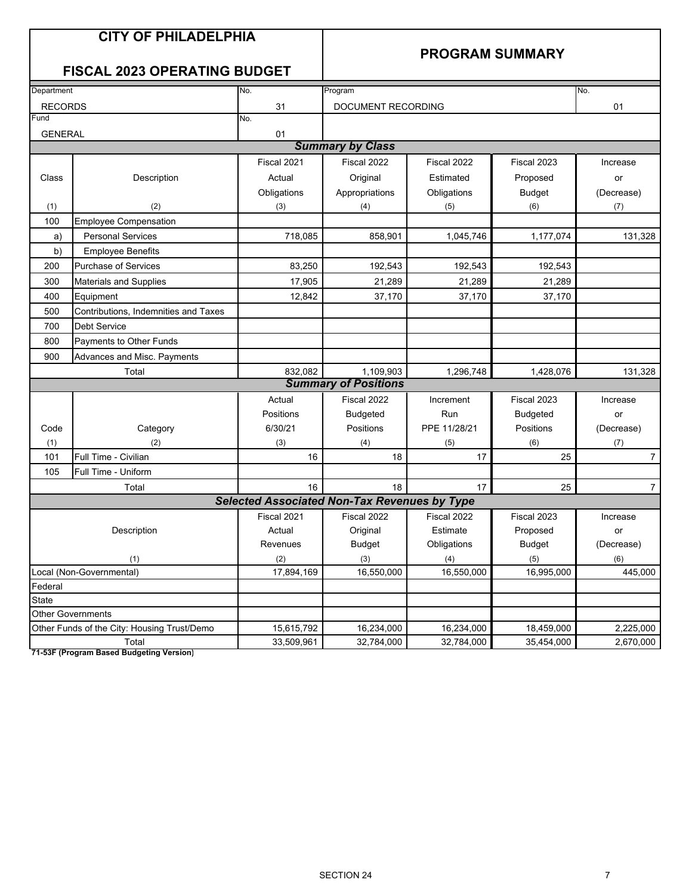# CITY OF PHILADELPHIA

## FISCAL 2023 OPERATING BUDGET

## PROGRAM SUMMARY

| Department | No. | Program | No. |
|---|---|---|---|
| RECORDS | 31 | DOCUMENT RECORDING | 01 |
| Fund | No. | | |
| GENERAL | 01 | | |

### *Summary by Class*

| Class | Description | Fiscal 2021 Actual Obligations | Fiscal 2022 Original Appropriations | Fiscal 2022 Estimated Obligations | Fiscal 2023 Proposed Budget | Increase or (Decrease) |
|---|---|---|---|---|---|---|
| (1) | (2) | (3) | (4) | (5) | (6) | (7) |
| 100 | Employee Compensation | | | | | |
| a) | Personal Services | 718,085 | 858,901 | 1,045,746 | 1,177,074 | 131,328 |
| b) | Employee Benefits | | | | | |
| 200 | Purchase of Services | 83,250 | 192,543 | 192,543 | 192,543 | |
| 300 | Materials and Supplies | 17,905 | 21,289 | 21,289 | 21,289 | |
| 400 | Equipment | 12,842 | 37,170 | 37,170 | 37,170 | |
| 500 | Contributions, Indemnities and Taxes | | | | | |
| 700 | Debt Service | | | | | |
| 800 | Payments to Other Funds | | | | | |
| 900 | Advances and Misc. Payments | | | | | |
| | Total | 832,082 | 1,109,903 | 1,296,748 | 1,428,076 | 131,328 |

### *Summary of Positions*

| Code | Category | Actual Positions 6/30/21 | Fiscal 2022 Budgeted Positions | Increment Run PPE 11/28/21 | Fiscal 2023 Budgeted Positions | Increase or (Decrease) |
|---|---|---|---|---|---|---|
| (1) | (2) | (3) | (4) | (5) | (6) | (7) |
| 101 | Full Time - Civilian | 16 | 18 | 17 | 25 | 7 |
| 105 | Full Time - Uniform | | | | | |
| | Total | 16 | 18 | 17 | 25 | 7 |

### *Selected Associated Non-Tax Revenues by Type*

| Description | Fiscal 2021 Actual Revenues | Fiscal 2022 Original Budget | Fiscal 2022 Estimate Obligations | Fiscal 2023 Proposed Budget | Increase or (Decrease) |
|---|---|---|---|---|---|
| (1) | (2) | (3) | (4) | (5) | (6) |
| Local (Non-Governmental) | 17,894,169 | 16,550,000 | 16,550,000 | 16,995,000 | 445,000 |
| Federal | | | | | |
| State | | | | | |
| Other Governments | | | | | |
| Other Funds of the City: Housing Trust/Demo | 15,615,792 | 16,234,000 | 16,234,000 | 18,459,000 | 2,225,000 |
| Total | 33,509,961 | 32,784,000 | 32,784,000 | 35,454,000 | 2,670,000 |

**71-53F (Program Based Budgeting Version)**

SECTION 24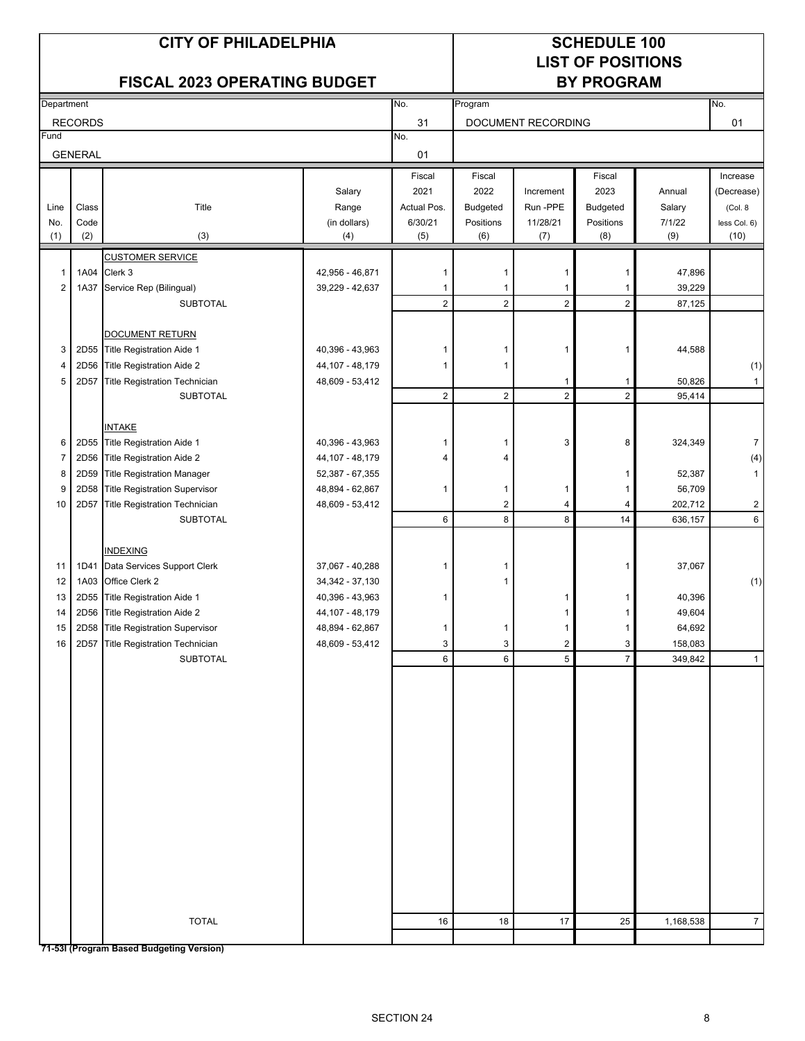# CITY OF PHILADELPHIA

## FISCAL 2023 OPERATING BUDGET

## SCHEDULE 100
## LIST OF POSITIONS
## BY PROGRAM

| Department | No. | Program | No. |
|---|---|---|---|
| RECORDS | 31 | DOCUMENT RECORDING | 01 |
| **Fund** | **No.** | | |
| GENERAL | 01 | | |

| Line No. (1) | Class Code (2) | Title (3) | Salary Range (in dollars) (4) | Fiscal 2021 Actual Pos. 6/30/21 (5) | Fiscal 2022 Budgeted Positions (6) | Increment Run -PPE 11/28/21 (7) | Fiscal 2023 Budgeted Positions (8) | Annual Salary 7/1/22 (9) | Increase (Decrease) (Col. 8 less Col. 6) (10) |
|---|---|---|---|---|---|---|---|---|---|
| | | CUSTOMER SERVICE | | | | | | | |
| 1 | 1A04 | Clerk 3 | 42,956 - 46,871 | 1 | 1 | 1 | 1 | 47,896 | |
| 2 | 1A37 | Service Rep (Bilingual) | 39,229 - 42,637 | 1 | 1 | 1 | 1 | 39,229 | |
| | | SUBTOTAL | | 2 | 2 | 2 | 2 | 87,125 | |
| | | DOCUMENT RETURN | | | | | | | |
| 3 | 2D55 | Title Registration Aide 1 | 40,396 - 43,963 | 1 | 1 | 1 | 1 | 44,588 | |
| 4 | 2D56 | Title Registration Aide 2 | 44,107 - 48,179 | 1 | 1 | | | | (1) |
| 5 | 2D57 | Title Registration Technician | 48,609 - 53,412 | | | 1 | 1 | 50,826 | 1 |
| | | SUBTOTAL | | 2 | 2 | 2 | 2 | 95,414 | |
| | | INTAKE | | | | | | | |
| 6 | 2D55 | Title Registration Aide 1 | 40,396 - 43,963 | 1 | 1 | 3 | 8 | 324,349 | 7 |
| 7 | 2D56 | Title Registration Aide 2 | 44,107 - 48,179 | 4 | 4 | | | | (4) |
| 8 | 2D59 | Title Registration Manager | 52,387 - 67,355 | | | | 1 | 52,387 | 1 |
| 9 | 2D58 | Title Registration Supervisor | 48,894 - 62,867 | 1 | 1 | 1 | 1 | 56,709 | |
| 10 | 2D57 | Title Registration Technician | 48,609 - 53,412 | | 2 | 4 | 4 | 202,712 | 2 |
| | | SUBTOTAL | | 6 | 8 | 8 | 14 | 636,157 | 6 |
| | | INDEXING | | | | | | | |
| 11 | 1D41 | Data Services Support Clerk | 37,067 - 40,288 | 1 | 1 | | 1 | 37,067 | |
| 12 | 1A03 | Office Clerk 2 | 34,342 - 37,130 | | 1 | | | | (1) |
| 13 | 2D55 | Title Registration Aide 1 | 40,396 - 43,963 | 1 | | 1 | 1 | 40,396 | |
| 14 | 2D56 | Title Registration Aide 2 | 44,107 - 48,179 | | | 1 | 1 | 49,604 | |
| 15 | 2D58 | Title Registration Supervisor | 48,894 - 62,867 | 1 | 1 | 1 | 1 | 64,692 | |
| 16 | 2D57 | Title Registration Technician | 48,609 - 53,412 | 3 | 3 | 2 | 3 | 158,083 | |
| | | SUBTOTAL | | 6 | 6 | 5 | 7 | 349,842 | 1 |
| | | TOTAL | | 16 | 18 | 17 | 25 | 1,168,538 | 7 |

**71-53l (Program Based Budgeting Version)**

SECTION 24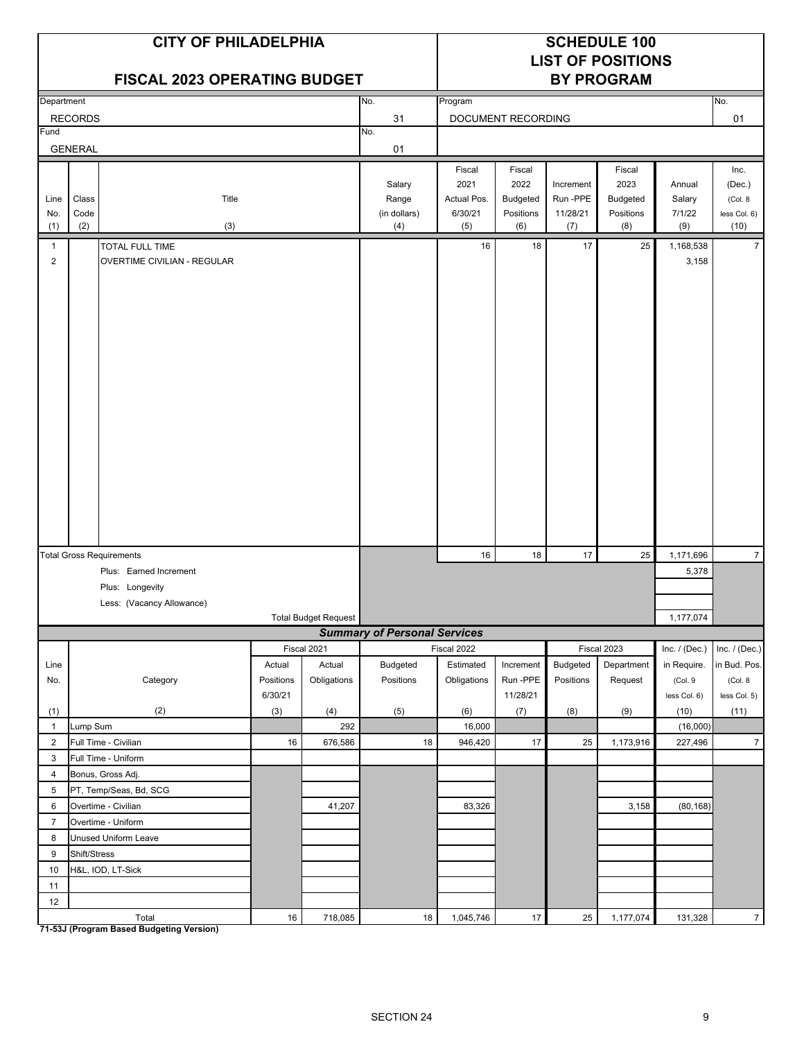# CITY OF PHILADELPHIA

## FISCAL 2023 OPERATING BUDGET

## SCHEDULE 100
## LIST OF POSITIONS
## BY PROGRAM

| Department | No. | Program | No. |
|---|---|---|---|
| RECORDS | 31 | DOCUMENT RECORDING | 01 |
| **Fund** | **No.** | | |
| GENERAL | 01 | | |

| Line No. (1) | Class Code (2) | Title (3) | Salary Range (in dollars) (4) | Fiscal 2021 Actual Pos. 6/30/21 (5) | Fiscal 2022 Budgeted Positions (6) | Increment Run -PPE 11/28/21 (7) | Fiscal 2023 Budgeted Positions (8) | Annual Salary 7/1/22 (9) | Inc. (Dec.) (Col. 8 less Col. 6) (10) |
|---|---|---|---|---|---|---|---|---|---|
| 1 | | TOTAL FULL TIME | | 16 | 18 | 17 | 25 | 1,168,538 | 7 |
| 2 | | OVERTIME CIVILIAN - REGULAR | | | | | | 3,158 | |
| | | Total Gross Requirements | | 16 | 18 | 17 | 25 | 1,171,696 | 7 |
| | | Plus: Earned Increment | | | | | | 5,378 | |
| | | Plus: Longevity | | | | | | | |
| | | Less: (Vacancy Allowance) | | | | | | | |
| | | Total Budget Request | | | | | | 1,177,074 | |

### *Summary of Personal Services*

| Line No. (1) | Category (2) | Fiscal 2021 Actual Positions 6/30/21 (3) | Fiscal 2021 Actual Obligations (4) | Fiscal 2022 Budgeted Positions (5) | Fiscal 2022 Estimated Obligations (6) | Fiscal 2022 Increment Run -PPE 11/28/21 (7) | Fiscal 2023 Budgeted Positions (8) | Fiscal 2023 Department Request (9) | Inc. / (Dec.) in Require. (Col. 9 less Col. 6) (10) | Inc. / (Dec.) in Bud. Pos. (Col. 8 less Col. 5) (11) |
|---|---|---|---|---|---|---|---|---|---|---|
| 1 | Lump Sum | | 292 | | 16,000 | | | | (16,000) | |
| 2 | Full Time - Civilian | 16 | 676,586 | 18 | 946,420 | 17 | 25 | 1,173,916 | 227,496 | 7 |
| 3 | Full Time - Uniform | | | | | | | | | |
| 4 | Bonus, Gross Adj. | | | | | | | | | |
| 5 | PT, Temp/Seas, Bd, SCG | | | | | | | | | |
| 6 | Overtime - Civilian | | 41,207 | | 83,326 | | | 3,158 | (80,168) | |
| 7 | Overtime - Uniform | | | | | | | | | |
| 8 | Unused Uniform Leave | | | | | | | | | |
| 9 | Shift/Stress | | | | | | | | | |
| 10 | H&L, IOD, LT-Sick | | | | | | | | | |
| 11 | | | | | | | | | | |
| 12 | | | | | | | | | | |
| | Total | 16 | 718,085 | 18 | 1,045,746 | 17 | 25 | 1,177,074 | 131,328 | 7 |

**71-53J (Program Based Budgeting Version)**

SECTION 24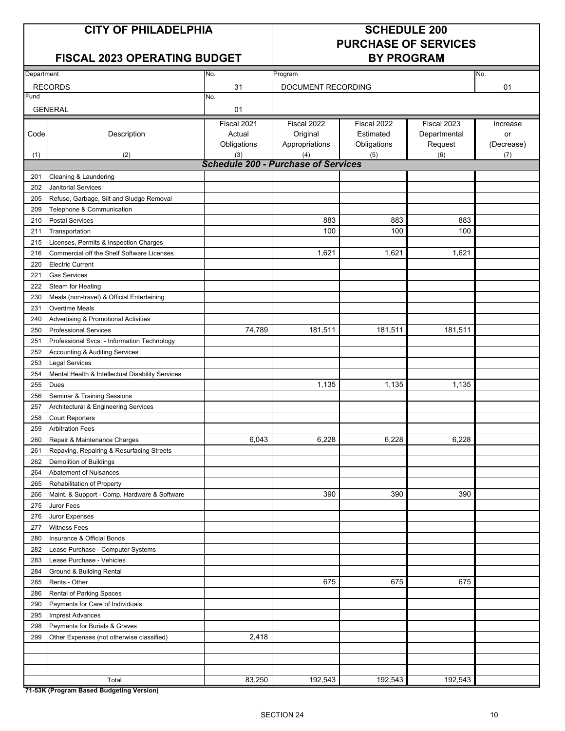# CITY OF PHILADELPHIA

## FISCAL 2023 OPERATING BUDGET

# SCHEDULE 200 PURCHASE OF SERVICES BY PROGRAM

| Department | No. | Program | No. |
|---|---|---|---|
| RECORDS | 31 | DOCUMENT RECORDING | 01 |
| **Fund** | **No.** | | |
| GENERAL | 01 | | |

| Code (1) | Description (2) | Fiscal 2021 Actual Obligations (3) | Fiscal 2022 Original Appropriations (4) | Fiscal 2022 Estimated Obligations (5) | Fiscal 2023 Departmental Request (6) | Increase or (Decrease) (7) |
|---|---|---|---|---|---|---|
| | ***Schedule 200 - Purchase of Services*** | | | | | |
| 201 | Cleaning & Laundering | | | | | |
| 202 | Janitorial Services | | | | | |
| 205 | Refuse, Garbage, Silt and Sludge Removal | | | | | |
| 209 | Telephone & Communication | | | | | |
| 210 | Postal Services | | 883 | 883 | 883 | |
| 211 | Transportation | | 100 | 100 | 100 | |
| 215 | Licenses, Permits & Inspection Charges | | | | | |
| 216 | Commercial off the Shelf Software Licenses | | 1,621 | 1,621 | 1,621 | |
| 220 | Electric Current | | | | | |
| 221 | Gas Services | | | | | |
| 222 | Steam for Heating | | | | | |
| 230 | Meals (non-travel) & Official Entertaining | | | | | |
| 231 | Overtime Meals | | | | | |
| 240 | Advertising & Promotional Activities | | | | | |
| 250 | Professional Services | 74,789 | 181,511 | 181,511 | 181,511 | |
| 251 | Professional Svcs. - Information Technology | | | | | |
| 252 | Accounting & Auditing Services | | | | | |
| 253 | Legal Services | | | | | |
| 254 | Mental Health & Intellectual Disability Services | | | | | |
| 255 | Dues | | 1,135 | 1,135 | 1,135 | |
| 256 | Seminar & Training Sessions | | | | | |
| 257 | Architectural & Engineering Services | | | | | |
| 258 | Court Reporters | | | | | |
| 259 | Arbitration Fees | | | | | |
| 260 | Repair & Maintenance Charges | 6,043 | 6,228 | 6,228 | 6,228 | |
| 261 | Repaving, Repairing & Resurfacing Streets | | | | | |
| 262 | Demolition of Buildings | | | | | |
| 264 | Abatement of Nuisances | | | | | |
| 265 | Rehabilitation of Property | | | | | |
| 266 | Maint. & Support - Comp. Hardware & Software | | 390 | 390 | 390 | |
| 275 | Juror Fees | | | | | |
| 276 | Juror Expenses | | | | | |
| 277 | Witness Fees | | | | | |
| 280 | Insurance & Official Bonds | | | | | |
| 282 | Lease Purchase - Computer Systems | | | | | |
| 283 | Lease Purchase - Vehicles | | | | | |
| 284 | Ground & Building Rental | | | | | |
| 285 | Rents - Other | | 675 | 675 | 675 | |
| 286 | Rental of Parking Spaces | | | | | |
| 290 | Payments for Care of Individuals | | | | | |
| 295 | Imprest Advances | | | | | |
| 298 | Payments for Burials & Graves | | | | | |
| 299 | Other Expenses (not otherwise classified) | 2,418 | | | | |
| | | | | | | |
| | | | | | | |
| | | | | | | |
| | Total | 83,250 | 192,543 | 192,543 | 192,543 | |

**71-53K (Program Based Budgeting Version)**

SECTION 24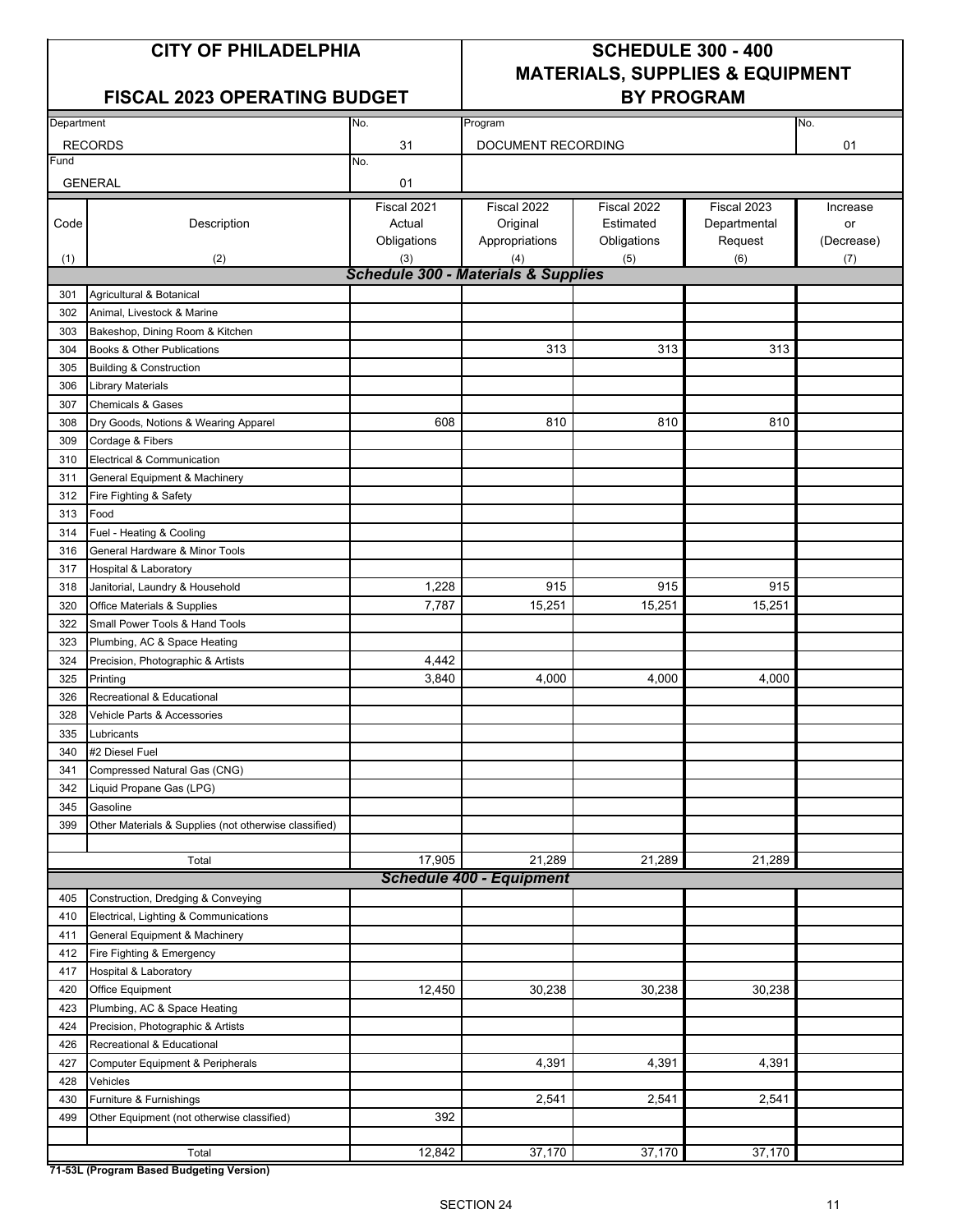# CITY OF PHILADELPHIA

## FISCAL 2023 OPERATING BUDGET

## SCHEDULE 300 - 400 MATERIALS, SUPPLIES & EQUIPMENT BY PROGRAM

| Department | No. | Program | No. |
|---|---|---|---|
| RECORDS | 31 | DOCUMENT RECORDING | 01 |
| **Fund** | **No.** | | |
| GENERAL | 01 | | |

| Code (1) | Description (2) | Fiscal 2021 Actual Obligations (3) | Fiscal 2022 Original Appropriations (4) | Fiscal 2022 Estimated Obligations (5) | Fiscal 2023 Departmental Request (6) | Increase or (Decrease) (7) |
|---|---|---|---|---|---|---|
| | ***Schedule 300 - Materials & Supplies*** | | | | | |
| 301 | Agricultural & Botanical | | | | | |
| 302 | Animal, Livestock & Marine | | | | | |
| 303 | Bakeshop, Dining Room & Kitchen | | | | | |
| 304 | Books & Other Publications | | 313 | 313 | 313 | |
| 305 | Building & Construction | | | | | |
| 306 | Library Materials | | | | | |
| 307 | Chemicals & Gases | | | | | |
| 308 | Dry Goods, Notions & Wearing Apparel | 608 | 810 | 810 | 810 | |
| 309 | Cordage & Fibers | | | | | |
| 310 | Electrical & Communication | | | | | |
| 311 | General Equipment & Machinery | | | | | |
| 312 | Fire Fighting & Safety | | | | | |
| 313 | Food | | | | | |
| 314 | Fuel - Heating & Cooling | | | | | |
| 316 | General Hardware & Minor Tools | | | | | |
| 317 | Hospital & Laboratory | | | | | |
| 318 | Janitorial, Laundry & Household | 1,228 | 915 | 915 | 915 | |
| 320 | Office Materials & Supplies | 7,787 | 15,251 | 15,251 | 15,251 | |
| 322 | Small Power Tools & Hand Tools | | | | | |
| 323 | Plumbing, AC & Space Heating | | | | | |
| 324 | Precision, Photographic & Artists | 4,442 | | | | |
| 325 | Printing | 3,840 | 4,000 | 4,000 | 4,000 | |
| 326 | Recreational & Educational | | | | | |
| 328 | Vehicle Parts & Accessories | | | | | |
| 335 | Lubricants | | | | | |
| 340 | #2 Diesel Fuel | | | | | |
| 341 | Compressed Natural Gas (CNG) | | | | | |
| 342 | Liquid Propane Gas (LPG) | | | | | |
| 345 | Gasoline | | | | | |
| 399 | Other Materials & Supplies (not otherwise classified) | | | | | |
| | Total | 17,905 | 21,289 | 21,289 | 21,289 | |
| | ***Schedule 400 - Equipment*** | | | | | |
| 405 | Construction, Dredging & Conveying | | | | | |
| 410 | Electrical, Lighting & Communications | | | | | |
| 411 | General Equipment & Machinery | | | | | |
| 412 | Fire Fighting & Emergency | | | | | |
| 417 | Hospital & Laboratory | | | | | |
| 420 | Office Equipment | 12,450 | 30,238 | 30,238 | 30,238 | |
| 423 | Plumbing, AC & Space Heating | | | | | |
| 424 | Precision, Photographic & Artists | | | | | |
| 426 | Recreational & Educational | | | | | |
| 427 | Computer Equipment & Peripherals | | 4,391 | 4,391 | 4,391 | |
| 428 | Vehicles | | | | | |
| 430 | Furniture & Furnishings | | 2,541 | 2,541 | 2,541 | |
| 499 | Other Equipment (not otherwise classified) | 392 | | | | |
| | Total | 12,842 | 37,170 | 37,170 | 37,170 | |

**71-53L (Program Based Budgeting Version)**

SECTION 24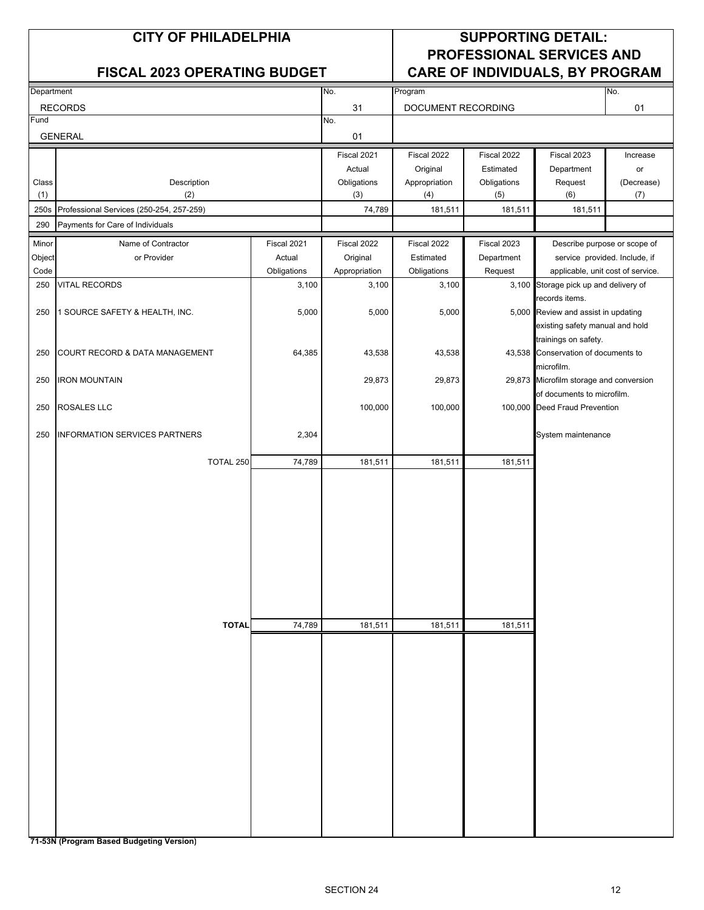# CITY OF PHILADELPHIA

## FISCAL 2023 OPERATING BUDGET

## SUPPORTING DETAIL: PROFESSIONAL SERVICES AND CARE OF INDIVIDUALS, BY PROGRAM

| Department | No. | Program | No. |
|---|---|---|---|
| RECORDS | 31 | DOCUMENT RECORDING | 01 |
| **Fund** | **No.** | | |
| GENERAL | 01 | | |

| Class (1) | Description (2) | Fiscal 2021 Actual Obligations (3) | Fiscal 2022 Original Appropriation (4) | Fiscal 2022 Estimated Obligations (5) | Fiscal 2023 Department Request (6) | Increase or (Decrease) (7) |
|---|---|---|---|---|---|---|
| 250s | Professional Services (250-254, 257-259) | 74,789 | 181,511 | 181,511 | 181,511 | |
| 290 | Payments for Care of Individuals | | | | | |

| Minor Object Code | Name of Contractor or Provider | Fiscal 2021 Actual Obligations | Fiscal 2022 Original Appropriation | Fiscal 2022 Estimated Obligations | Fiscal 2023 Department Request | Describe purpose or scope of service provided. Include, if applicable, unit cost of service. |
|---|---|---|---|---|---|---|
| 250 | VITAL RECORDS | 3,100 | 3,100 | 3,100 | 3,100 | Storage pick up and delivery of records items. |
| 250 | 1 SOURCE SAFETY & HEALTH, INC. | 5,000 | 5,000 | 5,000 | 5,000 | Review and assist in updating existing safety manual and hold trainings on safety. |
| 250 | COURT RECORD & DATA MANAGEMENT | 64,385 | 43,538 | 43,538 | 43,538 | Conservation of documents to microfilm. |
| 250 | IRON MOUNTAIN | | 29,873 | 29,873 | 29,873 | Microfilm storage and conversion of documents to microfilm. |
| 250 | ROSALES LLC | | 100,000 | 100,000 | 100,000 | Deed Fraud Prevention |
| 250 | INFORMATION SERVICES PARTNERS | 2,304 | | | | System maintenance |
| | TOTAL 250 | 74,789 | 181,511 | 181,511 | 181,511 | |
| | **TOTAL** | 74,789 | 181,511 | 181,511 | 181,511 | |

**71-53N (Program Based Budgeting Version)**

SECTION 24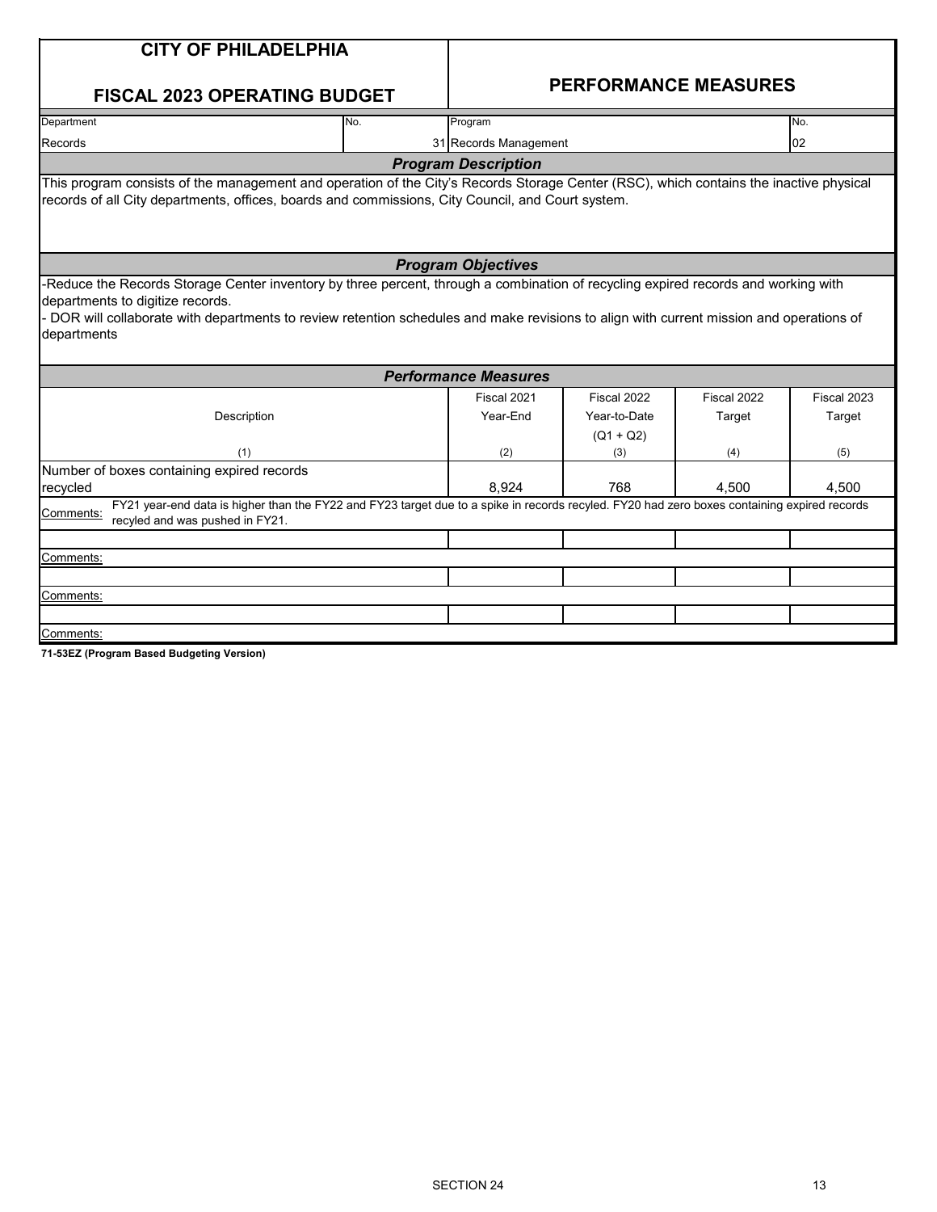# CITY OF PHILADELPHIA

## FISCAL 2023 OPERATING BUDGET

## PERFORMANCE MEASURES

| Department | No. | Program | No. |
|---|---|---|---|
| Records | 31 | Records Management | 02 |

### Program Description

This program consists of the management and operation of the City's Records Storage Center (RSC), which contains the inactive physical records of all City departments, offices, boards and commissions, City Council, and Court system.

### Program Objectives

-Reduce the Records Storage Center inventory by three percent, through a combination of recycling expired records and working with departments to digitize records.
- DOR will collaborate with departments to review retention schedules and make revisions to align with current mission and operations of departments

### Performance Measures

| Description | Fiscal 2021 Year-End | Fiscal 2022 Year-to-Date (Q1 + Q2) | Fiscal 2022 Target | Fiscal 2023 Target |
|---|---|---|---|---|
| (1) | (2) | (3) | (4) | (5) |
| Number of boxes containing expired records recycled | 8,924 | 768 | 4,500 | 4,500 |

Comments: FY21 year-end data is higher than the FY22 and FY23 target due to a spike in records recyled. FY20 had zero boxes containing expired records recyled and was pushed in FY21.

Comments:

Comments:

Comments:

**71-53EZ (Program Based Budgeting Version)**

SECTION 24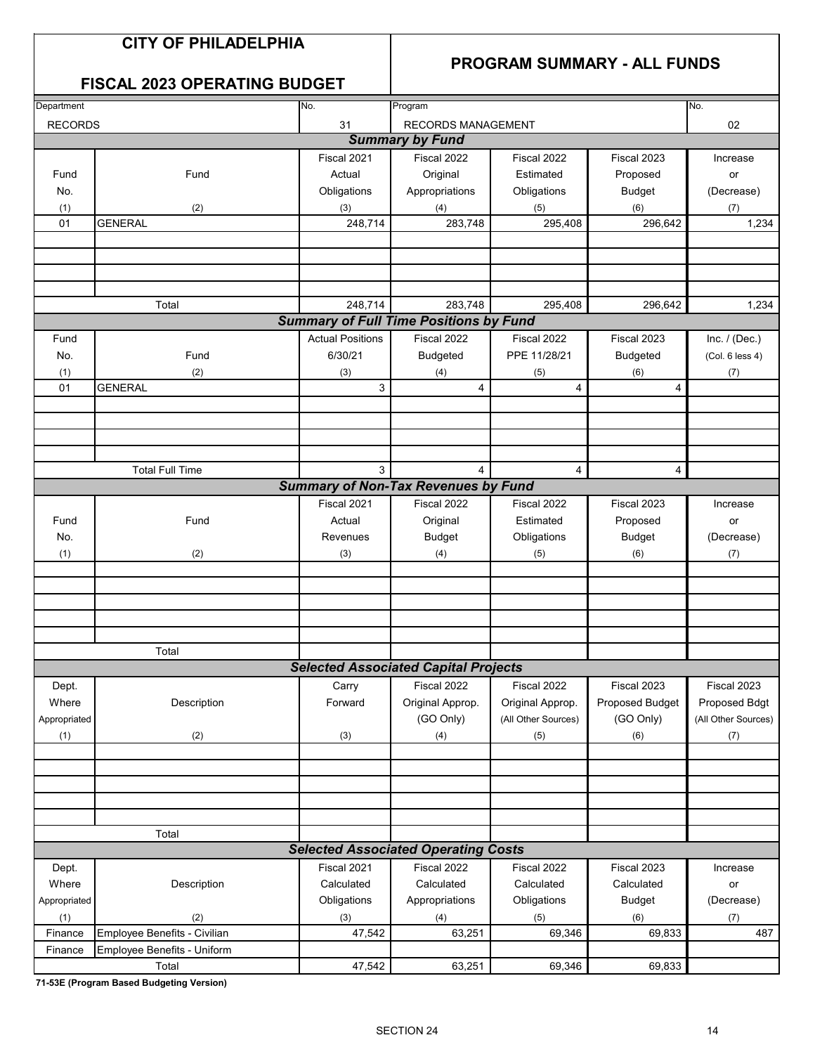# CITY OF PHILADELPHIA

## FISCAL 2023 OPERATING BUDGET

## PROGRAM SUMMARY - ALL FUNDS

| Department | No. | Program | No. |
|---|---|---|---|
| RECORDS | 31 | RECORDS MANAGEMENT | 02 |

### *Summary by Fund*

| Fund No. (1) | Fund (2) | Fiscal 2021 Actual Obligations (3) | Fiscal 2022 Original Appropriations (4) | Fiscal 2022 Estimated Obligations (5) | Fiscal 2023 Proposed Budget (6) | Increase or (Decrease) (7) |
|---|---|---|---|---|---|---|
| 01 | GENERAL | 248,714 | 283,748 | 295,408 | 296,642 | 1,234 |
| | | | | | | |
| | | | | | | |
| | | | | | | |
| | | | | | | |
| | Total | 248,714 | 283,748 | 295,408 | 296,642 | 1,234 |

### *Summary of Full Time Positions by Fund*

| Fund No. (1) | Fund (2) | Actual Positions 6/30/21 (3) | Fiscal 2022 Budgeted (4) | Fiscal 2022 PPE 11/28/21 (5) | Fiscal 2023 Budgeted (6) | Inc. / (Dec.) (Col. 6 less 4) (7) |
|---|---|---|---|---|---|---|
| 01 | GENERAL | 3 | 4 | 4 | 4 | |
| | | | | | | |
| | | | | | | |
| | | | | | | |
| | | | | | | |
| | Total Full Time | 3 | 4 | 4 | 4 | |

### *Summary of Non-Tax Revenues by Fund*

| Fund No. (1) | Fund (2) | Fiscal 2021 Actual Revenues (3) | Fiscal 2022 Original Budget (4) | Fiscal 2022 Estimated Obligations (5) | Fiscal 2023 Proposed Budget (6) | Increase or (Decrease) (7) |
|---|---|---|---|---|---|---|
| | | | | | | |
| | | | | | | |
| | | | | | | |
| | | | | | | |
| | | | | | | |
| | Total | | | | | |

### *Selected Associated Capital Projects*

| Dept. Where Appropriated (1) | Description (2) | Carry Forward (3) | Fiscal 2022 Original Approp. (GO Only) (4) | Fiscal 2022 Original Approp. (All Other Sources) (5) | Fiscal 2023 Proposed Budget (GO Only) (6) | Fiscal 2023 Proposed Bdgt (All Other Sources) (7) |
|---|---|---|---|---|---|---|
| | | | | | | |
| | | | | | | |
| | | | | | | |
| | | | | | | |
| | | | | | | |
| | Total | | | | | |

### *Selected Associated Operating Costs*

| Dept. Where Appropriated (1) | Description (2) | Fiscal 2021 Calculated Obligations (3) | Fiscal 2022 Calculated Appropriations (4) | Fiscal 2022 Calculated Obligations (5) | Fiscal 2023 Calculated Budget (6) | Increase or (Decrease) (7) |
|---|---|---|---|---|---|---|
| Finance | Employee Benefits - Civilian | 47,542 | 63,251 | 69,346 | 69,833 | 487 |
| Finance | Employee Benefits - Uniform | | | | | |
| | Total | 47,542 | 63,251 | 69,346 | 69,833 | |

**71-53E (Program Based Budgeting Version)**

SECTION 24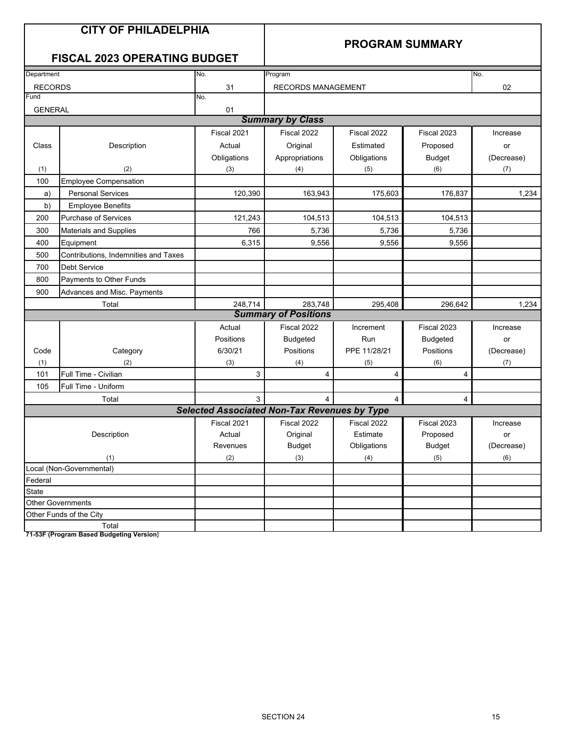# CITY OF PHILADELPHIA

## FISCAL 2023 OPERATING BUDGET

## PROGRAM SUMMARY

| Department | No. | Program | No. |
|---|---|---|---|
| RECORDS | 31 | RECORDS MANAGEMENT | 02 |
| Fund | No. | | |
| GENERAL | 01 | | |

### Summary by Class

| Class (1) | Description (2) | Fiscal 2021 Actual Obligations (3) | Fiscal 2022 Original Appropriations (4) | Fiscal 2022 Estimated Obligations (5) | Fiscal 2023 Proposed Budget (6) | Increase or (Decrease) (7) |
|---|---|---|---|---|---|---|
| 100 | Employee Compensation | | | | | |
| a) | Personal Services | 120,390 | 163,943 | 175,603 | 176,837 | 1,234 |
| b) | Employee Benefits | | | | | |
| 200 | Purchase of Services | 121,243 | 104,513 | 104,513 | 104,513 | |
| 300 | Materials and Supplies | 766 | 5,736 | 5,736 | 5,736 | |
| 400 | Equipment | 6,315 | 9,556 | 9,556 | 9,556 | |
| 500 | Contributions, Indemnities and Taxes | | | | | |
| 700 | Debt Service | | | | | |
| 800 | Payments to Other Funds | | | | | |
| 900 | Advances and Misc. Payments | | | | | |
| | Total | 248,714 | 283,748 | 295,408 | 296,642 | 1,234 |

### Summary of Positions

| Code (1) | Category (2) | Actual Positions 6/30/21 (3) | Fiscal 2022 Budgeted Positions (4) | Increment Run PPE 11/28/21 (5) | Fiscal 2023 Budgeted Positions (6) | Increase or (Decrease) (7) |
|---|---|---|---|---|---|---|
| 101 | Full Time - Civilian | 3 | 4 | 4 | 4 | |
| 105 | Full Time - Uniform | | | | | |
| | Total | 3 | 4 | 4 | 4 | |

### Selected Associated Non-Tax Revenues by Type

| Description (1) | Fiscal 2021 Actual Revenues (2) | Fiscal 2022 Original Budget (3) | Fiscal 2022 Estimate Obligations (4) | Fiscal 2023 Proposed Budget (5) | Increase or (Decrease) (6) |
|---|---|---|---|---|---|
| Local (Non-Governmental) | | | | | |
| Federal | | | | | |
| State | | | | | |
| Other Governments | | | | | |
| Other Funds of the City | | | | | |
| Total | | | | | |

**71-53F (Program Based Budgeting Version)**

SECTION 24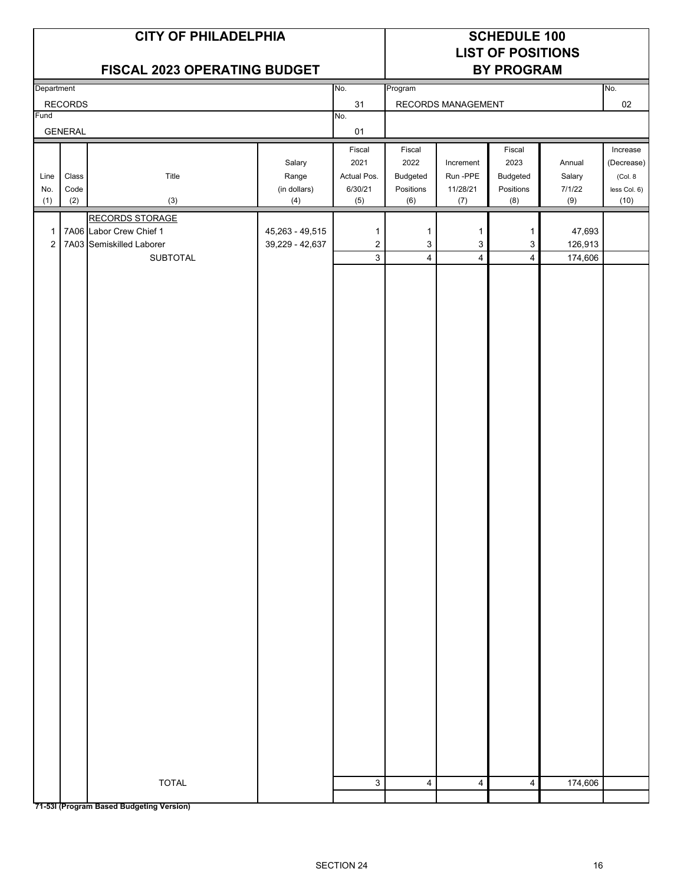# CITY OF PHILADELPHIA

## FISCAL 2023 OPERATING BUDGET

# SCHEDULE 100
## LIST OF POSITIONS BY PROGRAM

| Department | No. | Program | No. |
|---|---|---|---|
| RECORDS | 31 | RECORDS MANAGEMENT | 02 |
| Fund | No. | | |
| GENERAL | 01 | | |

| Line No. (1) | Class Code (2) | Title (3) | Salary Range (in dollars) (4) | Fiscal 2021 Actual Pos. 6/30/21 (5) | Fiscal 2022 Budgeted Positions (6) | Increment Run -PPE 11/28/21 (7) | Fiscal 2023 Budgeted Positions (8) | Annual Salary 7/1/22 (9) | Increase (Decrease) (Col. 8 less Col. 6) (10) |
|---|---|---|---|---|---|---|---|---|---|
| | | RECORDS STORAGE | | | | | | | |
| 1 | 7A06 | Labor Crew Chief 1 | 45,263 - 49,515 | 1 | 1 | 1 | 1 | 47,693 | |
| 2 | 7A03 | Semiskilled Laborer | 39,229 - 42,637 | 2 | 3 | 3 | 3 | 126,913 | |
| | | SUBTOTAL | | 3 | 4 | 4 | 4 | 174,606 | |
| | | TOTAL | | 3 | 4 | 4 | 4 | 174,606 | |

**71-53I (Program Based Budgeting Version)**

SECTION 24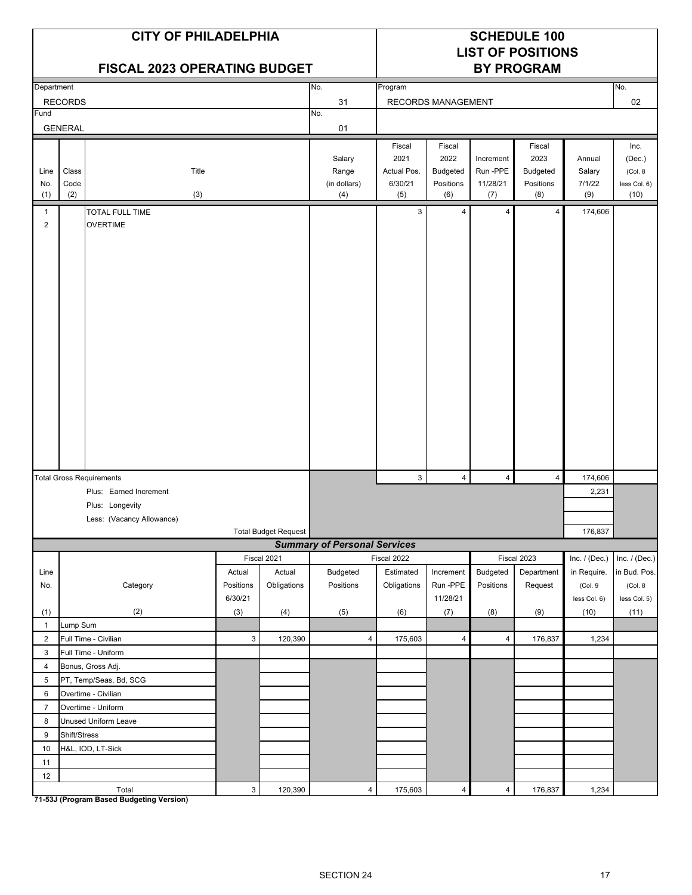# CITY OF PHILADELPHIA

## FISCAL 2023 OPERATING BUDGET

## SCHEDULE 100
## LIST OF POSITIONS
## BY PROGRAM

| Department | No. | Program | No. |
|---|---|---|---|
| RECORDS | 31 | RECORDS MANAGEMENT | 02 |
| **Fund** | **No.** | | |
| GENERAL | 01 | | |

| Line No. (1) | Class Code (2) | Title (3) | Salary Range (in dollars) (4) | Fiscal 2021 Actual Pos. 6/30/21 (5) | Fiscal 2022 Budgeted Positions (6) | Increment Run -PPE 11/28/21 (7) | Fiscal 2023 Budgeted Positions (8) | Annual Salary 7/1/22 (9) | Inc. (Dec.) (Col. 8 less Col. 6) (10) |
|---|---|---|---|---|---|---|---|---|---|
| 1 | | TOTAL FULL TIME | | 3 | 4 | 4 | 4 | 174,606 | |
| 2 | | OVERTIME | | | | | | | |
| | | Total Gross Requirements | | 3 | 4 | 4 | 4 | 174,606 | |
| | | Plus: Earned Increment | | | | | | 2,231 | |
| | | Plus: Longevity | | | | | | | |
| | | Less: (Vacancy Allowance) | | | | | | | |
| | | Total Budget Request | | | | | | 176,837 | |

### *Summary of Personal Services*

| Line No. (1) | Category (2) | Fiscal 2021 Actual Positions 6/30/21 (3) | Fiscal 2021 Actual Obligations (4) | Fiscal 2022 Budgeted Positions (5) | Fiscal 2022 Estimated Obligations (6) | Increment Run -PPE 11/28/21 (7) | Fiscal 2023 Budgeted Positions (8) | Fiscal 2023 Department Request (9) | Inc. / (Dec.) in Require. (Col. 9 less Col. 6) (10) | Inc. / (Dec.) in Bud. Pos. (Col. 8 less Col. 5) (11) |
|---|---|---|---|---|---|---|---|---|---|---|
| 1 | Lump Sum | | | | | | | | | |
| 2 | Full Time - Civilian | 3 | 120,390 | 4 | 175,603 | 4 | 4 | 176,837 | 1,234 | |
| 3 | Full Time - Uniform | | | | | | | | | |
| 4 | Bonus, Gross Adj. | | | | | | | | | |
| 5 | PT, Temp/Seas, Bd, SCG | | | | | | | | | |
| 6 | Overtime - Civilian | | | | | | | | | |
| 7 | Overtime - Uniform | | | | | | | | | |
| 8 | Unused Uniform Leave | | | | | | | | | |
| 9 | Shift/Stress | | | | | | | | | |
| 10 | H&L, IOD, LT-Sick | | | | | | | | | |
| 11 | | | | | | | | | | |
| 12 | | | | | | | | | | |
| | Total | 3 | 120,390 | 4 | 175,603 | 4 | 4 | 176,837 | 1,234 | |

**71-53J (Program Based Budgeting Version)**

SECTION 24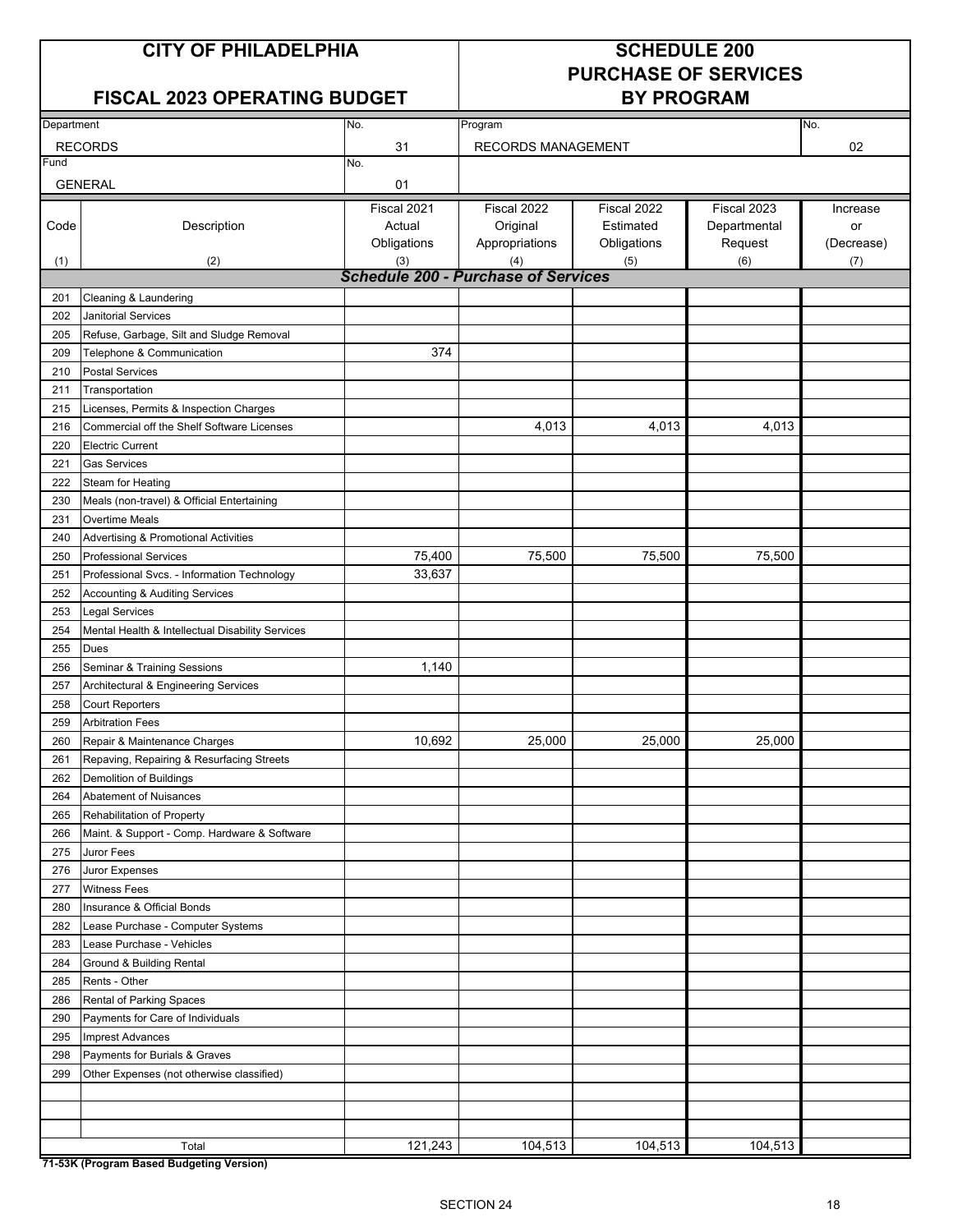# CITY OF PHILADELPHIA

## FISCAL 2023 OPERATING BUDGET

## SCHEDULE 200 PURCHASE OF SERVICES BY PROGRAM

| Department | No. | Program | No. |
|---|---|---|---|
| RECORDS | 31 | RECORDS MANAGEMENT | 02 |
| Fund | No. | | |
| GENERAL | 01 | | |

| Code | Description | Fiscal 2021 Actual Obligations | Fiscal 2022 Original Appropriations | Fiscal 2022 Estimated Obligations | Fiscal 2023 Departmental Request | Increase or (Decrease) |
|---|---|---|---|---|---|---|
| (1) | (2) | (3) | (4) | (5) | (6) | (7) |
| | ***Schedule 200 - Purchase of Services*** | | | | | |
| 201 | Cleaning & Laundering | | | | | |
| 202 | Janitorial Services | | | | | |
| 205 | Refuse, Garbage, Silt and Sludge Removal | | | | | |
| 209 | Telephone & Communication | 374 | | | | |
| 210 | Postal Services | | | | | |
| 211 | Transportation | | | | | |
| 215 | Licenses, Permits & Inspection Charges | | | | | |
| 216 | Commercial off the Shelf Software Licenses | | 4,013 | 4,013 | 4,013 | |
| 220 | Electric Current | | | | | |
| 221 | Gas Services | | | | | |
| 222 | Steam for Heating | | | | | |
| 230 | Meals (non-travel) & Official Entertaining | | | | | |
| 231 | Overtime Meals | | | | | |
| 240 | Advertising & Promotional Activities | | | | | |
| 250 | Professional Services | 75,400 | 75,500 | 75,500 | 75,500 | |
| 251 | Professional Svcs. - Information Technology | 33,637 | | | | |
| 252 | Accounting & Auditing Services | | | | | |
| 253 | Legal Services | | | | | |
| 254 | Mental Health & Intellectual Disability Services | | | | | |
| 255 | Dues | | | | | |
| 256 | Seminar & Training Sessions | 1,140 | | | | |
| 257 | Architectural & Engineering Services | | | | | |
| 258 | Court Reporters | | | | | |
| 259 | Arbitration Fees | | | | | |
| 260 | Repair & Maintenance Charges | 10,692 | 25,000 | 25,000 | 25,000 | |
| 261 | Repaving, Repairing & Resurfacing Streets | | | | | |
| 262 | Demolition of Buildings | | | | | |
| 264 | Abatement of Nuisances | | | | | |
| 265 | Rehabilitation of Property | | | | | |
| 266 | Maint. & Support - Comp. Hardware & Software | | | | | |
| 275 | Juror Fees | | | | | |
| 276 | Juror Expenses | | | | | |
| 277 | Witness Fees | | | | | |
| 280 | Insurance & Official Bonds | | | | | |
| 282 | Lease Purchase - Computer Systems | | | | | |
| 283 | Lease Purchase - Vehicles | | | | | |
| 284 | Ground & Building Rental | | | | | |
| 285 | Rents - Other | | | | | |
| 286 | Rental of Parking Spaces | | | | | |
| 290 | Payments for Care of Individuals | | | | | |
| 295 | Imprest Advances | | | | | |
| 298 | Payments for Burials & Graves | | | | | |
| 299 | Other Expenses (not otherwise classified) | | | | | |
| | | | | | | |
| | | | | | | |
| | | | | | | |
| | Total | 121,243 | 104,513 | 104,513 | 104,513 | |

**71-53K (Program Based Budgeting Version)**

SECTION 24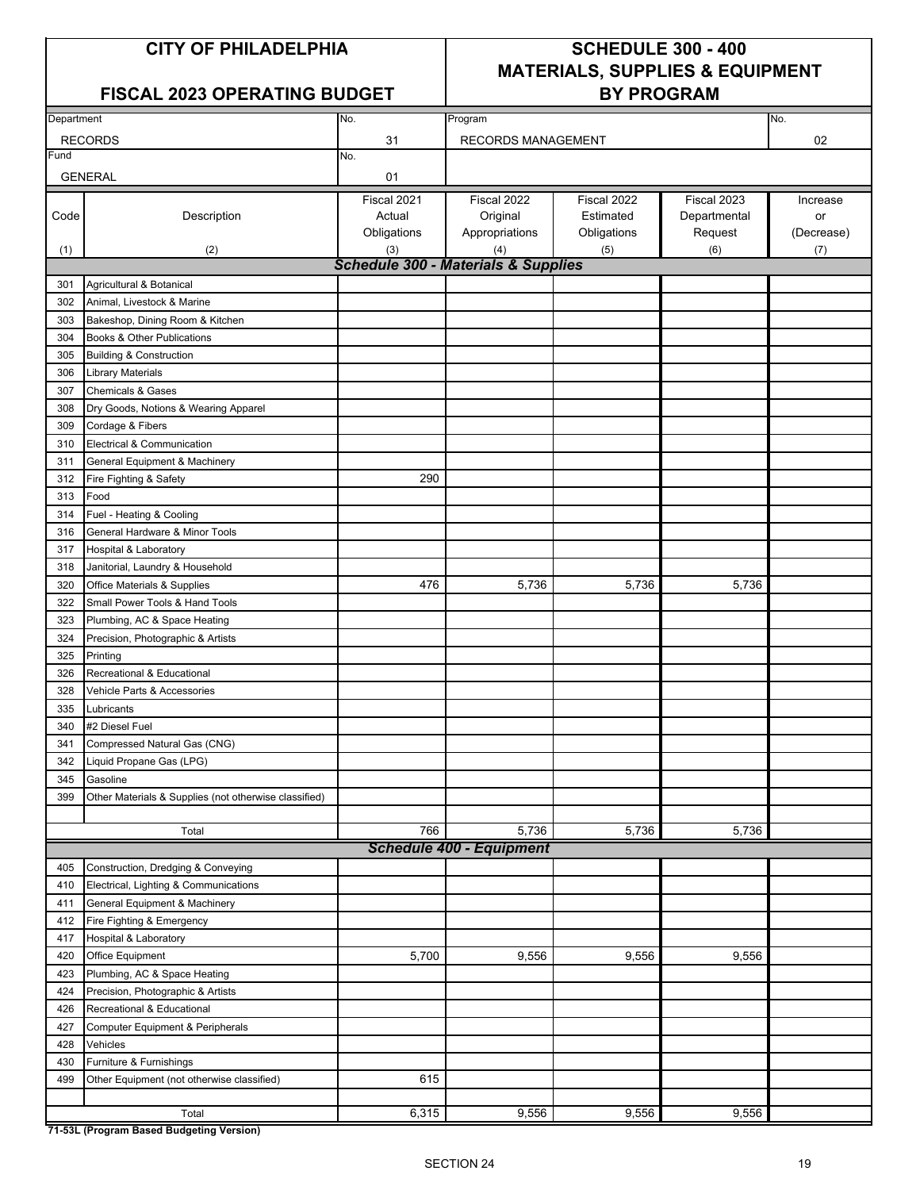# CITY OF PHILADELPHIA

## FISCAL 2023 OPERATING BUDGET

## SCHEDULE 300 - 400 MATERIALS, SUPPLIES & EQUIPMENT BY PROGRAM

| Department | No. | Program | No. |
|---|---|---|---|
| RECORDS | 31 | RECORDS MANAGEMENT | 02 |
| Fund | No. | | |
| GENERAL | 01 | | |

| Code (1) | Description (2) | Fiscal 2021 Actual Obligations (3) | Fiscal 2022 Original Appropriations (4) | Fiscal 2022 Estimated Obligations (5) | Fiscal 2023 Departmental Request (6) | Increase or (Decrease) (7) |
|---|---|---|---|---|---|---|
| | ***Schedule 300 - Materials & Supplies*** | | | | | |
| 301 | Agricultural & Botanical | | | | | |
| 302 | Animal, Livestock & Marine | | | | | |
| 303 | Bakeshop, Dining Room & Kitchen | | | | | |
| 304 | Books & Other Publications | | | | | |
| 305 | Building & Construction | | | | | |
| 306 | Library Materials | | | | | |
| 307 | Chemicals & Gases | | | | | |
| 308 | Dry Goods, Notions & Wearing Apparel | | | | | |
| 309 | Cordage & Fibers | | | | | |
| 310 | Electrical & Communication | | | | | |
| 311 | General Equipment & Machinery | | | | | |
| 312 | Fire Fighting & Safety | 290 | | | | |
| 313 | Food | | | | | |
| 314 | Fuel - Heating & Cooling | | | | | |
| 316 | General Hardware & Minor Tools | | | | | |
| 317 | Hospital & Laboratory | | | | | |
| 318 | Janitorial, Laundry & Household | | | | | |
| 320 | Office Materials & Supplies | 476 | 5,736 | 5,736 | 5,736 | |
| 322 | Small Power Tools & Hand Tools | | | | | |
| 323 | Plumbing, AC & Space Heating | | | | | |
| 324 | Precision, Photographic & Artists | | | | | |
| 325 | Printing | | | | | |
| 326 | Recreational & Educational | | | | | |
| 328 | Vehicle Parts & Accessories | | | | | |
| 335 | Lubricants | | | | | |
| 340 | #2 Diesel Fuel | | | | | |
| 341 | Compressed Natural Gas (CNG) | | | | | |
| 342 | Liquid Propane Gas (LPG) | | | | | |
| 345 | Gasoline | | | | | |
| 399 | Other Materials & Supplies (not otherwise classified) | | | | | |
| | Total | 766 | 5,736 | 5,736 | 5,736 | |
| | ***Schedule 400 - Equipment*** | | | | | |
| 405 | Construction, Dredging & Conveying | | | | | |
| 410 | Electrical, Lighting & Communications | | | | | |
| 411 | General Equipment & Machinery | | | | | |
| 412 | Fire Fighting & Emergency | | | | | |
| 417 | Hospital & Laboratory | | | | | |
| 420 | Office Equipment | 5,700 | 9,556 | 9,556 | 9,556 | |
| 423 | Plumbing, AC & Space Heating | | | | | |
| 424 | Precision, Photographic & Artists | | | | | |
| 426 | Recreational & Educational | | | | | |
| 427 | Computer Equipment & Peripherals | | | | | |
| 428 | Vehicles | | | | | |
| 430 | Furniture & Furnishings | | | | | |
| 499 | Other Equipment (not otherwise classified) | 615 | | | | |
| | Total | 6,315 | 9,556 | 9,556 | 9,556 | |

**71-53L (Program Based Budgeting Version)**

SECTION 24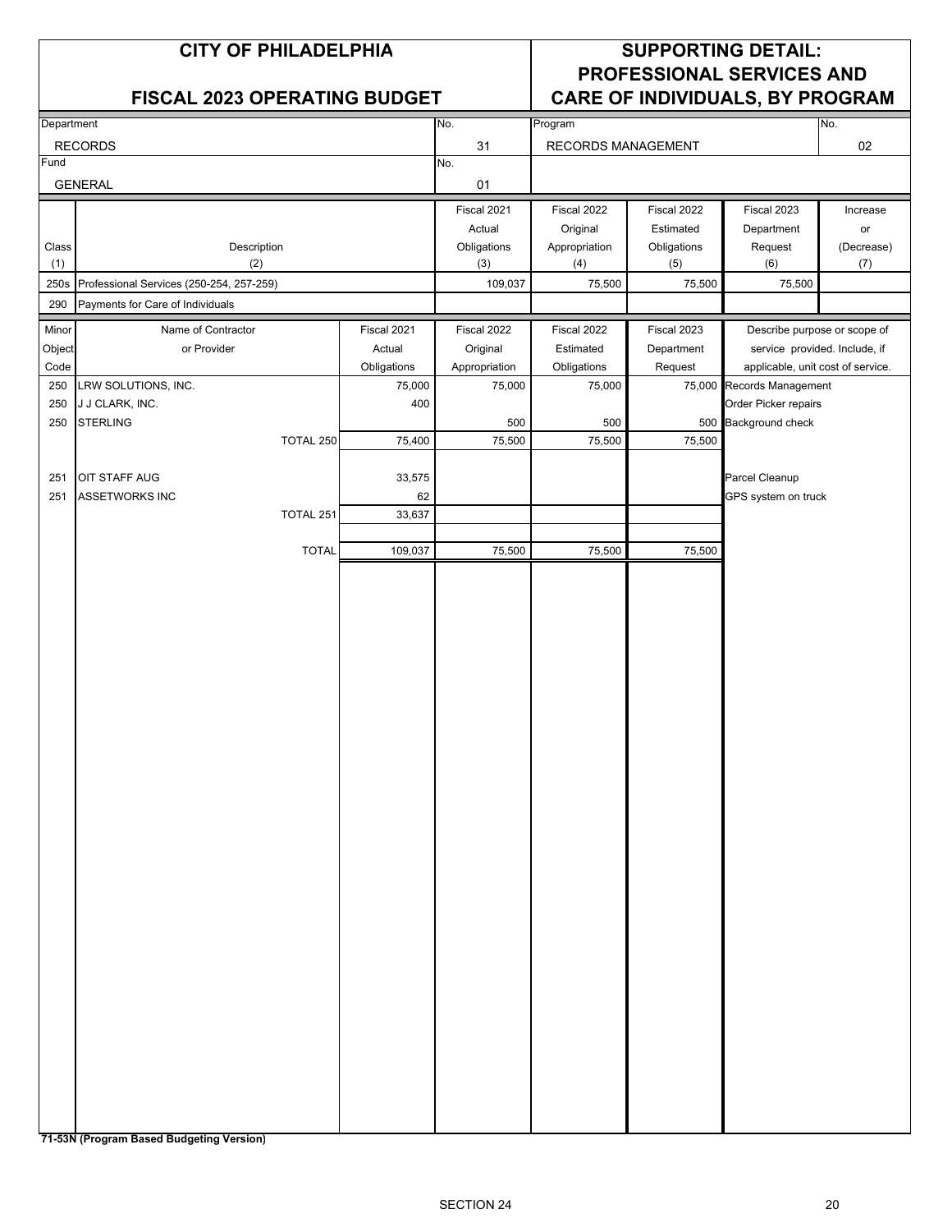# CITY OF PHILADELPHIA

## FISCAL 2023 OPERATING BUDGET

## SUPPORTING DETAIL: PROFESSIONAL SERVICES AND CARE OF INDIVIDUALS, BY PROGRAM

| Department | No. | Program | No. |
|---|---|---|---|
| RECORDS | 31 | RECORDS MANAGEMENT | 02 |
| **Fund** | **No.** | | |
| GENERAL | 01 | | |

| Class (1) | Description (2) | Fiscal 2021 Actual Obligations (3) | Fiscal 2022 Original Appropriation (4) | Fiscal 2022 Estimated Obligations (5) | Fiscal 2023 Department Request (6) | Increase or (Decrease) (7) |
|---|---|---|---|---|---|---|
| 250s | Professional Services (250-254, 257-259) | 109,037 | 75,500 | 75,500 | 75,500 | |
| 290 | Payments for Care of Individuals | | | | | |

| Minor Object Code | Name of Contractor or Provider | Fiscal 2021 Actual Obligations | Fiscal 2022 Original Appropriation | Fiscal 2022 Estimated Obligations | Fiscal 2023 Department Request | Describe purpose or scope of service provided. Include, if applicable, unit cost of service. |
|---|---|---|---|---|---|---|
| 250 | LRW SOLUTIONS, INC. | 75,000 | 75,000 | 75,000 | 75,000 | Records Management |
| 250 | J J CLARK, INC. | 400 | | | | Order Picker repairs |
| 250 | STERLING | | 500 | 500 | 500 | Background check |
| | TOTAL 250 | 75,400 | 75,500 | 75,500 | 75,500 | |
| 251 | OIT STAFF AUG | 33,575 | | | | Parcel Cleanup |
| 251 | ASSETWORKS INC | 62 | | | | GPS system on truck |
| | TOTAL 251 | 33,637 | | | | |
| | TOTAL | 109,037 | 75,500 | 75,500 | 75,500 | |

**71-53N (Program Based Budgeting Version)**

SECTION 24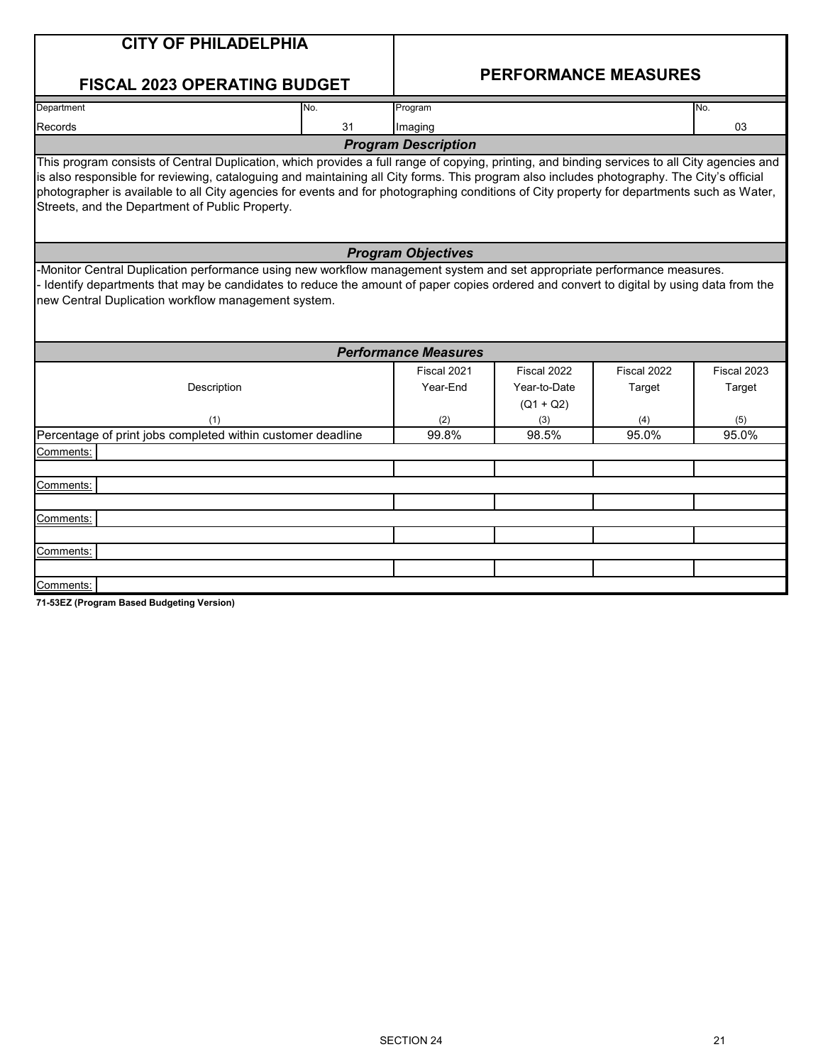# CITY OF PHILADELPHIA

## FISCAL 2023 OPERATING BUDGET

## PERFORMANCE MEASURES

| Department | No. | Program | No. |
|---|---|---|---|
| Records | 31 | Imaging | 03 |

### *Program Description*

This program consists of Central Duplication, which provides a full range of copying, printing, and binding services to all City agencies and is also responsible for reviewing, cataloguing and maintaining all City forms. This program also includes photography. The City's official photographer is available to all City agencies for events and for photographing conditions of City property for departments such as Water, Streets, and the Department of Public Property.

### *Program Objectives*

-Monitor Central Duplication performance using new workflow management system and set appropriate performance measures.
- Identify departments that may be candidates to reduce the amount of paper copies ordered and convert to digital by using data from the new Central Duplication workflow management system.

### *Performance Measures*

| Description<br>(1) | Fiscal 2021 Year-End<br>(2) | Fiscal 2022 Year-to-Date (Q1 + Q2)<br>(3) | Fiscal 2022 Target<br>(4) | Fiscal 2023 Target<br>(5) |
|---|---|---|---|---|
| Percentage of print jobs completed within customer deadline | 99.8% | 98.5% | 95.0% | 95.0% |
| Comments: | | | | |
| | | | | |
| Comments: | | | | |
| | | | | |
| Comments: | | | | |
| | | | | |
| Comments: | | | | |
| | | | | |
| Comments: | | | | |

**71-53EZ (Program Based Budgeting Version)**

SECTION 24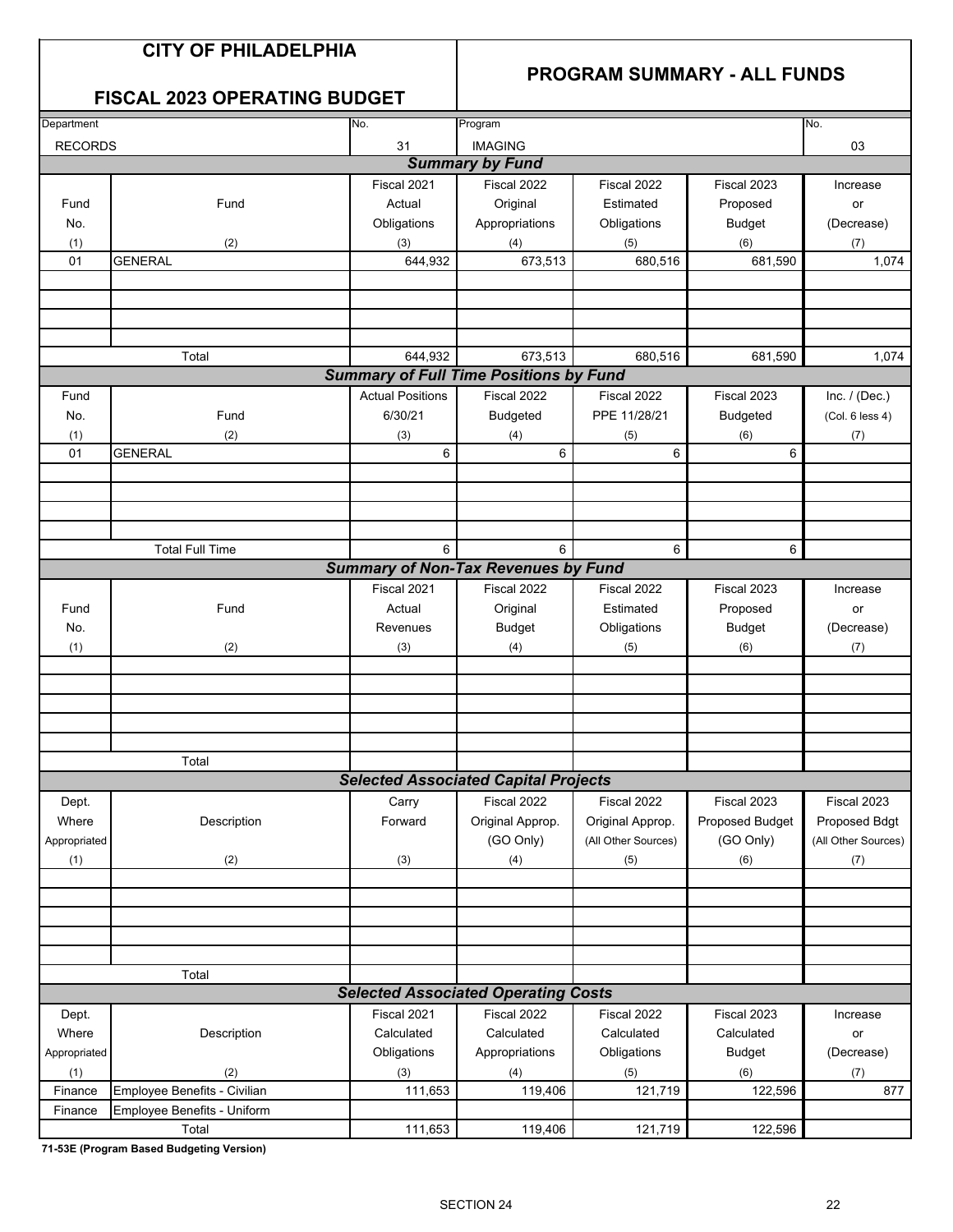# CITY OF PHILADELPHIA

## FISCAL 2023 OPERATING BUDGET

## PROGRAM SUMMARY - ALL FUNDS

| Department | No. | Program | No. |
|---|---|---|---|
| RECORDS | 31 | IMAGING | 03 |

### Summary by Fund

| Fund No. (1) | Fund (2) | Fiscal 2021 Actual Obligations (3) | Fiscal 2022 Original Appropriations (4) | Fiscal 2022 Estimated Obligations (5) | Fiscal 2023 Proposed Budget (6) | Increase or (Decrease) (7) |
|---|---|---|---|---|---|---|
| 01 | GENERAL | 644,932 | 673,513 | 680,516 | 681,590 | 1,074 |
| | | | | | | |
| | | | | | | |
| | | | | | | |
| | | | | | | |
| | Total | 644,932 | 673,513 | 680,516 | 681,590 | 1,074 |

### Summary of Full Time Positions by Fund

| Fund No. (1) | Fund (2) | Actual Positions 6/30/21 (3) | Fiscal 2022 Budgeted (4) | Fiscal 2022 PPE 11/28/21 (5) | Fiscal 2023 Budgeted (6) | Inc. / (Dec.) (Col. 6 less 4) (7) |
|---|---|---|---|---|---|---|
| 01 | GENERAL | 6 | 6 | 6 | 6 | |
| | | | | | | |
| | | | | | | |
| | | | | | | |
| | | | | | | |
| | Total Full Time | 6 | 6 | 6 | 6 | |

### Summary of Non-Tax Revenues by Fund

| Fund No. (1) | Fund (2) | Fiscal 2021 Actual Revenues (3) | Fiscal 2022 Original Budget (4) | Fiscal 2022 Estimated Obligations (5) | Fiscal 2023 Proposed Budget (6) | Increase or (Decrease) (7) |
|---|---|---|---|---|---|---|
| | | | | | | |
| | | | | | | |
| | | | | | | |
| | | | | | | |
| | | | | | | |
| | Total | | | | | |

### Selected Associated Capital Projects

| Dept. Where Appropriated (1) | Description (2) | Carry Forward (3) | Fiscal 2022 Original Approp. (GO Only) (4) | Fiscal 2022 Original Approp. (All Other Sources) (5) | Fiscal 2023 Proposed Budget (GO Only) (6) | Fiscal 2023 Proposed Bdgt (All Other Sources) (7) |
|---|---|---|---|---|---|---|
| | | | | | | |
| | | | | | | |
| | | | | | | |
| | | | | | | |
| | | | | | | |
| | Total | | | | | |

### Selected Associated Operating Costs

| Dept. Where Appropriated (1) | Description (2) | Fiscal 2021 Calculated Obligations (3) | Fiscal 2022 Calculated Appropriations (4) | Fiscal 2022 Calculated Obligations (5) | Fiscal 2023 Calculated Budget (6) | Increase or (Decrease) (7) |
|---|---|---|---|---|---|---|
| Finance | Employee Benefits - Civilian | 111,653 | 119,406 | 121,719 | 122,596 | 877 |
| Finance | Employee Benefits - Uniform | | | | | |
| | Total | 111,653 | 119,406 | 121,719 | 122,596 | |

**71-53E (Program Based Budgeting Version)**

SECTION 24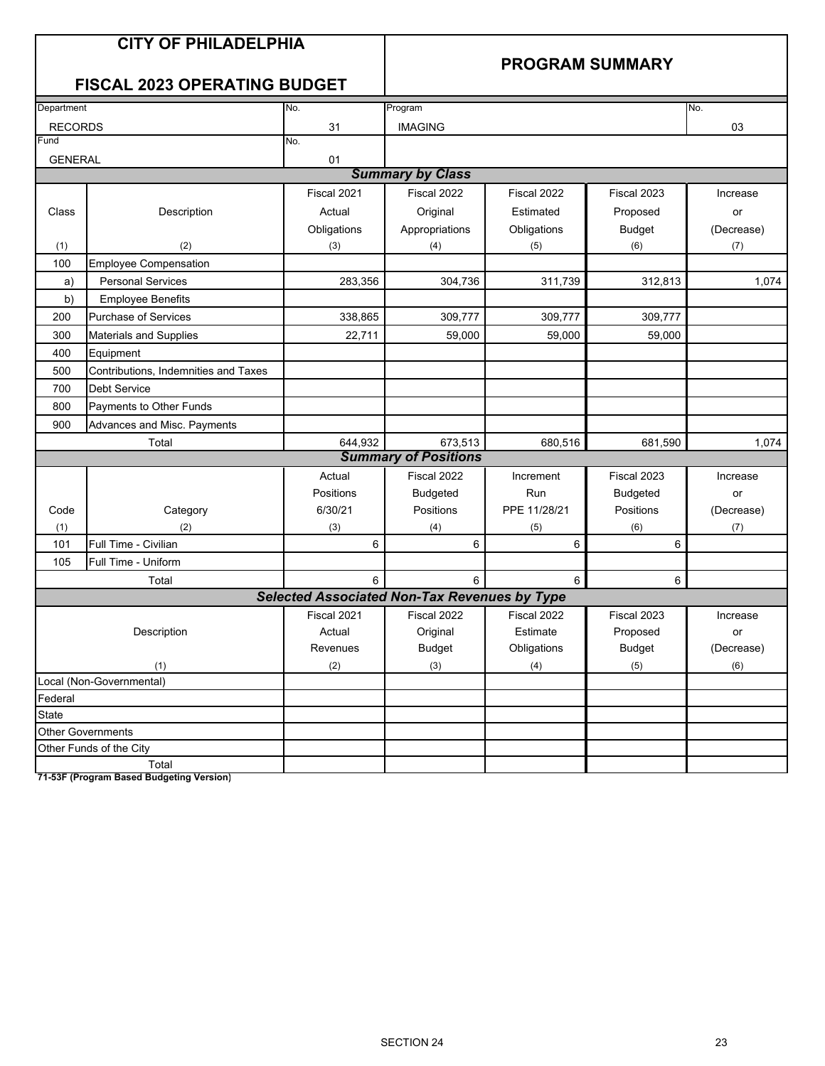# CITY OF PHILADELPHIA

## FISCAL 2023 OPERATING BUDGET

## PROGRAM SUMMARY

| Department | No. | Program | No. |
|---|---|---|---|
| RECORDS | 31 | IMAGING | 03 |
| Fund | No. | | |
| GENERAL | 01 | | |

### Summary by Class

| Class (1) | Description (2) | Fiscal 2021 Actual Obligations (3) | Fiscal 2022 Original Appropriations (4) | Fiscal 2022 Estimated Obligations (5) | Fiscal 2023 Proposed Budget (6) | Increase or (Decrease) (7) |
|---|---|---|---|---|---|---|
| 100 | Employee Compensation | | | | | |
| a) | Personal Services | 283,356 | 304,736 | 311,739 | 312,813 | 1,074 |
| b) | Employee Benefits | | | | | |
| 200 | Purchase of Services | 338,865 | 309,777 | 309,777 | 309,777 | |
| 300 | Materials and Supplies | 22,711 | 59,000 | 59,000 | 59,000 | |
| 400 | Equipment | | | | | |
| 500 | Contributions, Indemnities and Taxes | | | | | |
| 700 | Debt Service | | | | | |
| 800 | Payments to Other Funds | | | | | |
| 900 | Advances and Misc. Payments | | | | | |
| | Total | 644,932 | 673,513 | 680,516 | 681,590 | 1,074 |

### Summary of Positions

| Code (1) | Category (2) | Actual Positions 6/30/21 (3) | Fiscal 2022 Budgeted Positions (4) | Increment Run PPE 11/28/21 (5) | Fiscal 2023 Budgeted Positions (6) | Increase or (Decrease) (7) |
|---|---|---|---|---|---|---|
| 101 | Full Time - Civilian | 6 | 6 | 6 | 6 | |
| 105 | Full Time - Uniform | | | | | |
| | Total | 6 | 6 | 6 | 6 | |

### Selected Associated Non-Tax Revenues by Type

| Description (1) | Fiscal 2021 Actual Revenues (2) | Fiscal 2022 Original Budget (3) | Fiscal 2022 Estimate Obligations (4) | Fiscal 2023 Proposed Budget (5) | Increase or (Decrease) (6) |
|---|---|---|---|---|---|
| Local (Non-Governmental) | | | | | |
| Federal | | | | | |
| State | | | | | |
| Other Governments | | | | | |
| Other Funds of the City | | | | | |
| Total | | | | | |

**71-53F (Program Based Budgeting Version)**

SECTION 24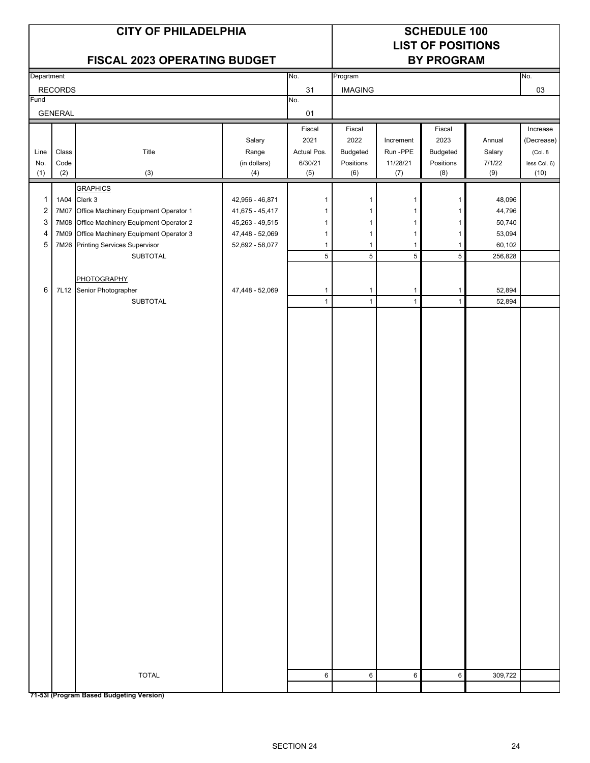# CITY OF PHILADELPHIA

## FISCAL 2023 OPERATING BUDGET

# SCHEDULE 100
## LIST OF POSITIONS
## BY PROGRAM

| Department | No. | Program | No. |
|---|---|---|---|
| RECORDS | 31 | IMAGING | 03 |
| **Fund** | **No.** | | |
| GENERAL | 01 | | |

| Line No. (1) | Class Code (2) | Title (3) | Salary Range (in dollars) (4) | Fiscal 2021 Actual Pos. 6/30/21 (5) | Fiscal 2022 Budgeted Positions (6) | Increment Run -PPE 11/28/21 (7) | Fiscal 2023 Budgeted Positions (8) | Annual Salary 7/1/22 (9) | Increase (Decrease) (Col. 8 less Col. 6) (10) |
|---|---|---|---|---|---|---|---|---|---|
| | | GRAPHICS | | | | | | | |
| 1 | 1A04 | Clerk 3 | 42,956 - 46,871 | 1 | 1 | 1 | 1 | 48,096 | |
| 2 | 7M07 | Office Machinery Equipment Operator 1 | 41,675 - 45,417 | 1 | 1 | 1 | 1 | 44,796 | |
| 3 | 7M08 | Office Machinery Equipment Operator 2 | 45,263 - 49,515 | 1 | 1 | 1 | 1 | 50,740 | |
| 4 | 7M09 | Office Machinery Equipment Operator 3 | 47,448 - 52,069 | 1 | 1 | 1 | 1 | 53,094 | |
| 5 | 7M26 | Printing Services Supervisor | 52,692 - 58,077 | 1 | 1 | 1 | 1 | 60,102 | |
| | | SUBTOTAL | | 5 | 5 | 5 | 5 | 256,828 | |
| | | PHOTOGRAPHY | | | | | | | |
| 6 | 7L12 | Senior Photographer | 47,448 - 52,069 | 1 | 1 | 1 | 1 | 52,894 | |
| | | SUBTOTAL | | 1 | 1 | 1 | 1 | 52,894 | |
| | | TOTAL | | 6 | 6 | 6 | 6 | 309,722 | |

**71-53I (Program Based Budgeting Version)**

SECTION 24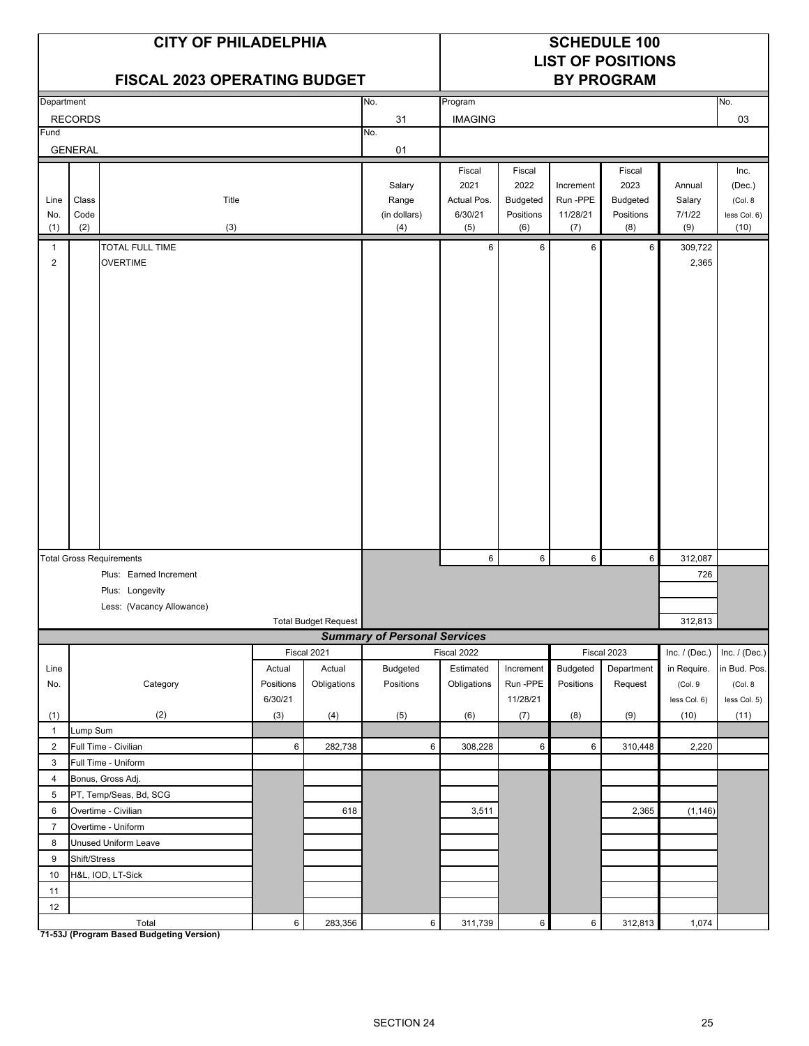# CITY OF PHILADELPHIA

## FISCAL 2023 OPERATING BUDGET

## SCHEDULE 100 LIST OF POSITIONS BY PROGRAM

| Department | No. | Program | No. |
|---|---|---|---|
| RECORDS | 31 | IMAGING | 03 |
| Fund | No. | | |
| GENERAL | 01 | | |

| Line No. (1) | Class Code (2) | Title (3) | Salary Range (in dollars) (4) | Fiscal 2021 Actual Pos. 6/30/21 (5) | Fiscal 2022 Budgeted Positions (6) | Increment Run -PPE 11/28/21 (7) | Fiscal 2023 Budgeted Positions (8) | Annual Salary 7/1/22 (9) | Inc. (Dec.) (Col. 8 less Col. 6) (10) |
|---|---|---|---|---|---|---|---|---|---|
| 1 | | TOTAL FULL TIME | | 6 | 6 | 6 | 6 | 309,722 | |
| 2 | | OVERTIME | | | | | | 2,365 | |
| | | Total Gross Requirements | | 6 | 6 | 6 | 6 | 312,087 | |
| | | Plus: Earned Increment | | | | | | 726 | |
| | | Plus: Longevity | | | | | | | |
| | | Less: (Vacancy Allowance) | | | | | | | |
| | | Total Budget Request | | | | | | 312,813 | |

### *Summary of Personal Services*

| Line No. (1) | Category (2) | Fiscal 2021 Actual Positions 6/30/21 (3) | Fiscal 2021 Actual Obligations (4) | Fiscal 2022 Budgeted Positions (5) | Fiscal 2022 Estimated Obligations (6) | Increment Run -PPE 11/28/21 (7) | Fiscal 2023 Budgeted Positions (8) | Fiscal 2023 Department Request (9) | Inc. / (Dec.) in Require. (Col. 9 less Col. 6) (10) | Inc. / (Dec.) in Bud. Pos. (Col. 8 less Col. 5) (11) |
|---|---|---|---|---|---|---|---|---|---|---|
| 1 | Lump Sum | | | | | | | | | |
| 2 | Full Time - Civilian | 6 | 282,738 | 6 | 308,228 | 6 | 6 | 310,448 | 2,220 | |
| 3 | Full Time - Uniform | | | | | | | | | |
| 4 | Bonus, Gross Adj. | | | | | | | | | |
| 5 | PT, Temp/Seas, Bd, SCG | | | | | | | | | |
| 6 | Overtime - Civilian | | 618 | | 3,511 | | | 2,365 | (1,146) | |
| 7 | Overtime - Uniform | | | | | | | | | |
| 8 | Unused Uniform Leave | | | | | | | | | |
| 9 | Shift/Stress | | | | | | | | | |
| 10 | H&L, IOD, LT-Sick | | | | | | | | | |
| 11 | | | | | | | | | | |
| 12 | | | | | | | | | | |
| | Total | 6 | 283,356 | 6 | 311,739 | 6 | 6 | 312,813 | 1,074 | |

**71-53J (Program Based Budgeting Version)**

SECTION 24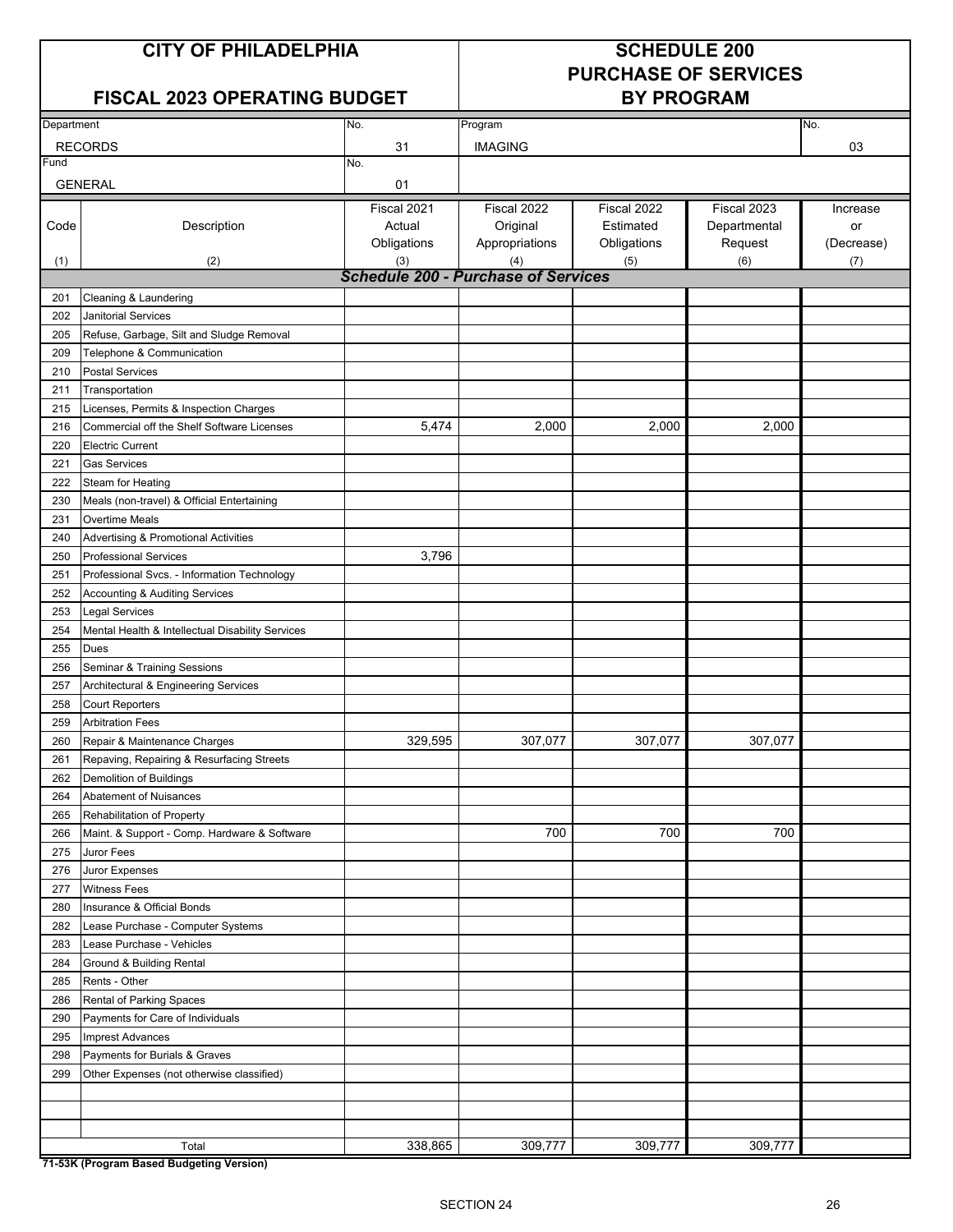# CITY OF PHILADELPHIA

## FISCAL 2023 OPERATING BUDGET

## SCHEDULE 200 PURCHASE OF SERVICES BY PROGRAM

| Department | No. | Program | No. |
|---|---|---|---|
| RECORDS | 31 | IMAGING | 03 |
| **Fund** | **No.** | | |
| GENERAL | 01 | | |

| Code (1) | Description (2) | Fiscal 2021 Actual Obligations (3) | Fiscal 2022 Original Appropriations (4) | Fiscal 2022 Estimated Obligations (5) | Fiscal 2023 Departmental Request (6) | Increase or (Decrease) (7) |
|---|---|---|---|---|---|---|
| | ***Schedule 200 - Purchase of Services*** | | | | | |
| 201 | Cleaning & Laundering | | | | | |
| 202 | Janitorial Services | | | | | |
| 205 | Refuse, Garbage, Silt and Sludge Removal | | | | | |
| 209 | Telephone & Communication | | | | | |
| 210 | Postal Services | | | | | |
| 211 | Transportation | | | | | |
| 215 | Licenses, Permits & Inspection Charges | | | | | |
| 216 | Commercial off the Shelf Software Licenses | 5,474 | 2,000 | 2,000 | 2,000 | |
| 220 | Electric Current | | | | | |
| 221 | Gas Services | | | | | |
| 222 | Steam for Heating | | | | | |
| 230 | Meals (non-travel) & Official Entertaining | | | | | |
| 231 | Overtime Meals | | | | | |
| 240 | Advertising & Promotional Activities | | | | | |
| 250 | Professional Services | 3,796 | | | | |
| 251 | Professional Svcs. - Information Technology | | | | | |
| 252 | Accounting & Auditing Services | | | | | |
| 253 | Legal Services | | | | | |
| 254 | Mental Health & Intellectual Disability Services | | | | | |
| 255 | Dues | | | | | |
| 256 | Seminar & Training Sessions | | | | | |
| 257 | Architectural & Engineering Services | | | | | |
| 258 | Court Reporters | | | | | |
| 259 | Arbitration Fees | | | | | |
| 260 | Repair & Maintenance Charges | 329,595 | 307,077 | 307,077 | 307,077 | |
| 261 | Repaving, Repairing & Resurfacing Streets | | | | | |
| 262 | Demolition of Buildings | | | | | |
| 264 | Abatement of Nuisances | | | | | |
| 265 | Rehabilitation of Property | | | | | |
| 266 | Maint. & Support - Comp. Hardware & Software | | 700 | 700 | 700 | |
| 275 | Juror Fees | | | | | |
| 276 | Juror Expenses | | | | | |
| 277 | Witness Fees | | | | | |
| 280 | Insurance & Official Bonds | | | | | |
| 282 | Lease Purchase - Computer Systems | | | | | |
| 283 | Lease Purchase - Vehicles | | | | | |
| 284 | Ground & Building Rental | | | | | |
| 285 | Rents - Other | | | | | |
| 286 | Rental of Parking Spaces | | | | | |
| 290 | Payments for Care of Individuals | | | | | |
| 295 | Imprest Advances | | | | | |
| 298 | Payments for Burials & Graves | | | | | |
| 299 | Other Expenses (not otherwise classified) | | | | | |
| | | | | | | |
| | | | | | | |
| | | | | | | |
| | Total | 338,865 | 309,777 | 309,777 | 309,777 | |

**71-53K (Program Based Budgeting Version)**

SECTION 24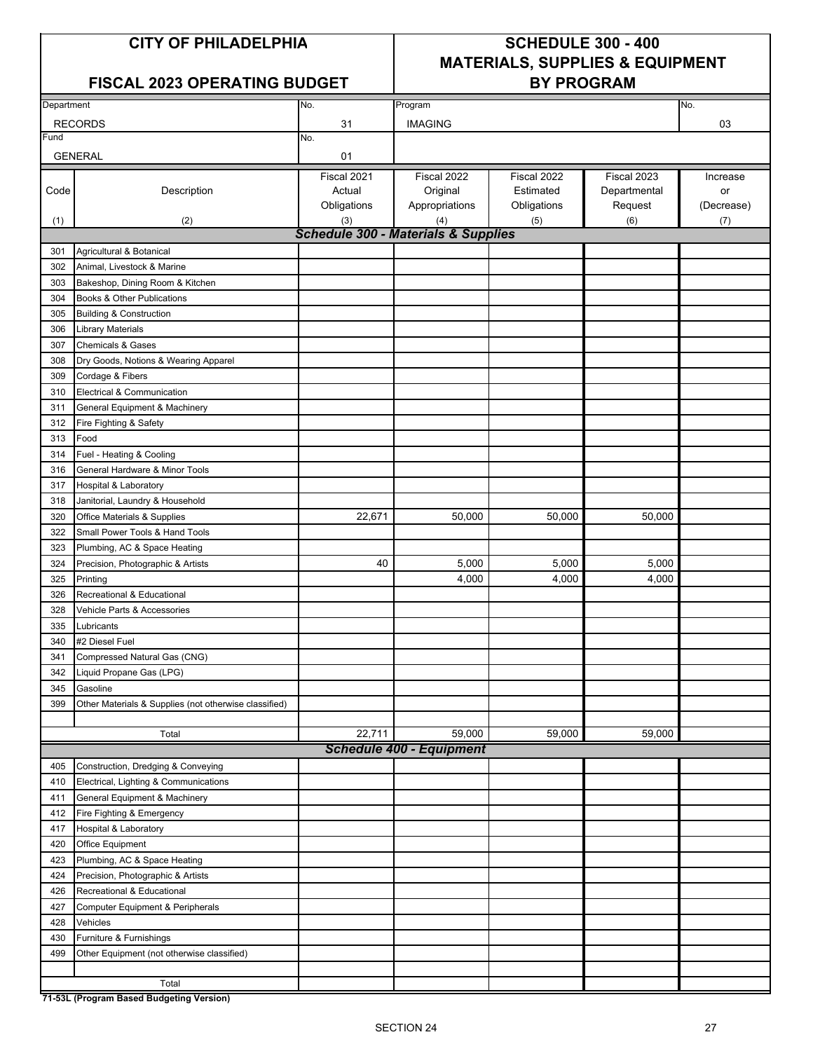# CITY OF PHILADELPHIA

## FISCAL 2023 OPERATING BUDGET

## SCHEDULE 300 - 400 MATERIALS, SUPPLIES & EQUIPMENT BY PROGRAM

| Department | No. | Program | No. |
|---|---|---|---|
| RECORDS | 31 | IMAGING | 03 |
| Fund | No. | | |
| GENERAL | 01 | | |

| Code (1) | Description (2) | Fiscal 2021 Actual Obligations (3) | Fiscal 2022 Original Appropriations (4) | Fiscal 2022 Estimated Obligations (5) | Fiscal 2023 Departmental Request (6) | Increase or (Decrease) (7) |
|---|---|---|---|---|---|---|
| | ***Schedule 300 - Materials & Supplies*** | | | | | |
| 301 | Agricultural & Botanical | | | | | |
| 302 | Animal, Livestock & Marine | | | | | |
| 303 | Bakeshop, Dining Room & Kitchen | | | | | |
| 304 | Books & Other Publications | | | | | |
| 305 | Building & Construction | | | | | |
| 306 | Library Materials | | | | | |
| 307 | Chemicals & Gases | | | | | |
| 308 | Dry Goods, Notions & Wearing Apparel | | | | | |
| 309 | Cordage & Fibers | | | | | |
| 310 | Electrical & Communication | | | | | |
| 311 | General Equipment & Machinery | | | | | |
| 312 | Fire Fighting & Safety | | | | | |
| 313 | Food | | | | | |
| 314 | Fuel - Heating & Cooling | | | | | |
| 316 | General Hardware & Minor Tools | | | | | |
| 317 | Hospital & Laboratory | | | | | |
| 318 | Janitorial, Laundry & Household | | | | | |
| 320 | Office Materials & Supplies | 22,671 | 50,000 | 50,000 | 50,000 | |
| 322 | Small Power Tools & Hand Tools | | | | | |
| 323 | Plumbing, AC & Space Heating | | | | | |
| 324 | Precision, Photographic & Artists | 40 | 5,000 | 5,000 | 5,000 | |
| 325 | Printing | | 4,000 | 4,000 | 4,000 | |
| 326 | Recreational & Educational | | | | | |
| 328 | Vehicle Parts & Accessories | | | | | |
| 335 | Lubricants | | | | | |
| 340 | #2 Diesel Fuel | | | | | |
| 341 | Compressed Natural Gas (CNG) | | | | | |
| 342 | Liquid Propane Gas (LPG) | | | | | |
| 345 | Gasoline | | | | | |
| 399 | Other Materials & Supplies (not otherwise classified) | | | | | |
| | | | | | | |
| | Total | 22,711 | 59,000 | 59,000 | 59,000 | |
| | ***Schedule 400 - Equipment*** | | | | | |
| 405 | Construction, Dredging & Conveying | | | | | |
| 410 | Electrical, Lighting & Communications | | | | | |
| 411 | General Equipment & Machinery | | | | | |
| 412 | Fire Fighting & Emergency | | | | | |
| 417 | Hospital & Laboratory | | | | | |
| 420 | Office Equipment | | | | | |
| 423 | Plumbing, AC & Space Heating | | | | | |
| 424 | Precision, Photographic & Artists | | | | | |
| 426 | Recreational & Educational | | | | | |
| 427 | Computer Equipment & Peripherals | | | | | |
| 428 | Vehicles | | | | | |
| 430 | Furniture & Furnishings | | | | | |
| 499 | Other Equipment (not otherwise classified) | | | | | |
| | | | | | | |
| | Total | | | | | |

**71-53L (Program Based Budgeting Version)**

SECTION 24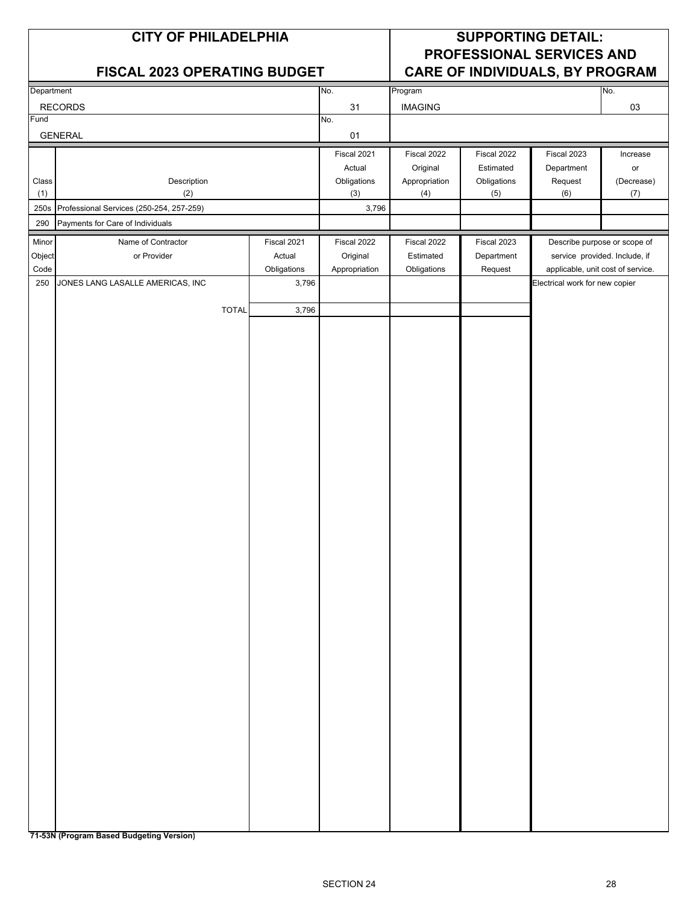# CITY OF PHILADELPHIA

## FISCAL 2023 OPERATING BUDGET

## SUPPORTING DETAIL: PROFESSIONAL SERVICES AND CARE OF INDIVIDUALS, BY PROGRAM

| Department | No. | Program | No. |
|---|---|---|---|
| RECORDS | 31 | IMAGING | 03 |
| **Fund** | **No.** | | |
| GENERAL | 01 | | |

| Class (1) | Description (2) | Fiscal 2021 Actual Obligations (3) | Fiscal 2022 Original Appropriation (4) | Fiscal 2022 Estimated Obligations (5) | Fiscal 2023 Department Request (6) | Increase or (Decrease) (7) |
|---|---|---|---|---|---|---|
| 250s | Professional Services (250-254, 257-259) | 3,796 | | | | |
| 290 | Payments for Care of Individuals | | | | | |

| Minor Object Code | Name of Contractor or Provider | Fiscal 2021 Actual Obligations | Fiscal 2022 Original Appropriation | Fiscal 2022 Estimated Obligations | Fiscal 2023 Department Request | Describe purpose or scope of service provided. Include, if applicable, unit cost of service. |
|---|---|---|---|---|---|---|
| 250 | JONES LANG LASALLE AMERICAS, INC | 3,796 | | | | Electrical work for new copier |
| | TOTAL | 3,796 | | | | |

**71-53N (Program Based Budgeting Version)**

SECTION 24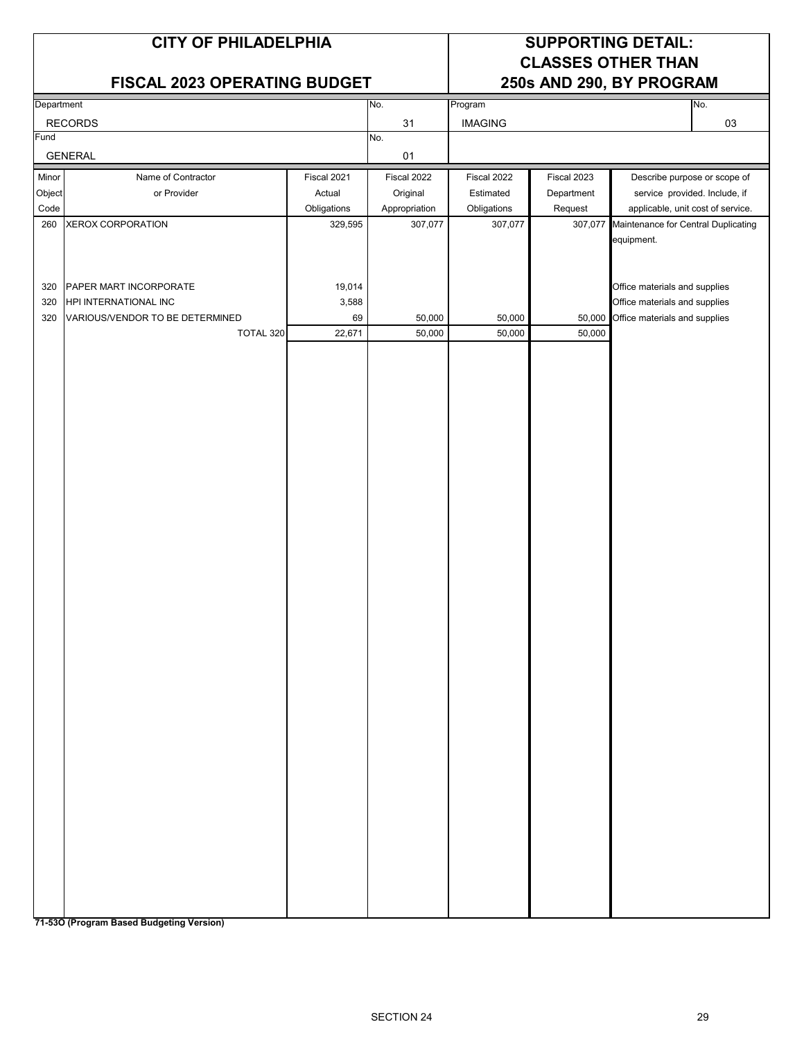# CITY OF PHILADELPHIA

## FISCAL 2023 OPERATING BUDGET

## SUPPORTING DETAIL: CLASSES OTHER THAN 250s AND 290, BY PROGRAM

| Department | No. | Program | No. |
|---|---|---|---|
| RECORDS | 31 | IMAGING | 03 |
| **Fund** | **No.** | | |
| GENERAL | 01 | | |

| Minor Object Code | Name of Contractor or Provider | Fiscal 2021 Actual Obligations | Fiscal 2022 Original Appropriation | Fiscal 2022 Estimated Obligations | Fiscal 2023 Department Request | Describe purpose or scope of service provided. Include, if applicable, unit cost of service. |
|---|---|---|---|---|---|---|
| 260 | XEROX CORPORATION | 329,595 | 307,077 | 307,077 | 307,077 | Maintenance for Central Duplicating equipment. |
| 320 | PAPER MART INCORPORATE | 19,014 | | | | Office materials and supplies |
| 320 | HPI INTERNATIONAL INC | 3,588 | | | | Office materials and supplies |
| 320 | VARIOUS/VENDOR TO BE DETERMINED | 69 | 50,000 | 50,000 | 50,000 | Office materials and supplies |
| | TOTAL 320 | 22,671 | 50,000 | 50,000 | 50,000 | |

**71-53O (Program Based Budgeting Version)**

SECTION 24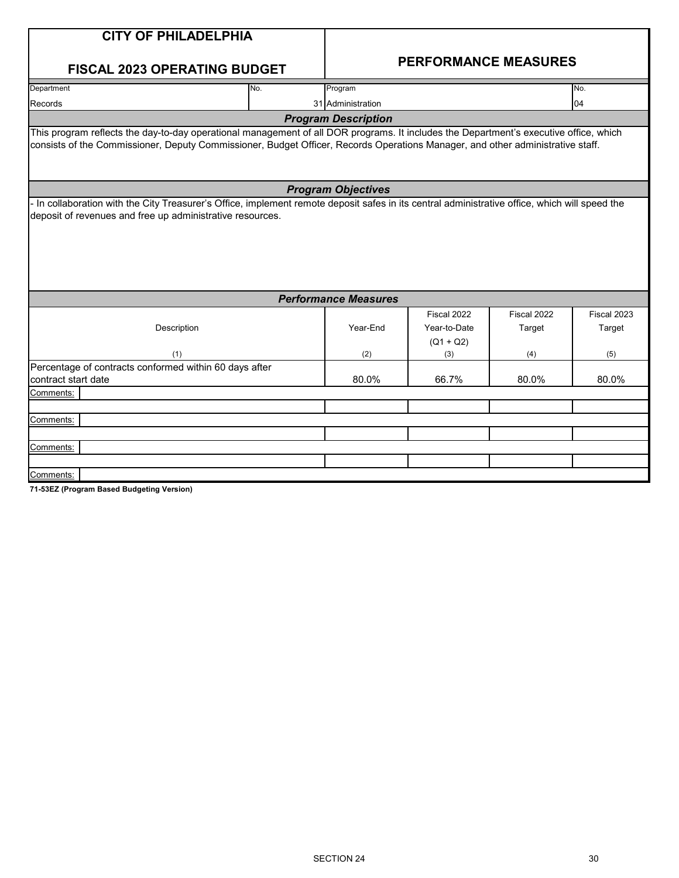# CITY OF PHILADELPHIA

## FISCAL 2023 OPERATING BUDGET

## PERFORMANCE MEASURES

| Department | No. | Program | No. |
|---|---|---|---|
| Records | 31 | Administration | 04 |

### *Program Description*

This program reflects the day-to-day operational management of all DOR programs. It includes the Department's executive office, which consists of the Commissioner, Deputy Commissioner, Budget Officer, Records Operations Manager, and other administrative staff.

### *Program Objectives*

- In collaboration with the City Treasurer's Office, implement remote deposit safes in its central administrative office, which will speed the deposit of revenues and free up administrative resources.

### *Performance Measures*

| Description | Year-End | Fiscal 2022 Year-to-Date (Q1 + Q2) | Fiscal 2022 Target | Fiscal 2023 Target |
|---|---|---|---|---|
| (1) | (2) | (3) | (4) | (5) |
| Percentage of contracts conformed within 60 days after contract start date | 80.0% | 66.7% | 80.0% | 80.0% |
| Comments: | | | | |
| | | | | |
| Comments: | | | | |
| | | | | |
| Comments: | | | | |
| | | | | |
| Comments: | | | | |

**71-53EZ (Program Based Budgeting Version)**

SECTION 24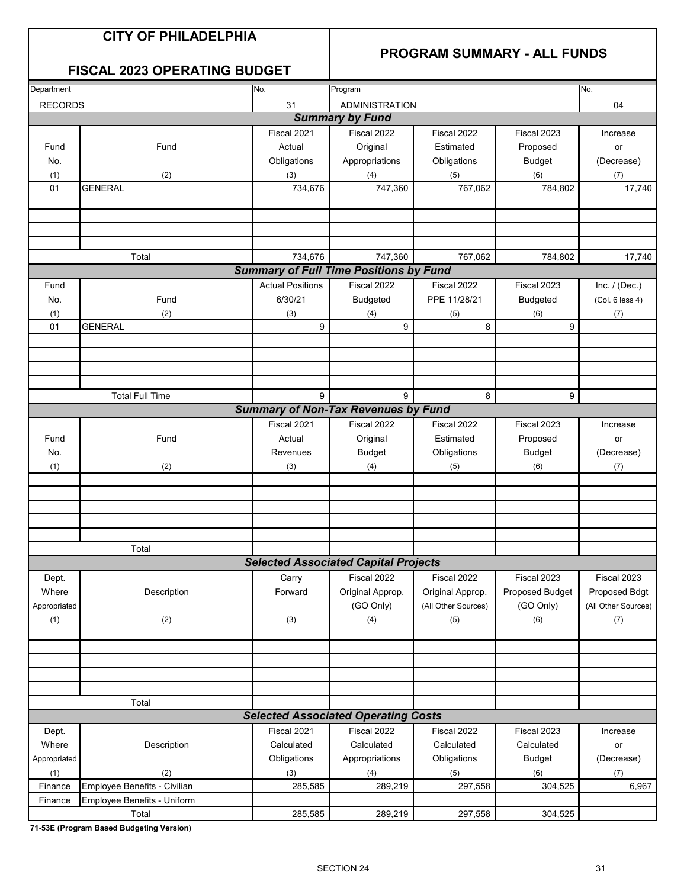# CITY OF PHILADELPHIA

## FISCAL 2023 OPERATING BUDGET

## PROGRAM SUMMARY - ALL FUNDS

| Department | No. | Program | No. |
|---|---|---|---|
| RECORDS | 31 | ADMINISTRATION | 04 |

### *Summary by Fund*

| Fund No. (1) | Fund (2) | Fiscal 2021 Actual Obligations (3) | Fiscal 2022 Original Appropriations (4) | Fiscal 2022 Estimated Obligations (5) | Fiscal 2023 Proposed Budget (6) | Increase or (Decrease) (7) |
|---|---|---|---|---|---|---|
| 01 | GENERAL | 734,676 | 747,360 | 767,062 | 784,802 | 17,740 |
| | Total | 734,676 | 747,360 | 767,062 | 784,802 | 17,740 |

### *Summary of Full Time Positions by Fund*

| Fund No. (1) | Fund (2) | Actual Positions 6/30/21 (3) | Fiscal 2022 Budgeted (4) | Fiscal 2022 PPE 11/28/21 (5) | Fiscal 2023 Budgeted (6) | Inc. / (Dec.) (Col. 6 less 4) (7) |
|---|---|---|---|---|---|---|
| 01 | GENERAL | 9 | 9 | 8 | 9 | |
| | Total Full Time | 9 | 9 | 8 | 9 | |

### *Summary of Non-Tax Revenues by Fund*

| Fund No. (1) | Fund (2) | Fiscal 2021 Actual Revenues (3) | Fiscal 2022 Original Budget (4) | Fiscal 2022 Estimated Obligations (5) | Fiscal 2023 Proposed Budget (6) | Increase or (Decrease) (7) |
|---|---|---|---|---|---|---|
| | Total | | | | | |

### *Selected Associated Capital Projects*

| Dept. Where Appropriated (1) | Description (2) | Carry Forward (3) | Fiscal 2022 Original Approp. (GO Only) (4) | Fiscal 2022 Original Approp. (All Other Sources) (5) | Fiscal 2023 Proposed Budget (GO Only) (6) | Fiscal 2023 Proposed Bdgt (All Other Sources) (7) |
|---|---|---|---|---|---|---|
| | Total | | | | | |

### *Selected Associated Operating Costs*

| Dept. Where Appropriated (1) | Description (2) | Fiscal 2021 Calculated Obligations (3) | Fiscal 2022 Calculated Appropriations (4) | Fiscal 2022 Calculated Obligations (5) | Fiscal 2023 Calculated Budget (6) | Increase or (Decrease) (7) |
|---|---|---|---|---|---|---|
| Finance | Employee Benefits - Civilian | 285,585 | 289,219 | 297,558 | 304,525 | 6,967 |
| Finance | Employee Benefits - Uniform | | | | | |
| | Total | 285,585 | 289,219 | 297,558 | 304,525 | |

**71-53E (Program Based Budgeting Version)**

SECTION 24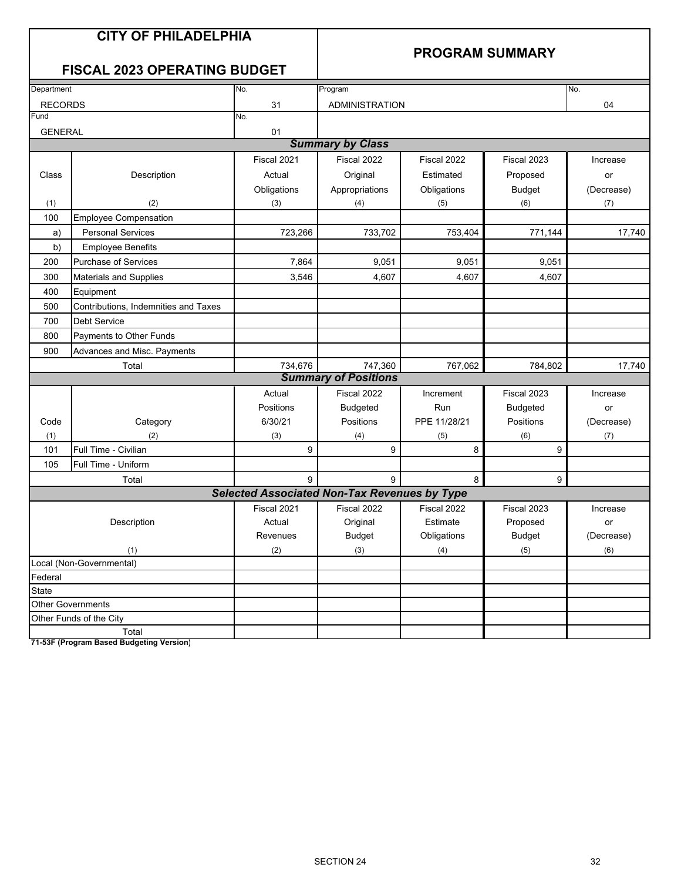# CITY OF PHILADELPHIA

## FISCAL 2023 OPERATING BUDGET

## PROGRAM SUMMARY

| Department | No. | Program | No. |
|---|---|---|---|
| RECORDS | 31 | ADMINISTRATION | 04 |
| **Fund** | **No.** | | |
| GENERAL | 01 | | |

### Summary by Class

| Class (1) | Description (2) | Fiscal 2021 Actual Obligations (3) | Fiscal 2022 Original Appropriations (4) | Fiscal 2022 Estimated Obligations (5) | Fiscal 2023 Proposed Budget (6) | Increase or (Decrease) (7) |
|---|---|---|---|---|---|---|
| 100 | Employee Compensation | | | | | |
| a) | Personal Services | 723,266 | 733,702 | 753,404 | 771,144 | 17,740 |
| b) | Employee Benefits | | | | | |
| 200 | Purchase of Services | 7,864 | 9,051 | 9,051 | 9,051 | |
| 300 | Materials and Supplies | 3,546 | 4,607 | 4,607 | 4,607 | |
| 400 | Equipment | | | | | |
| 500 | Contributions, Indemnities and Taxes | | | | | |
| 700 | Debt Service | | | | | |
| 800 | Payments to Other Funds | | | | | |
| 900 | Advances and Misc. Payments | | | | | |
| | Total | 734,676 | 747,360 | 767,062 | 784,802 | 17,740 |

### Summary of Positions

| Code (1) | Category (2) | Actual Positions 6/30/21 (3) | Fiscal 2022 Budgeted Positions (4) | Increment Run PPE 11/28/21 (5) | Fiscal 2023 Budgeted Positions (6) | Increase or (Decrease) (7) |
|---|---|---|---|---|---|---|
| 101 | Full Time - Civilian | 9 | 9 | 8 | 9 | |
| 105 | Full Time - Uniform | | | | | |
| | Total | 9 | 9 | 8 | 9 | |

### Selected Associated Non-Tax Revenues by Type

| Description (1) | Fiscal 2021 Actual Revenues (2) | Fiscal 2022 Original Budget (3) | Fiscal 2022 Estimate Obligations (4) | Fiscal 2023 Proposed Budget (5) | Increase or (Decrease) (6) |
|---|---|---|---|---|---|
| Local (Non-Governmental) | | | | | |
| Federal | | | | | |
| State | | | | | |
| Other Governments | | | | | |
| Other Funds of the City | | | | | |
| Total | | | | | |

**71-53F (Program Based Budgeting Version)**

SECTION 24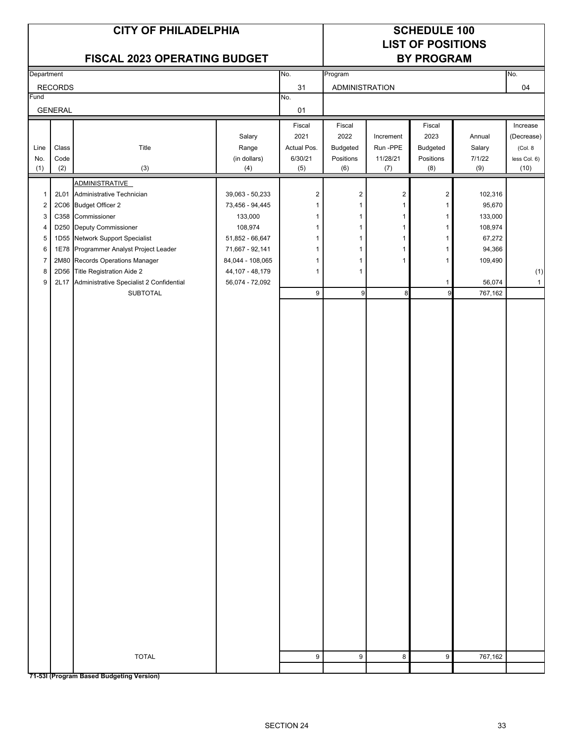# CITY OF PHILADELPHIA

## FISCAL 2023 OPERATING BUDGET

## SCHEDULE 100
## LIST OF POSITIONS
## BY PROGRAM

| Department | No. | Program | No. |
|---|---|---|---|
| RECORDS | 31 | ADMINISTRATION | 04 |
| **Fund** | **No.** | | |
| GENERAL | 01 | | |

| Line No. (1) | Class Code (2) | Title (3) | Salary Range (in dollars) (4) | Fiscal 2021 Actual Pos. 6/30/21 (5) | Fiscal 2022 Budgeted Positions (6) | Increment Run -PPE 11/28/21 (7) | Fiscal 2023 Budgeted Positions (8) | Annual Salary 7/1/22 (9) | Increase (Decrease) (Col. 8 less Col. 6) (10) |
|---|---|---|---|---|---|---|---|---|---|
| | | ADMINISTRATIVE | | | | | | | |
| 1 | 2L01 | Administrative Technician | 39,063 - 50,233 | 2 | 2 | 2 | 2 | 102,316 | |
| 2 | 2C06 | Budget Officer 2 | 73,456 - 94,445 | 1 | 1 | 1 | 1 | 95,670 | |
| 3 | C358 | Commissioner | 133,000 | 1 | 1 | 1 | 1 | 133,000 | |
| 4 | D250 | Deputy Commissioner | 108,974 | 1 | 1 | 1 | 1 | 108,974 | |
| 5 | 1D55 | Network Support Specialist | 51,852 - 66,647 | 1 | 1 | 1 | 1 | 67,272 | |
| 6 | 1E78 | Programmer Analyst Project Leader | 71,667 - 92,141 | 1 | 1 | 1 | 1 | 94,366 | |
| 7 | 2M80 | Records Operations Manager | 84,044 - 108,065 | 1 | 1 | 1 | 1 | 109,490 | |
| 8 | 2D56 | Title Registration Aide 2 | 44,107 - 48,179 | 1 | 1 | | | | (1) |
| 9 | 2L17 | Administrative Specialist 2 Confidential | 56,074 - 72,092 | | | | 1 | 56,074 | 1 |
| | | SUBTOTAL | | 9 | 9 | 8 | 9 | 767,162 | |
| | | TOTAL | | 9 | 9 | 8 | 9 | 767,162 | |

**71-53I (Program Based Budgeting Version)**

SECTION 24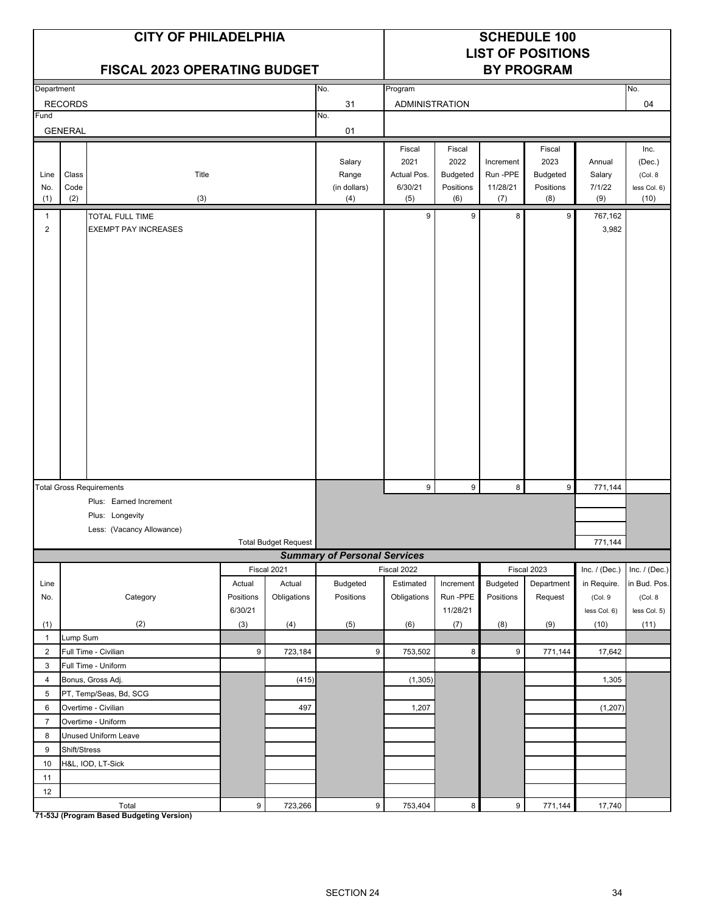# CITY OF PHILADELPHIA

## FISCAL 2023 OPERATING BUDGET

## SCHEDULE 100
## LIST OF POSITIONS
## BY PROGRAM

| Department | No. | Program | No. |
|---|---|---|---|
| RECORDS | 31 | ADMINISTRATION | 04 |
| Fund | No. | | |
| GENERAL | 01 | | |

| Line No. (1) | Class Code (2) | Title (3) | Salary Range (in dollars) (4) | Fiscal 2021 Actual Pos. 6/30/21 (5) | Fiscal 2022 Budgeted Positions (6) | Increment Run -PPE 11/28/21 (7) | Fiscal 2023 Budgeted Positions (8) | Annual Salary 7/1/22 (9) | Inc. (Dec.) (Col. 8 less Col. 6) (10) |
|---|---|---|---|---|---|---|---|---|---|
| 1 | | TOTAL FULL TIME | | 9 | 9 | 8 | 9 | 767,162 | |
| 2 | | EXEMPT PAY INCREASES | | | | | | 3,982 | |
| | | Total Gross Requirements | | 9 | 9 | 8 | 9 | 771,144 | |
| | | Plus: Earned Increment | | | | | | | |
| | | Plus: Longevity | | | | | | | |
| | | Less: (Vacancy Allowance) | | | | | | | |
| | | Total Budget Request | | | | | | 771,144 | |

### *Summary of Personal Services*

| Line No. (1) | Category (2) | Fiscal 2021 Actual Positions 6/30/21 (3) | Fiscal 2021 Actual Obligations (4) | Fiscal 2022 Budgeted Positions (5) | Fiscal 2022 Estimated Obligations (6) | Increment Run -PPE 11/28/21 (7) | Fiscal 2023 Budgeted Positions (8) | Fiscal 2023 Department Request (9) | Inc. / (Dec.) in Require. (Col. 9 less Col. 6) (10) | Inc. / (Dec.) in Bud. Pos. (Col. 8 less Col. 5) (11) |
|---|---|---|---|---|---|---|---|---|---|---|
| 1 | Lump Sum | | | | | | | | | |
| 2 | Full Time - Civilian | 9 | 723,184 | 9 | 753,502 | 8 | 9 | 771,144 | 17,642 | |
| 3 | Full Time - Uniform | | | | | | | | | |
| 4 | Bonus, Gross Adj. | | (415) | | (1,305) | | | | 1,305 | |
| 5 | PT, Temp/Seas, Bd, SCG | | | | | | | | | |
| 6 | Overtime - Civilian | | 497 | | 1,207 | | | | (1,207) | |
| 7 | Overtime - Uniform | | | | | | | | | |
| 8 | Unused Uniform Leave | | | | | | | | | |
| 9 | Shift/Stress | | | | | | | | | |
| 10 | H&L, IOD, LT-Sick | | | | | | | | | |
| 11 | | | | | | | | | | |
| 12 | | | | | | | | | | |
| | Total | 9 | 723,266 | 9 | 753,404 | 8 | 9 | 771,144 | 17,740 | |

**71-53J (Program Based Budgeting Version)**

SECTION 24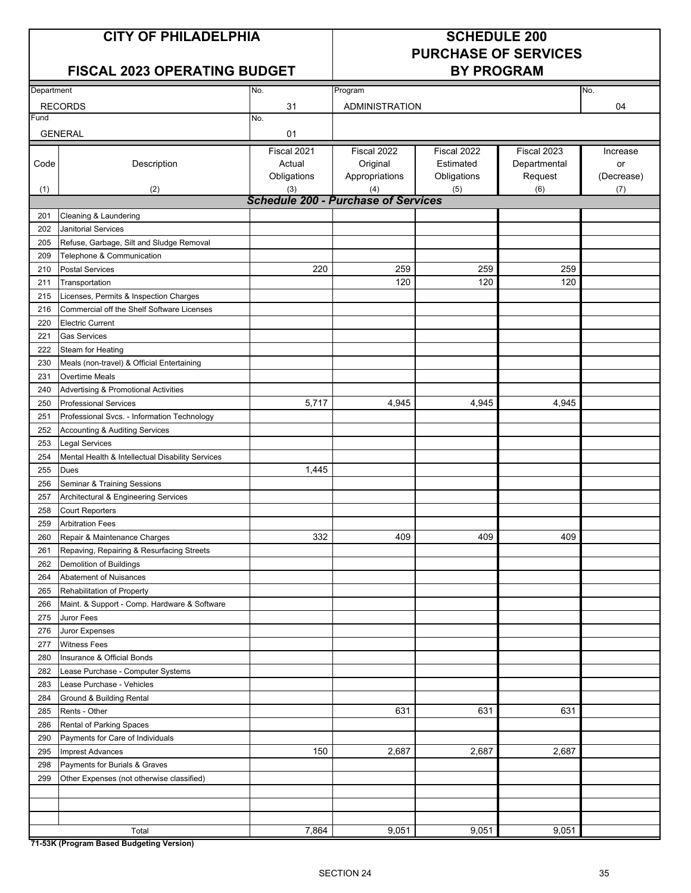# CITY OF PHILADELPHIA

## FISCAL 2023 OPERATING BUDGET

## SCHEDULE 200 PURCHASE OF SERVICES BY PROGRAM

| Department | No. | Program | No. |
|---|---|---|---|
| RECORDS | 31 | ADMINISTRATION | 04 |
| **Fund** | **No.** | | |
| GENERAL | 01 | | |

| Code (1) | Description (2) | Fiscal 2021 Actual Obligations (3) | Fiscal 2022 Original Appropriations (4) | Fiscal 2022 Estimated Obligations (5) | Fiscal 2023 Departmental Request (6) | Increase or (Decrease) (7) |
|---|---|---|---|---|---|---|
| | ***Schedule 200 - Purchase of Services*** | | | | | |
| 201 | Cleaning & Laundering | | | | | |
| 202 | Janitorial Services | | | | | |
| 205 | Refuse, Garbage, Silt and Sludge Removal | | | | | |
| 209 | Telephone & Communication | | | | | |
| 210 | Postal Services | 220 | 259 | 259 | 259 | |
| 211 | Transportation | | 120 | 120 | 120 | |
| 215 | Licenses, Permits & Inspection Charges | | | | | |
| 216 | Commercial off the Shelf Software Licenses | | | | | |
| 220 | Electric Current | | | | | |
| 221 | Gas Services | | | | | |
| 222 | Steam for Heating | | | | | |
| 230 | Meals (non-travel) & Official Entertaining | | | | | |
| 231 | Overtime Meals | | | | | |
| 240 | Advertising & Promotional Activities | | | | | |
| 250 | Professional Services | 5,717 | 4,945 | 4,945 | 4,945 | |
| 251 | Professional Svcs. - Information Technology | | | | | |
| 252 | Accounting & Auditing Services | | | | | |
| 253 | Legal Services | | | | | |
| 254 | Mental Health & Intellectual Disability Services | | | | | |
| 255 | Dues | 1,445 | | | | |
| 256 | Seminar & Training Sessions | | | | | |
| 257 | Architectural & Engineering Services | | | | | |
| 258 | Court Reporters | | | | | |
| 259 | Arbitration Fees | | | | | |
| 260 | Repair & Maintenance Charges | 332 | 409 | 409 | 409 | |
| 261 | Repaving, Repairing & Resurfacing Streets | | | | | |
| 262 | Demolition of Buildings | | | | | |
| 264 | Abatement of Nuisances | | | | | |
| 265 | Rehabilitation of Property | | | | | |
| 266 | Maint. & Support - Comp. Hardware & Software | | | | | |
| 275 | Juror Fees | | | | | |
| 276 | Juror Expenses | | | | | |
| 277 | Witness Fees | | | | | |
| 280 | Insurance & Official Bonds | | | | | |
| 282 | Lease Purchase - Computer Systems | | | | | |
| 283 | Lease Purchase - Vehicles | | | | | |
| 284 | Ground & Building Rental | | | | | |
| 285 | Rents - Other | | 631 | 631 | 631 | |
| 286 | Rental of Parking Spaces | | | | | |
| 290 | Payments for Care of Individuals | | | | | |
| 295 | Imprest Advances | 150 | 2,687 | 2,687 | 2,687 | |
| 298 | Payments for Burials & Graves | | | | | |
| 299 | Other Expenses (not otherwise classified) | | | | | |
| | | | | | | |
| | | | | | | |
| | | | | | | |
| | Total | 7,864 | 9,051 | 9,051 | 9,051 | |

**71-53K (Program Based Budgeting Version)**

SECTION 24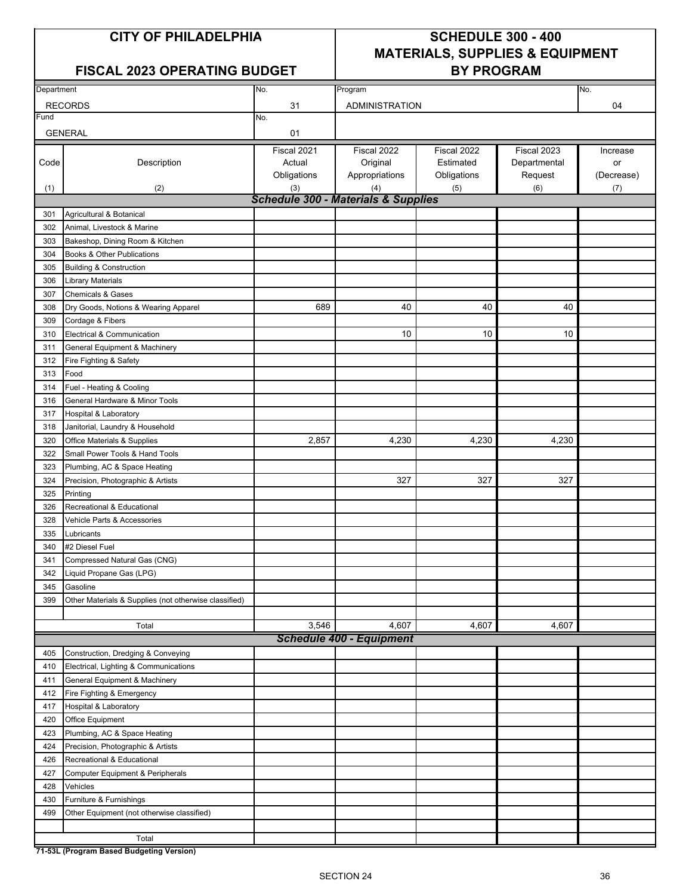# CITY OF PHILADELPHIA

## FISCAL 2023 OPERATING BUDGET

# SCHEDULE 300 - 400 MATERIALS, SUPPLIES & EQUIPMENT BY PROGRAM

| Department | No. | Program | No. |
|---|---|---|---|
| RECORDS | 31 | ADMINISTRATION | 04 |
| **Fund** | **No.** | | |
| GENERAL | 01 | | |

| Code (1) | Description (2) | Fiscal 2021 Actual Obligations (3) | Fiscal 2022 Original Appropriations (4) | Fiscal 2022 Estimated Obligations (5) | Fiscal 2023 Departmental Request (6) | Increase or (Decrease) (7) |
|---|---|---|---|---|---|---|
| | ***Schedule 300 - Materials & Supplies*** | | | | | |
| 301 | Agricultural & Botanical | | | | | |
| 302 | Animal, Livestock & Marine | | | | | |
| 303 | Bakeshop, Dining Room & Kitchen | | | | | |
| 304 | Books & Other Publications | | | | | |
| 305 | Building & Construction | | | | | |
| 306 | Library Materials | | | | | |
| 307 | Chemicals & Gases | | | | | |
| 308 | Dry Goods, Notions & Wearing Apparel | 689 | 40 | 40 | 40 | |
| 309 | Cordage & Fibers | | | | | |
| 310 | Electrical & Communication | | 10 | 10 | 10 | |
| 311 | General Equipment & Machinery | | | | | |
| 312 | Fire Fighting & Safety | | | | | |
| 313 | Food | | | | | |
| 314 | Fuel - Heating & Cooling | | | | | |
| 316 | General Hardware & Minor Tools | | | | | |
| 317 | Hospital & Laboratory | | | | | |
| 318 | Janitorial, Laundry & Household | | | | | |
| 320 | Office Materials & Supplies | 2,857 | 4,230 | 4,230 | 4,230 | |
| 322 | Small Power Tools & Hand Tools | | | | | |
| 323 | Plumbing, AC & Space Heating | | | | | |
| 324 | Precision, Photographic & Artists | | 327 | 327 | 327 | |
| 325 | Printing | | | | | |
| 326 | Recreational & Educational | | | | | |
| 328 | Vehicle Parts & Accessories | | | | | |
| 335 | Lubricants | | | | | |
| 340 | #2 Diesel Fuel | | | | | |
| 341 | Compressed Natural Gas (CNG) | | | | | |
| 342 | Liquid Propane Gas (LPG) | | | | | |
| 345 | Gasoline | | | | | |
| 399 | Other Materials & Supplies (not otherwise classified) | | | | | |
| | | | | | | |
| | Total | 3,546 | 4,607 | 4,607 | 4,607 | |
| | ***Schedule 400 - Equipment*** | | | | | |
| 405 | Construction, Dredging & Conveying | | | | | |
| 410 | Electrical, Lighting & Communications | | | | | |
| 411 | General Equipment & Machinery | | | | | |
| 412 | Fire Fighting & Emergency | | | | | |
| 417 | Hospital & Laboratory | | | | | |
| 420 | Office Equipment | | | | | |
| 423 | Plumbing, AC & Space Heating | | | | | |
| 424 | Precision, Photographic & Artists | | | | | |
| 426 | Recreational & Educational | | | | | |
| 427 | Computer Equipment & Peripherals | | | | | |
| 428 | Vehicles | | | | | |
| 430 | Furniture & Furnishings | | | | | |
| 499 | Other Equipment (not otherwise classified) | | | | | |
| | | | | | | |
| | Total | | | | | |

**71-53L (Program Based Budgeting Version)**

SECTION 24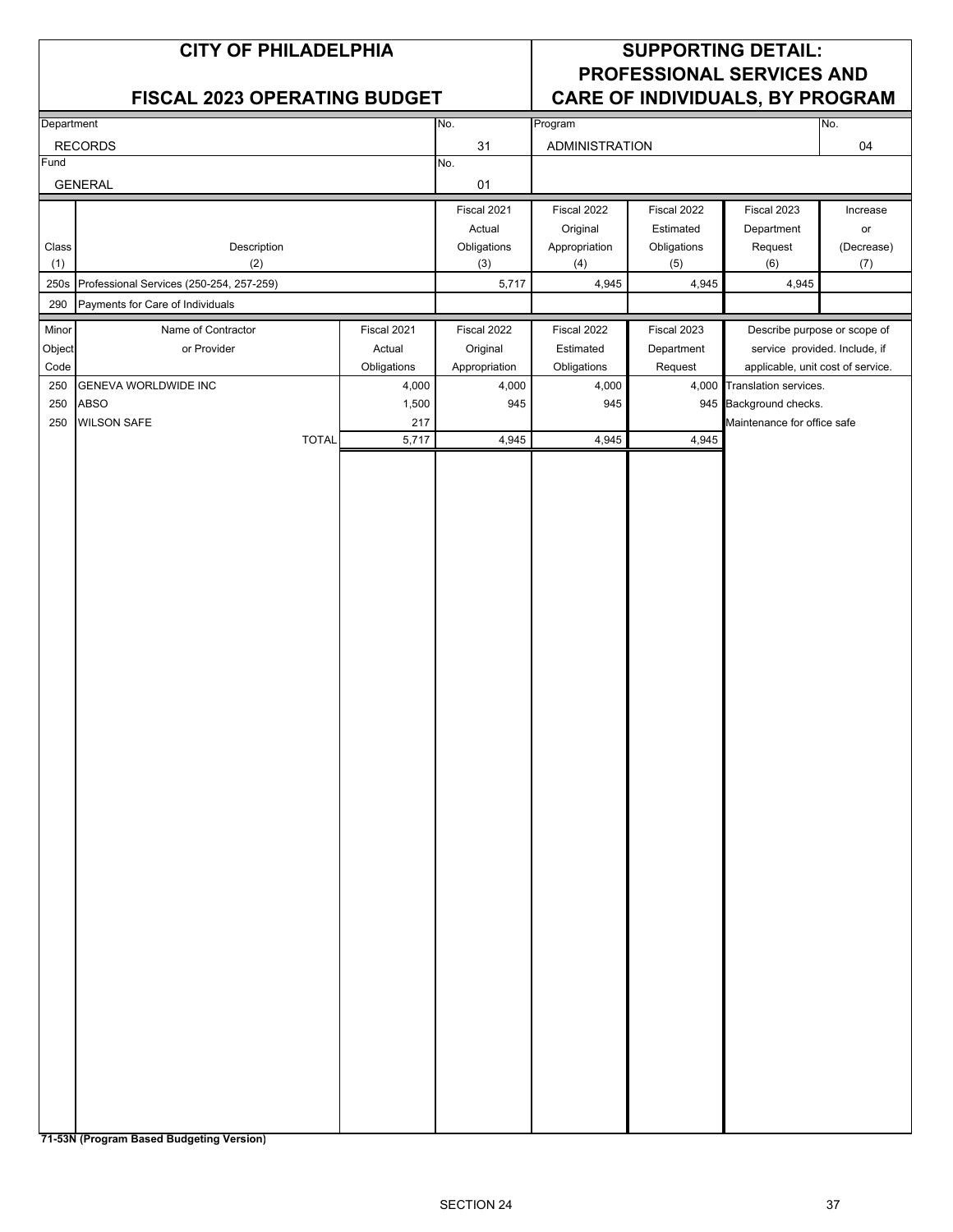# CITY OF PHILADELPHIA

# FISCAL 2023 OPERATING BUDGET

# SUPPORTING DETAIL: PROFESSIONAL SERVICES AND CARE OF INDIVIDUALS, BY PROGRAM

| Department | No. | Program | No. |
|---|---|---|---|
| RECORDS | 31 | ADMINISTRATION | 04 |
| **Fund** | **No.** | | |
| GENERAL | 01 | | |

| Class (1) | Description (2) | Fiscal 2021 Actual Obligations (3) | Fiscal 2022 Original Appropriation (4) | Fiscal 2022 Estimated Obligations (5) | Fiscal 2023 Department Request (6) | Increase or (Decrease) (7) |
|---|---|---|---|---|---|---|
| 250s | Professional Services (250-254, 257-259) | 5,717 | 4,945 | 4,945 | 4,945 | |
| 290 | Payments for Care of Individuals | | | | | |

| Minor Object Code | Name of Contractor or Provider | Fiscal 2021 Actual Obligations | Fiscal 2022 Original Appropriation | Fiscal 2022 Estimated Obligations | Fiscal 2023 Department Request | Describe purpose or scope of service provided. Include, if applicable, unit cost of service. |
|---|---|---|---|---|---|---|
| 250 | GENEVA WORLDWIDE INC | 4,000 | 4,000 | 4,000 | 4,000 | Translation services. |
| 250 | ABSO | 1,500 | 945 | 945 | 945 | Background checks. |
| 250 | WILSON SAFE | 217 | | | | Maintenance for office safe |
| | TOTAL | 5,717 | 4,945 | 4,945 | 4,945 | |

71-53N (Program Based Budgeting Version)

SECTION 24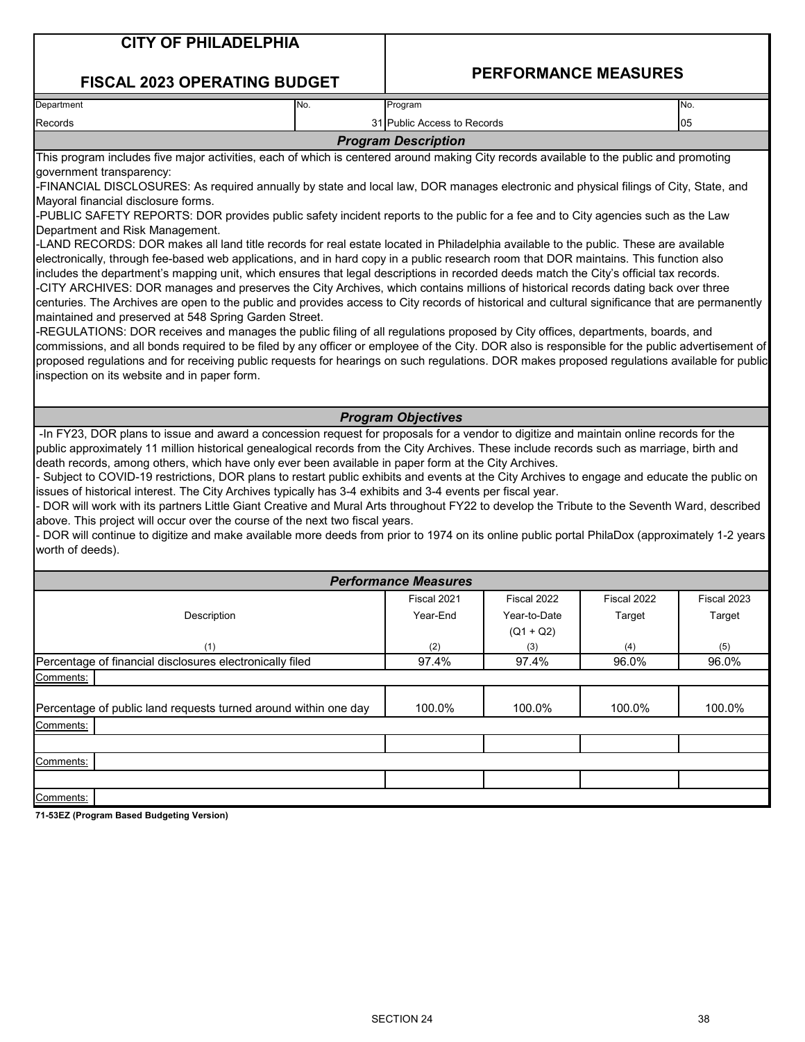# CITY OF PHILADELPHIA

## FISCAL 2023 OPERATING BUDGET

## PERFORMANCE MEASURES

| Department | No. | Program | No. |
|---|---|---|---|
| Records | 31 | Public Access to Records | 05 |

### *Program Description*

This program includes five major activities, each of which is centered around making City records available to the public and promoting government transparency:

-FINANCIAL DISCLOSURES: As required annually by state and local law, DOR manages electronic and physical filings of City, State, and Mayoral financial disclosure forms.

-PUBLIC SAFETY REPORTS: DOR provides public safety incident reports to the public for a fee and to City agencies such as the Law Department and Risk Management.

-LAND RECORDS: DOR makes all land title records for real estate located in Philadelphia available to the public. These are available electronically, through fee-based web applications, and in hard copy in a public research room that DOR maintains. This function also includes the department's mapping unit, which ensures that legal descriptions in recorded deeds match the City's official tax records.

-CITY ARCHIVES: DOR manages and preserves the City Archives, which contains millions of historical records dating back over three centuries. The Archives are open to the public and provides access to City records of historical and cultural significance that are permanently maintained and preserved at 548 Spring Garden Street.

-REGULATIONS: DOR receives and manages the public filing of all regulations proposed by City offices, departments, boards, and commissions, and all bonds required to be filed by any officer or employee of the City. DOR also is responsible for the public advertisement of proposed regulations and for receiving public requests for hearings on such regulations. DOR makes proposed regulations available for public inspection on its website and in paper form.

### *Program Objectives*

-In FY23, DOR plans to issue and award a concession request for proposals for a vendor to digitize and maintain online records for the public approximately 11 million historical genealogical records from the City Archives. These include records such as marriage, birth and death records, among others, which have only ever been available in paper form at the City Archives.

- Subject to COVID-19 restrictions, DOR plans to restart public exhibits and events at the City Archives to engage and educate the public on issues of historical interest. The City Archives typically has 3-4 exhibits and 3-4 events per fiscal year.

- DOR will work with its partners Little Giant Creative and Mural Arts throughout FY22 to develop the Tribute to the Seventh Ward, described above. This project will occur over the course of the next two fiscal years.

- DOR will continue to digitize and make available more deeds from prior to 1974 on its online public portal PhilaDox (approximately 1-2 years worth of deeds).

### *Performance Measures*

| Description<br>(1) | Fiscal 2021 Year-End<br>(2) | Fiscal 2022 Year-to-Date (Q1 + Q2)<br>(3) | Fiscal 2022 Target<br>(4) | Fiscal 2023 Target<br>(5) |
|---|---|---|---|---|
| Percentage of financial disclosures electronically filed | 97.4% | 97.4% | 96.0% | 96.0% |
| Comments: | | | | |
| Percentage of public land requests turned around within one day | 100.0% | 100.0% | 100.0% | 100.0% |
| Comments: | | | | |
| | | | | |
| Comments: | | | | |
| | | | | |
| Comments: | | | | |

**71-53EZ (Program Based Budgeting Version)**

SECTION 24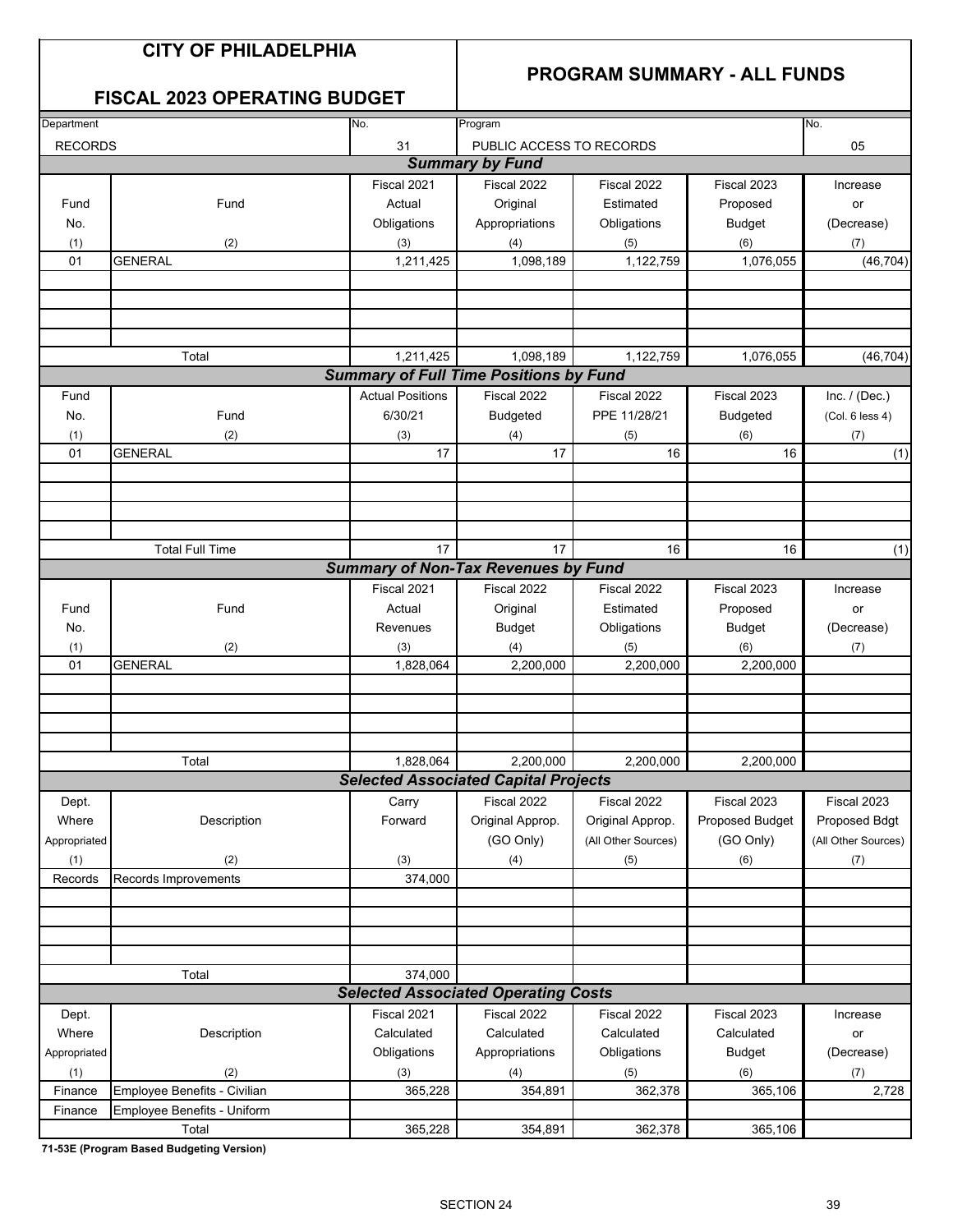# CITY OF PHILADELPHIA

## FISCAL 2023 OPERATING BUDGET

## PROGRAM SUMMARY - ALL FUNDS

| Department | No. | Program | No. |
|---|---|---|---|
| RECORDS | 31 | PUBLIC ACCESS TO RECORDS | 05 |

### *Summary by Fund*

| Fund No. (1) | Fund (2) | Fiscal 2021 Actual Obligations (3) | Fiscal 2022 Original Appropriations (4) | Fiscal 2022 Estimated Obligations (5) | Fiscal 2023 Proposed Budget (6) | Increase or (Decrease) (7) |
|---|---|---|---|---|---|---|
| 01 | GENERAL | 1,211,425 | 1,098,189 | 1,122,759 | 1,076,055 | (46,704) |
| | Total | 1,211,425 | 1,098,189 | 1,122,759 | 1,076,055 | (46,704) |

### *Summary of Full Time Positions by Fund*

| Fund No. (1) | Fund (2) | Actual Positions 6/30/21 (3) | Fiscal 2022 Budgeted (4) | Fiscal 2022 PPE 11/28/21 (5) | Fiscal 2023 Budgeted (6) | Inc. / (Dec.) (Col. 6 less 4) (7) |
|---|---|---|---|---|---|---|
| 01 | GENERAL | 17 | 17 | 16 | 16 | (1) |
| | Total Full Time | 17 | 17 | 16 | 16 | (1) |

### *Summary of Non-Tax Revenues by Fund*

| Fund No. (1) | Fund (2) | Fiscal 2021 Actual Revenues (3) | Fiscal 2022 Original Budget (4) | Fiscal 2022 Estimated Obligations (5) | Fiscal 2023 Proposed Budget (6) | Increase or (Decrease) (7) |
|---|---|---|---|---|---|---|
| 01 | GENERAL | 1,828,064 | 2,200,000 | 2,200,000 | 2,200,000 | |
| | Total | 1,828,064 | 2,200,000 | 2,200,000 | 2,200,000 | |

### *Selected Associated Capital Projects*

| Dept. Where Appropriated (1) | Description (2) | Carry Forward (3) | Fiscal 2022 Original Approp. (GO Only) (4) | Fiscal 2022 Original Approp. (All Other Sources) (5) | Fiscal 2023 Proposed Budget (GO Only) (6) | Fiscal 2023 Proposed Bdgt (All Other Sources) (7) |
|---|---|---|---|---|---|---|
| Records | Records Improvements | 374,000 | | | | |
| | Total | 374,000 | | | | |

### *Selected Associated Operating Costs*

| Dept. Where Appropriated (1) | Description (2) | Fiscal 2021 Calculated Obligations (3) | Fiscal 2022 Calculated Appropriations (4) | Fiscal 2022 Calculated Obligations (5) | Fiscal 2023 Calculated Budget (6) | Increase or (Decrease) (7) |
|---|---|---|---|---|---|---|
| Finance | Employee Benefits - Civilian | 365,228 | 354,891 | 362,378 | 365,106 | 2,728 |
| Finance | Employee Benefits - Uniform | | | | | |
| | Total | 365,228 | 354,891 | 362,378 | 365,106 | |

**71-53E (Program Based Budgeting Version)**

SECTION 24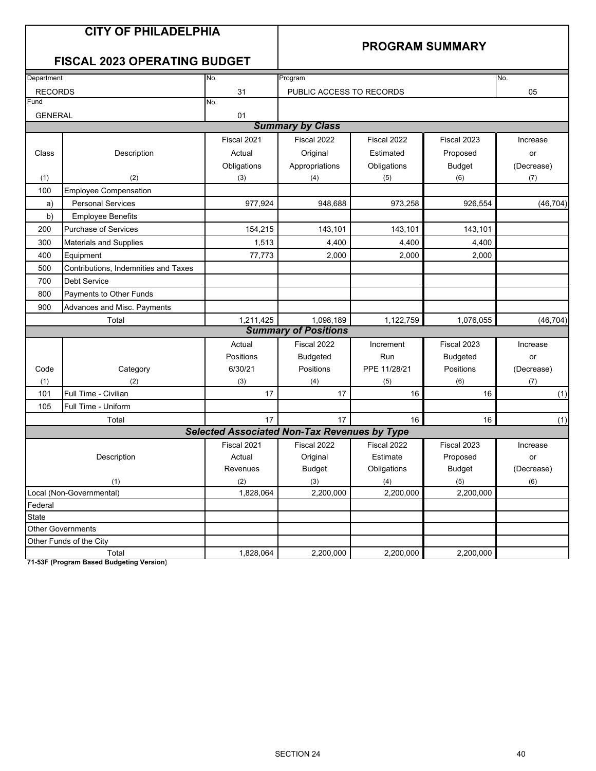# CITY OF PHILADELPHIA

## FISCAL 2023 OPERATING BUDGET

## PROGRAM SUMMARY

| Department | No. | Program | No. |
|---|---|---|---|
| RECORDS | 31 | PUBLIC ACCESS TO RECORDS | 05 |
| Fund | No. | | |
| GENERAL | 01 | | |

### *Summary by Class*

| Class (1) | Description (2) | Fiscal 2021 Actual Obligations (3) | Fiscal 2022 Original Appropriations (4) | Fiscal 2022 Estimated Obligations (5) | Fiscal 2023 Proposed Budget (6) | Increase or (Decrease) (7) |
|---|---|---|---|---|---|---|
| 100 | Employee Compensation | | | | | |
| a) | Personal Services | 977,924 | 948,688 | 973,258 | 926,554 | (46,704) |
| b) | Employee Benefits | | | | | |
| 200 | Purchase of Services | 154,215 | 143,101 | 143,101 | 143,101 | |
| 300 | Materials and Supplies | 1,513 | 4,400 | 4,400 | 4,400 | |
| 400 | Equipment | 77,773 | 2,000 | 2,000 | 2,000 | |
| 500 | Contributions, Indemnities and Taxes | | | | | |
| 700 | Debt Service | | | | | |
| 800 | Payments to Other Funds | | | | | |
| 900 | Advances and Misc. Payments | | | | | |
| | Total | 1,211,425 | 1,098,189 | 1,122,759 | 1,076,055 | (46,704) |

### *Summary of Positions*

| Code (1) | Category (2) | Actual Positions 6/30/21 (3) | Fiscal 2022 Budgeted Positions (4) | Increment Run PPE 11/28/21 (5) | Fiscal 2023 Budgeted Positions (6) | Increase or (Decrease) (7) |
|---|---|---|---|---|---|---|
| 101 | Full Time - Civilian | 17 | 17 | 16 | 16 | (1) |
| 105 | Full Time - Uniform | | | | | |
| | Total | 17 | 17 | 16 | 16 | (1) |

### *Selected Associated Non-Tax Revenues by Type*

| Description (1) | Fiscal 2021 Actual Revenues (2) | Fiscal 2022 Original Budget (3) | Fiscal 2022 Estimate Obligations (4) | Fiscal 2023 Proposed Budget (5) | Increase or (Decrease) (6) |
|---|---|---|---|---|---|
| Local (Non-Governmental) | 1,828,064 | 2,200,000 | 2,200,000 | 2,200,000 | |
| Federal | | | | | |
| State | | | | | |
| Other Governments | | | | | |
| Other Funds of the City | | | | | |
| Total | 1,828,064 | 2,200,000 | 2,200,000 | 2,200,000 | |

**71-53F (Program Based Budgeting Version)**

SECTION 24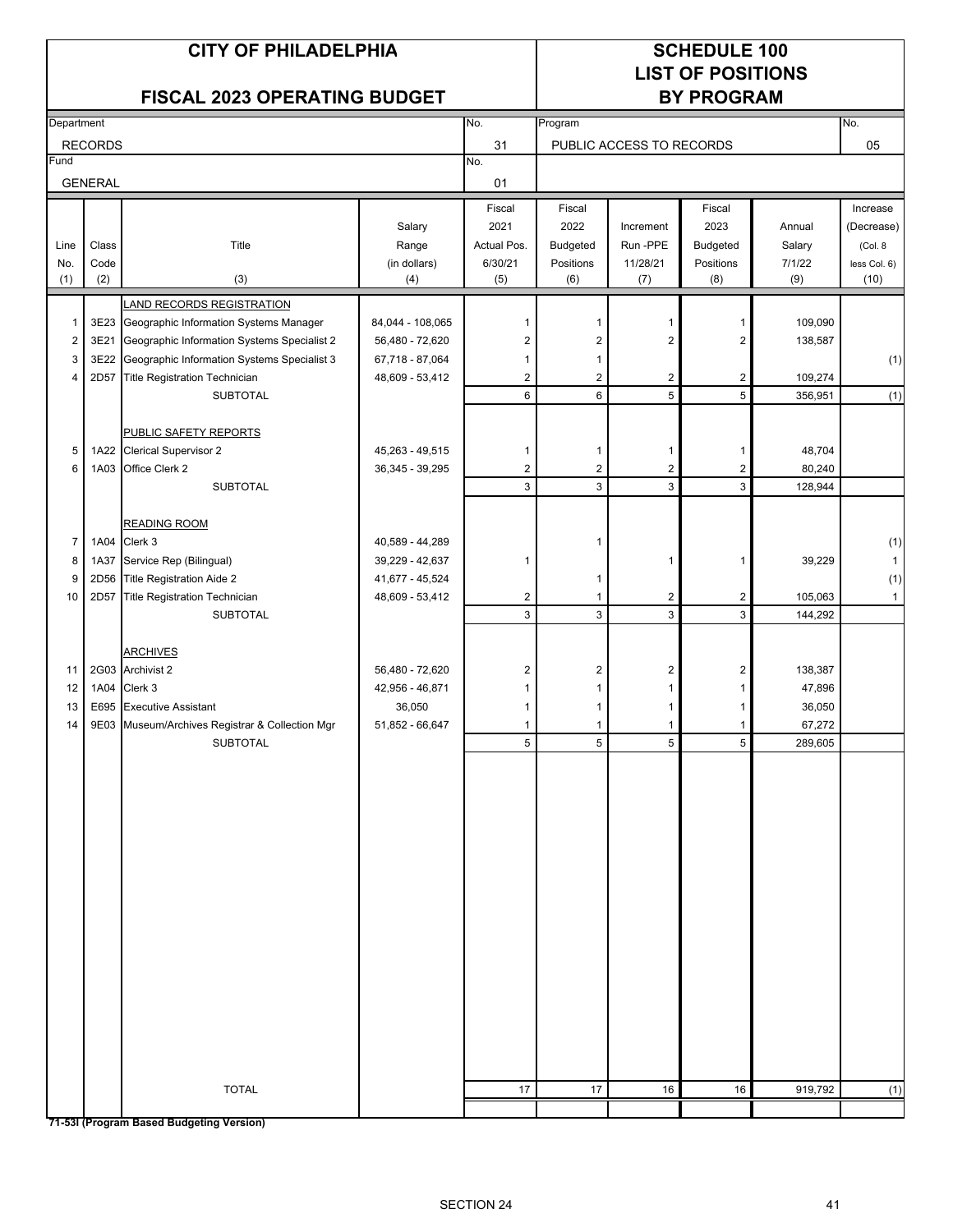# CITY OF PHILADELPHIA

## FISCAL 2023 OPERATING BUDGET

# SCHEDULE 100
## LIST OF POSITIONS BY PROGRAM

| Department | No. | Program | No. |
|---|---|---|---|
| RECORDS | 31 | PUBLIC ACCESS TO RECORDS | 05 |
| **Fund** | **No.** | | |
| GENERAL | 01 | | |

| Line No. (1) | Class Code (2) | Title (3) | Salary Range (in dollars) (4) | Fiscal 2021 Actual Pos. 6/30/21 (5) | Fiscal 2022 Budgeted Positions (6) | Increment Run -PPE 11/28/21 (7) | Fiscal 2023 Budgeted Positions (8) | Annual Salary 7/1/22 (9) | Increase (Decrease) (Col. 8 less Col. 6) (10) |
|---|---|---|---|---|---|---|---|---|---|
| | | LAND RECORDS REGISTRATION | | | | | | | |
| 1 | 3E23 | Geographic Information Systems Manager | 84,044 - 108,065 | 1 | 1 | 1 | 1 | 109,090 | |
| 2 | 3E21 | Geographic Information Systems Specialist 2 | 56,480 - 72,620 | 2 | 2 | 2 | 2 | 138,587 | |
| 3 | 3E22 | Geographic Information Systems Specialist 3 | 67,718 - 87,064 | 1 | 1 | | | | (1) |
| 4 | 2D57 | Title Registration Technician | 48,609 - 53,412 | 2 | 2 | 2 | 2 | 109,274 | |
| | | SUBTOTAL | | 6 | 6 | 5 | 5 | 356,951 | (1) |
| | | PUBLIC SAFETY REPORTS | | | | | | | |
| 5 | 1A22 | Clerical Supervisor 2 | 45,263 - 49,515 | 1 | 1 | 1 | 1 | 48,704 | |
| 6 | 1A03 | Office Clerk 2 | 36,345 - 39,295 | 2 | 2 | 2 | 2 | 80,240 | |
| | | SUBTOTAL | | 3 | 3 | 3 | 3 | 128,944 | |
| | | READING ROOM | | | | | | | |
| 7 | 1A04 | Clerk 3 | 40,589 - 44,289 | | 1 | | | | (1) |
| 8 | 1A37 | Service Rep (Bilingual) | 39,229 - 42,637 | 1 | | 1 | 1 | 39,229 | 1 |
| 9 | 2D56 | Title Registration Aide 2 | 41,677 - 45,524 | | 1 | | | | (1) |
| 10 | 2D57 | Title Registration Technician | 48,609 - 53,412 | 2 | 1 | 2 | 2 | 105,063 | 1 |
| | | SUBTOTAL | | 3 | 3 | 3 | 3 | 144,292 | |
| | | ARCHIVES | | | | | | | |
| 11 | 2G03 | Archivist 2 | 56,480 - 72,620 | 2 | 2 | 2 | 2 | 138,387 | |
| 12 | 1A04 | Clerk 3 | 42,956 - 46,871 | 1 | 1 | 1 | 1 | 47,896 | |
| 13 | E695 | Executive Assistant | 36,050 | 1 | 1 | 1 | 1 | 36,050 | |
| 14 | 9E03 | Museum/Archives Registrar & Collection Mgr | 51,852 - 66,647 | 1 | 1 | 1 | 1 | 67,272 | |
| | | SUBTOTAL | | 5 | 5 | 5 | 5 | 289,605 | |
| | | TOTAL | | 17 | 17 | 16 | 16 | 919,792 | (1) |

**71-53I (Program Based Budgeting Version)**

SECTION 24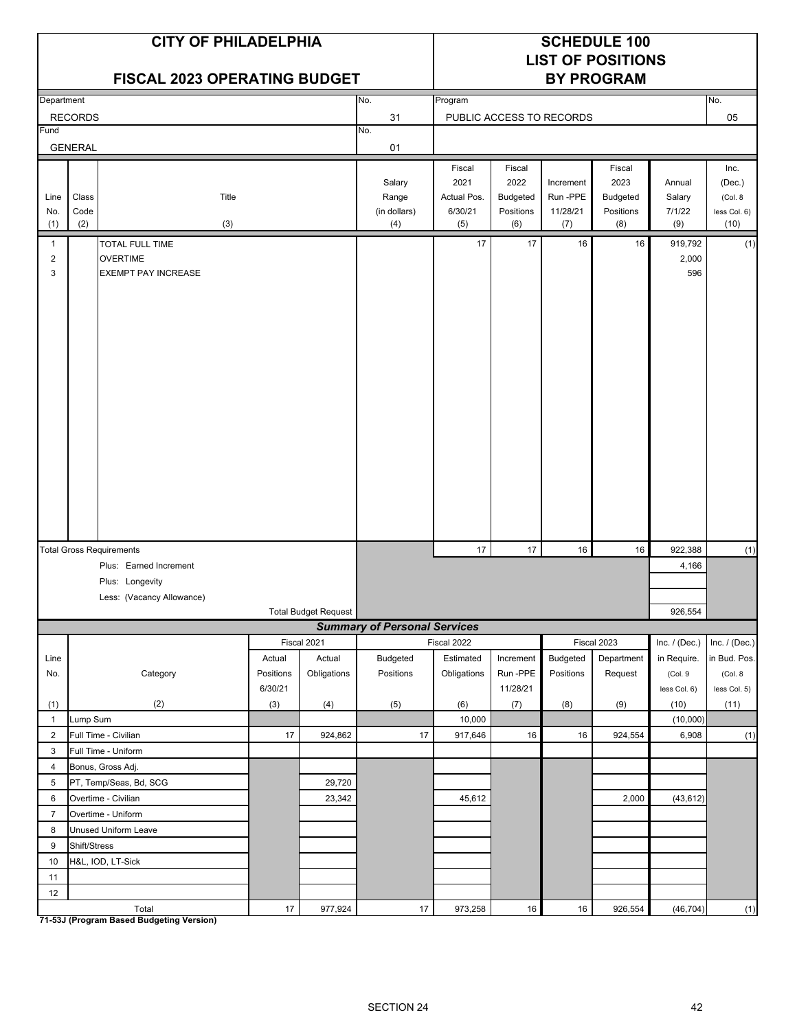# CITY OF PHILADELPHIA

## FISCAL 2023 OPERATING BUDGET

## SCHEDULE 100
## LIST OF POSITIONS
## BY PROGRAM

| Department | No. | Program | No. |
|---|---|---|---|
| RECORDS | 31 | PUBLIC ACCESS TO RECORDS | 05 |
| **Fund** | **No.** | | |
| GENERAL | 01 | | |

| Line No. (1) | Class Code (2) | Title (3) | Salary Range (in dollars) (4) | Fiscal 2021 Actual Pos. 6/30/21 (5) | Fiscal 2022 Budgeted Positions (6) | Increment Run -PPE 11/28/21 (7) | Fiscal 2023 Budgeted Positions (8) | Annual Salary 7/1/22 (9) | Inc. (Dec.) (Col. 8 less Col. 6) (10) |
|---|---|---|---|---|---|---|---|---|---|
| 1 | | TOTAL FULL TIME | | 17 | 17 | 16 | 16 | 919,792 | (1) |
| 2 | | OVERTIME | | | | | | 2,000 | |
| 3 | | EXEMPT PAY INCREASE | | | | | | 596 | |
| | | Total Gross Requirements | | 17 | 17 | 16 | 16 | 922,388 | (1) |
| | | Plus: Earned Increment | | | | | | 4,166 | |
| | | Plus: Longevity | | | | | | | |
| | | Less: (Vacancy Allowance) | | | | | | | |
| | | Total Budget Request | | | | | | 926,554 | |

### *Summary of Personal Services*

| Line No. (1) | Category (2) | Fiscal 2021 Actual Positions 6/30/21 (3) | Fiscal 2021 Actual Obligations (4) | Fiscal 2022 Budgeted Positions (5) | Fiscal 2022 Estimated Obligations (6) | Fiscal 2022 Increment Run -PPE 11/28/21 (7) | Fiscal 2023 Budgeted Positions (8) | Fiscal 2023 Department Request (9) | Inc. / (Dec.) in Require. (Col. 9 less Col. 6) (10) | Inc. / (Dec.) in Bud. Pos. (Col. 8 less Col. 5) (11) |
|---|---|---|---|---|---|---|---|---|---|---|
| 1 | Lump Sum | | | | 10,000 | | | | (10,000) | |
| 2 | Full Time - Civilian | 17 | 924,862 | 17 | 917,646 | 16 | 16 | 924,554 | 6,908 | (1) |
| 3 | Full Time - Uniform | | | | | | | | | |
| 4 | Bonus, Gross Adj. | | | | | | | | | |
| 5 | PT, Temp/Seas, Bd, SCG | | 29,720 | | | | | | | |
| 6 | Overtime - Civilian | | 23,342 | | 45,612 | | | 2,000 | (43,612) | |
| 7 | Overtime - Uniform | | | | | | | | | |
| 8 | Unused Uniform Leave | | | | | | | | | |
| 9 | Shift/Stress | | | | | | | | | |
| 10 | H&L, IOD, LT-Sick | | | | | | | | | |
| 11 | | | | | | | | | | |
| 12 | | | | | | | | | | |
| | Total | 17 | 977,924 | 17 | 973,258 | 16 | 16 | 926,554 | (46,704) | (1) |

**71-53J (Program Based Budgeting Version)**

SECTION 24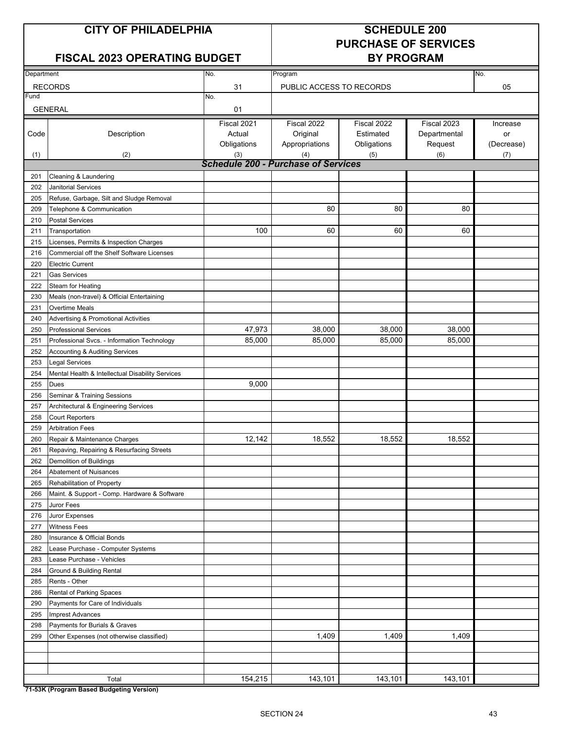# CITY OF PHILADELPHIA

## FISCAL 2023 OPERATING BUDGET

## SCHEDULE 200 PURCHASE OF SERVICES BY PROGRAM

| Department | No. | Program | No. |
|---|---|---|---|
| RECORDS | 31 | PUBLIC ACCESS TO RECORDS | 05 |
| **Fund** | **No.** | | |
| GENERAL | 01 | | |

| Code (1) | Description (2) | Fiscal 2021 Actual Obligations (3) | Fiscal 2022 Original Appropriations (4) | Fiscal 2022 Estimated Obligations (5) | Fiscal 2023 Departmental Request (6) | Increase or (Decrease) (7) |
|---|---|---|---|---|---|---|
| | ***Schedule 200 - Purchase of Services*** | | | | | |
| 201 | Cleaning & Laundering | | | | | |
| 202 | Janitorial Services | | | | | |
| 205 | Refuse, Garbage, Silt and Sludge Removal | | | | | |
| 209 | Telephone & Communication | | 80 | 80 | 80 | |
| 210 | Postal Services | | | | | |
| 211 | Transportation | 100 | 60 | 60 | 60 | |
| 215 | Licenses, Permits & Inspection Charges | | | | | |
| 216 | Commercial off the Shelf Software Licenses | | | | | |
| 220 | Electric Current | | | | | |
| 221 | Gas Services | | | | | |
| 222 | Steam for Heating | | | | | |
| 230 | Meals (non-travel) & Official Entertaining | | | | | |
| 231 | Overtime Meals | | | | | |
| 240 | Advertising & Promotional Activities | | | | | |
| 250 | Professional Services | 47,973 | 38,000 | 38,000 | 38,000 | |
| 251 | Professional Svcs. - Information Technology | 85,000 | 85,000 | 85,000 | 85,000 | |
| 252 | Accounting & Auditing Services | | | | | |
| 253 | Legal Services | | | | | |
| 254 | Mental Health & Intellectual Disability Services | | | | | |
| 255 | Dues | 9,000 | | | | |
| 256 | Seminar & Training Sessions | | | | | |
| 257 | Architectural & Engineering Services | | | | | |
| 258 | Court Reporters | | | | | |
| 259 | Arbitration Fees | | | | | |
| 260 | Repair & Maintenance Charges | 12,142 | 18,552 | 18,552 | 18,552 | |
| 261 | Repaving, Repairing & Resurfacing Streets | | | | | |
| 262 | Demolition of Buildings | | | | | |
| 264 | Abatement of Nuisances | | | | | |
| 265 | Rehabilitation of Property | | | | | |
| 266 | Maint. & Support - Comp. Hardware & Software | | | | | |
| 275 | Juror Fees | | | | | |
| 276 | Juror Expenses | | | | | |
| 277 | Witness Fees | | | | | |
| 280 | Insurance & Official Bonds | | | | | |
| 282 | Lease Purchase - Computer Systems | | | | | |
| 283 | Lease Purchase - Vehicles | | | | | |
| 284 | Ground & Building Rental | | | | | |
| 285 | Rents - Other | | | | | |
| 286 | Rental of Parking Spaces | | | | | |
| 290 | Payments for Care of Individuals | | | | | |
| 295 | Imprest Advances | | | | | |
| 298 | Payments for Burials & Graves | | | | | |
| 299 | Other Expenses (not otherwise classified) | | 1,409 | 1,409 | 1,409 | |
| | | | | | | |
| | | | | | | |
| | | | | | | |
| | Total | 154,215 | 143,101 | 143,101 | 143,101 | |

**71-53K (Program Based Budgeting Version)**

SECTION 24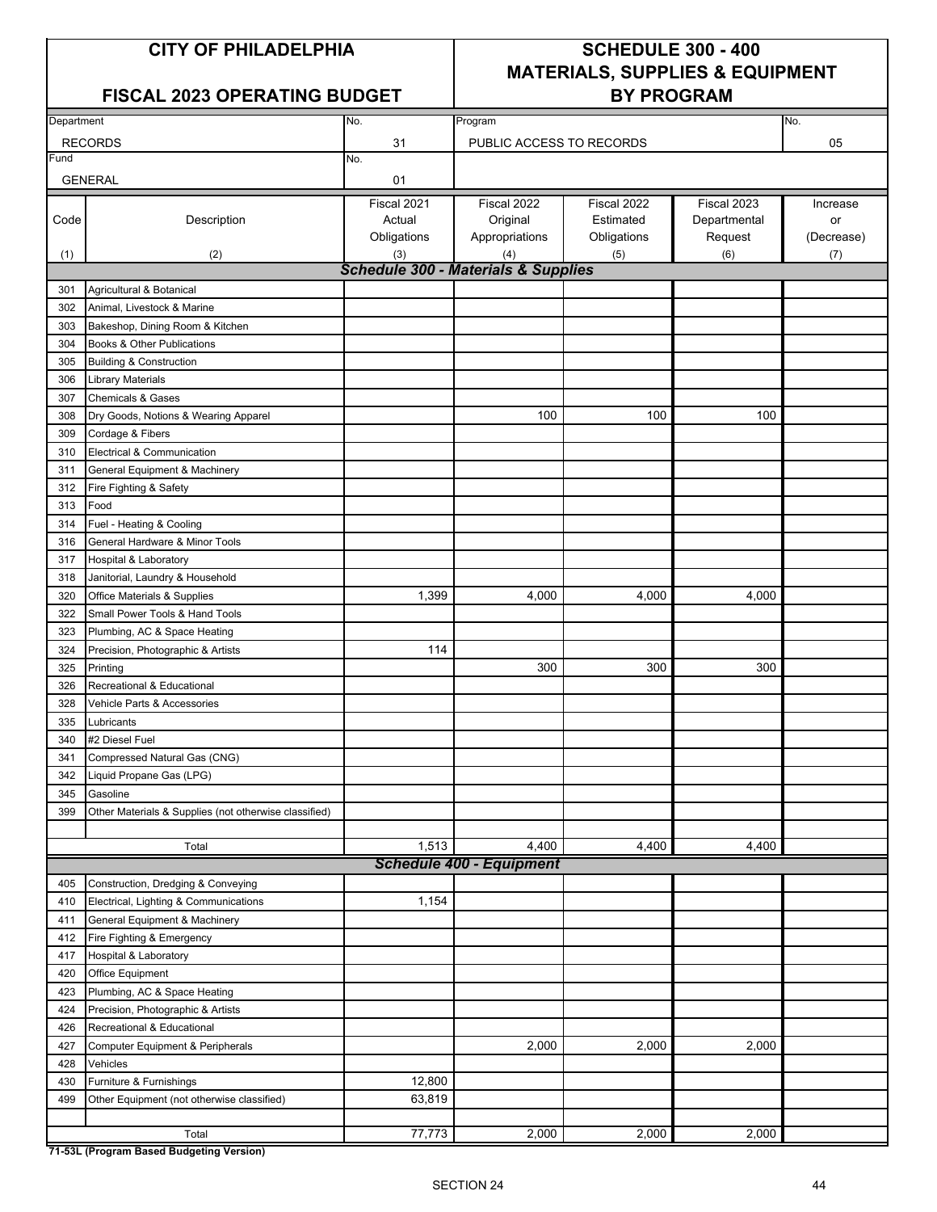# CITY OF PHILADELPHIA

## FISCAL 2023 OPERATING BUDGET

## SCHEDULE 300 - 400 MATERIALS, SUPPLIES & EQUIPMENT BY PROGRAM

| Department | No. | Program | No. |
|---|---|---|---|
| RECORDS | 31 | PUBLIC ACCESS TO RECORDS | 05 |
| **Fund** | **No.** | | |
| GENERAL | 01 | | |

| Code (1) | Description (2) | Fiscal 2021 Actual Obligations (3) | Fiscal 2022 Original Appropriations (4) | Fiscal 2022 Estimated Obligations (5) | Fiscal 2023 Departmental Request (6) | Increase or (Decrease) (7) |
|---|---|---|---|---|---|---|
| | ***Schedule 300 - Materials & Supplies*** | | | | | |
| 301 | Agricultural & Botanical | | | | | |
| 302 | Animal, Livestock & Marine | | | | | |
| 303 | Bakeshop, Dining Room & Kitchen | | | | | |
| 304 | Books & Other Publications | | | | | |
| 305 | Building & Construction | | | | | |
| 306 | Library Materials | | | | | |
| 307 | Chemicals & Gases | | | | | |
| 308 | Dry Goods, Notions & Wearing Apparel | | 100 | 100 | 100 | |
| 309 | Cordage & Fibers | | | | | |
| 310 | Electrical & Communication | | | | | |
| 311 | General Equipment & Machinery | | | | | |
| 312 | Fire Fighting & Safety | | | | | |
| 313 | Food | | | | | |
| 314 | Fuel - Heating & Cooling | | | | | |
| 316 | General Hardware & Minor Tools | | | | | |
| 317 | Hospital & Laboratory | | | | | |
| 318 | Janitorial, Laundry & Household | | | | | |
| 320 | Office Materials & Supplies | 1,399 | 4,000 | 4,000 | 4,000 | |
| 322 | Small Power Tools & Hand Tools | | | | | |
| 323 | Plumbing, AC & Space Heating | | | | | |
| 324 | Precision, Photographic & Artists | 114 | | | | |
| 325 | Printing | | 300 | 300 | 300 | |
| 326 | Recreational & Educational | | | | | |
| 328 | Vehicle Parts & Accessories | | | | | |
| 335 | Lubricants | | | | | |
| 340 | #2 Diesel Fuel | | | | | |
| 341 | Compressed Natural Gas (CNG) | | | | | |
| 342 | Liquid Propane Gas (LPG) | | | | | |
| 345 | Gasoline | | | | | |
| 399 | Other Materials & Supplies (not otherwise classified) | | | | | |
| | | | | | | |
| | Total | 1,513 | 4,400 | 4,400 | 4,400 | |
| | ***Schedule 400 - Equipment*** | | | | | |
| 405 | Construction, Dredging & Conveying | | | | | |
| 410 | Electrical, Lighting & Communications | 1,154 | | | | |
| 411 | General Equipment & Machinery | | | | | |
| 412 | Fire Fighting & Emergency | | | | | |
| 417 | Hospital & Laboratory | | | | | |
| 420 | Office Equipment | | | | | |
| 423 | Plumbing, AC & Space Heating | | | | | |
| 424 | Precision, Photographic & Artists | | | | | |
| 426 | Recreational & Educational | | | | | |
| 427 | Computer Equipment & Peripherals | | 2,000 | 2,000 | 2,000 | |
| 428 | Vehicles | | | | | |
| 430 | Furniture & Furnishings | 12,800 | | | | |
| 499 | Other Equipment (not otherwise classified) | 63,819 | | | | |
| | | | | | | |
| | Total | 77,773 | 2,000 | 2,000 | 2,000 | |

**71-53L (Program Based Budgeting Version)**

SECTION 24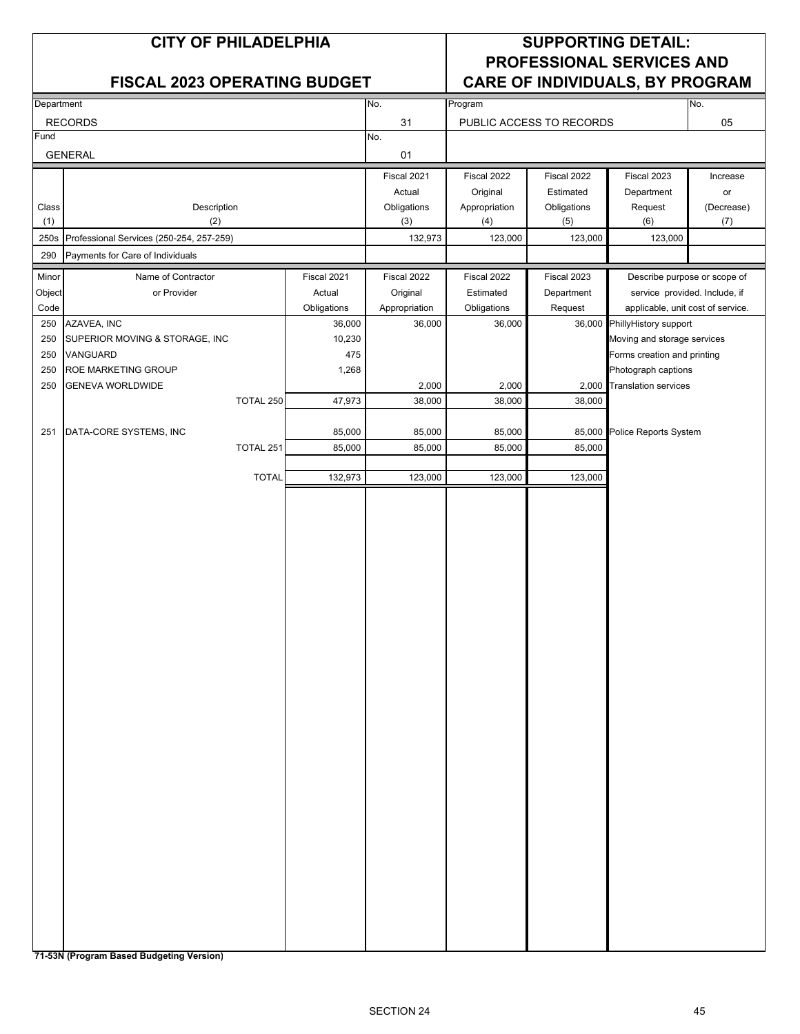# CITY OF PHILADELPHIA

## FISCAL 2023 OPERATING BUDGET

## SUPPORTING DETAIL: PROFESSIONAL SERVICES AND CARE OF INDIVIDUALS, BY PROGRAM

| Department | No. | Program | No. |
|---|---|---|---|
| RECORDS | 31 | PUBLIC ACCESS TO RECORDS | 05 |
| **Fund** | **No.** | | |
| GENERAL | 01 | | |

| Class (1) | Description (2) | Fiscal 2021 Actual Obligations (3) | Fiscal 2022 Original Appropriation (4) | Fiscal 2022 Estimated Obligations (5) | Fiscal 2023 Department Request (6) | Increase or (Decrease) (7) |
|---|---|---|---|---|---|---|
| 250s | Professional Services (250-254, 257-259) | 132,973 | 123,000 | 123,000 | 123,000 | |
| 290 | Payments for Care of Individuals | | | | | |

| Minor Object Code | Name of Contractor or Provider | Fiscal 2021 Actual Obligations | Fiscal 2022 Original Appropriation | Fiscal 2022 Estimated Obligations | Fiscal 2023 Department Request | Describe purpose or scope of service provided. Include, if applicable, unit cost of service. |
|---|---|---|---|---|---|---|
| 250 | AZAVEA, INC | 36,000 | 36,000 | 36,000 | 36,000 | PhillyHistory support |
| 250 | SUPERIOR MOVING & STORAGE, INC | 10,230 | | | | Moving and storage services |
| 250 | VANGUARD | 475 | | | | Forms creation and printing |
| 250 | ROE MARKETING GROUP | 1,268 | | | | Photograph captions |
| 250 | GENEVA WORLDWIDE | | 2,000 | 2,000 | 2,000 | Translation services |
| | TOTAL 250 | 47,973 | 38,000 | 38,000 | 38,000 | |
| 251 | DATA-CORE SYSTEMS, INC | 85,000 | 85,000 | 85,000 | 85,000 | Police Reports System |
| | TOTAL 251 | 85,000 | 85,000 | 85,000 | 85,000 | |
| | TOTAL | 132,973 | 123,000 | 123,000 | 123,000 | |

**71-53N (Program Based Budgeting Version)**

SECTION 24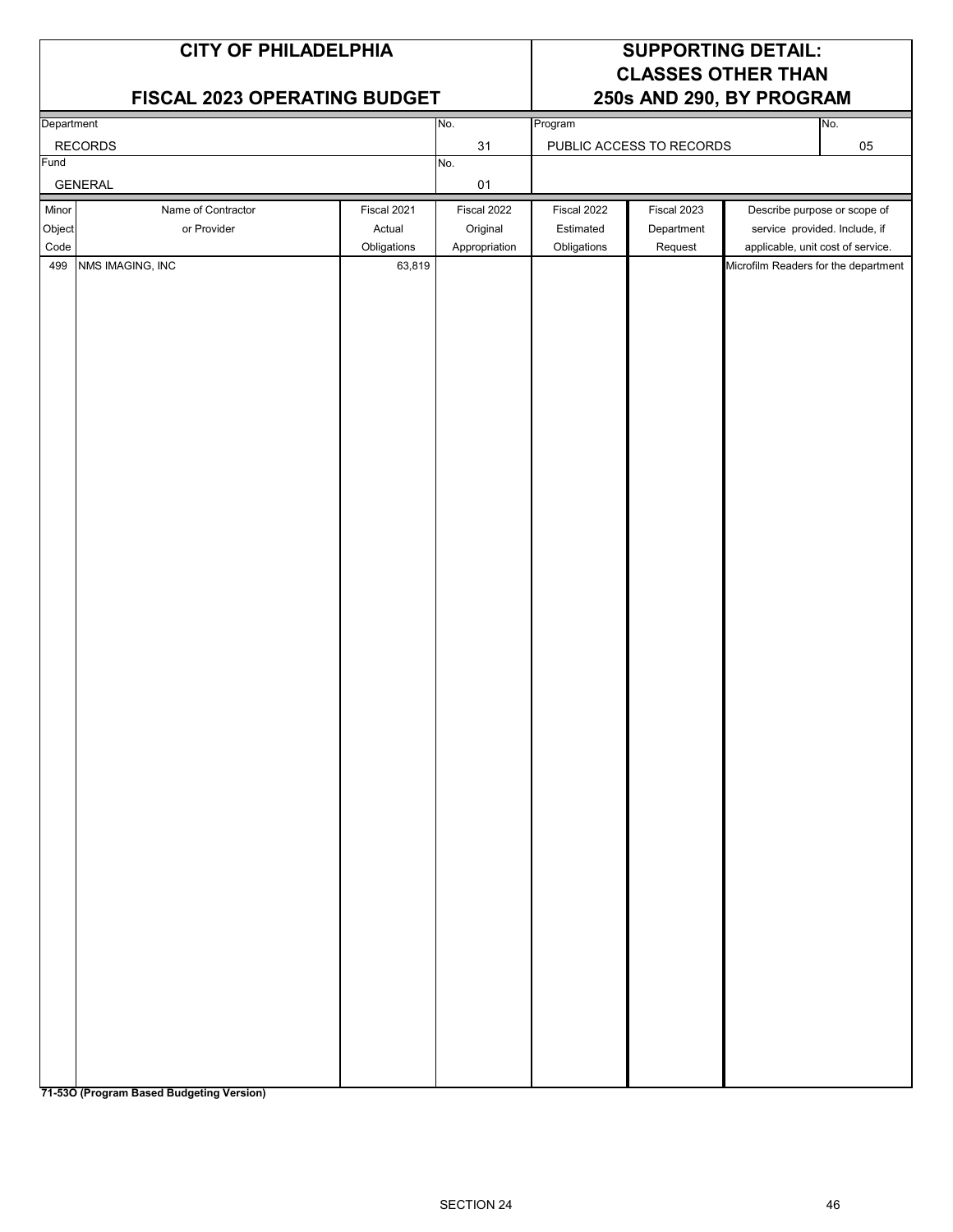# CITY OF PHILADELPHIA

## FISCAL 2023 OPERATING BUDGET

## SUPPORTING DETAIL: CLASSES OTHER THAN 250s AND 290, BY PROGRAM

| Department | No. | Program | No. |
|---|---|---|---|
| RECORDS | 31 | PUBLIC ACCESS TO RECORDS | 05 |
| **Fund** | **No.** | | |
| GENERAL | 01 | | |

| Minor Object Code | Name of Contractor or Provider | Fiscal 2021 Actual Obligations | Fiscal 2022 Original Appropriation | Fiscal 2022 Estimated Obligations | Fiscal 2023 Department Request | Describe purpose or scope of service provided. Include, if applicable, unit cost of service. |
|---|---|---|---|---|---|---|
| 499 | NMS IMAGING, INC | 63,819 | | | | Microfilm Readers for the department |

**71-53O (Program Based Budgeting Version)**

SECTION 24